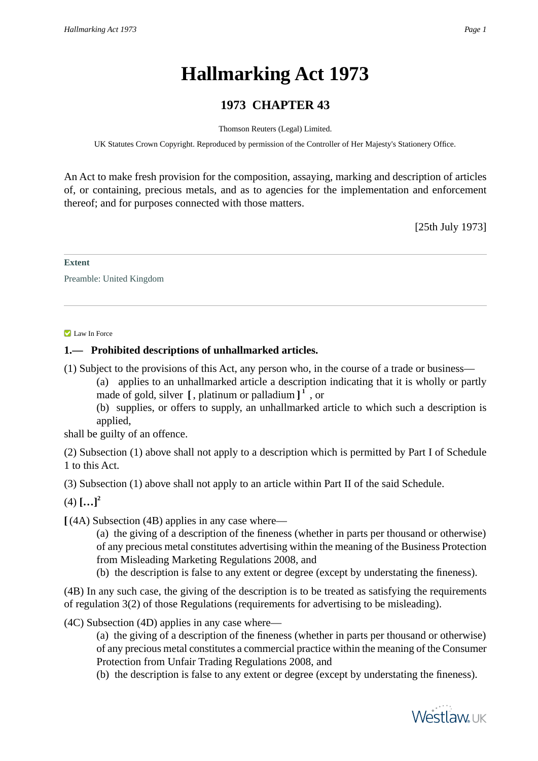# Hallmarking Act 1973

## 1973 CHAPTER 43

Thomson Reuters (Legal) Limited.

UK Statutes Crown Copyright. Reproduced by permission of the Controller of Her Majesty's Stationery Office.

An Act to make fresh provision for the composition, assaying, marking and description of articles of, or containing, precious metals, and as to agencies for the implementation and enforcement thereof; and for purposes connected with those matters.

[25th July 1973]

**Extent**

Preamble: United Kingdom

Law In Force

### 1.— Prohibited descriptions of unhallmarked articles.

(1) Subject to the provisions of this Act, any person who, in the course of a trade or business—

(a) applies to an unhallmarked article a description indicating that it is wholly or partly made of gold, silver **[** , platinum or palladium **]** [1] , or

(b) supplies, or offers to supply, an unhallmarked article to which such a description is applied,

shall be guilty of an offence.

(2) Subsection (1) above shall not apply to a description which is permitted by Part I of Schedule 1 to this Act.

(3) Subsection (1) above shall not apply to an article within Part II of the said Schedule.

(4) **[…]** [2]

**[** (4A) Subsection (4B) applies in any case where—

(a) the giving of a description of the fineness (whether in parts per thousand or otherwise) of any precious metal constitutes advertising within the meaning of the Business Protection from Misleading Marketing Regulations 2008, and

(b) the description is false to any extent or degree (except by understating the fineness).

(4B) In any such case, the giving of the description is to be treated as satisfying the requirements of regulation 3(2) of those Regulations (requirements for advertising to be misleading).

(4C) Subsection (4D) applies in any case where—

(a) the giving of a description of the fineness (whether in parts per thousand or otherwise) of any precious metal constitutes a commercial practice within the meaning of the Consumer Protection from Unfair Trading Regulations 2008, and

(b) the description is false to any extent or degree (except by understating the fineness).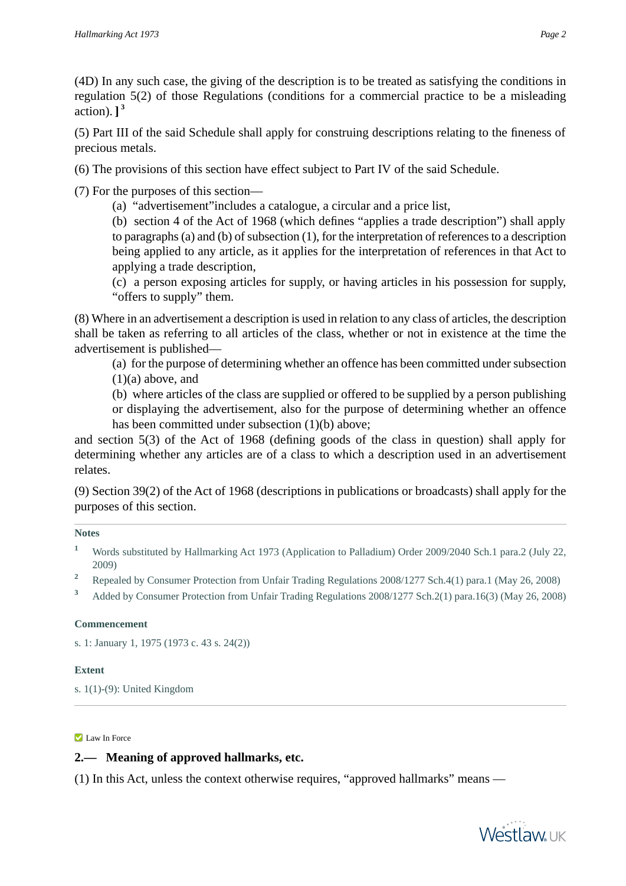(4D) In any such case, the giving of the description is to be treated as satisfying the conditions in regulation 5(2) of those Regulations (conditions for a commercial practice to be a misleading action). ][3]

(5) Part III of the said Schedule shall apply for construing descriptions relating to the fineness of precious metals.

(6) The provisions of this section have effect subject to Part IV of the said Schedule.

(7) For the purposes of this section—

(a) "advertisement"includes a catalogue, a circular and a price list,

(b) section 4 of the Act of 1968 (which defines "applies a trade description") shall apply to paragraphs (a) and (b) of subsection (1), for the interpretation of references to a description being applied to any article, as it applies for the interpretation of references in that Act to applying a trade description,

(c) a person exposing articles for supply, or having articles in his possession for supply, "offers to supply" them.

(8) Where in an advertisement a description is used in relation to any class of articles, the description shall be taken as referring to all articles of the class, whether or not in existence at the time the advertisement is published—

(a) for the purpose of determining whether an offence has been committed under subsection (1)(a) above, and

(b) where articles of the class are supplied or offered to be supplied by a person publishing or displaying the advertisement, also for the purpose of determining whether an offence has been committed under subsection (1)(b) above;

and section 5(3) of the Act of 1968 (defining goods of the class in question) shall apply for determining whether any articles are of a class to which a description used in an advertisement relates.

(9) Section 39(2) of the Act of 1968 (descriptions in publications or broadcasts) shall apply for the purposes of this section.

---

**Notes**

[1] Words substituted by Hallmarking Act 1973 (Application to Palladium) Order 2009/2040 Sch.1 para.2 (July 22, 2009)

[2] Repealed by Consumer Protection from Unfair Trading Regulations 2008/1277 Sch.4(1) para.1 (May 26, 2008)

[3] Added by Consumer Protection from Unfair Trading Regulations 2008/1277 Sch.2(1) para.16(3) (May 26, 2008)

**Commencement**

s. 1: January 1, 1975 (1973 c. 43 s. 24(2))

**Extent**

s. 1(1)-(9): United Kingdom

---

Law In Force

### 2.— Meaning of approved hallmarks, etc.

(1) In this Act, unless the context otherwise requires, "approved hallmarks" means —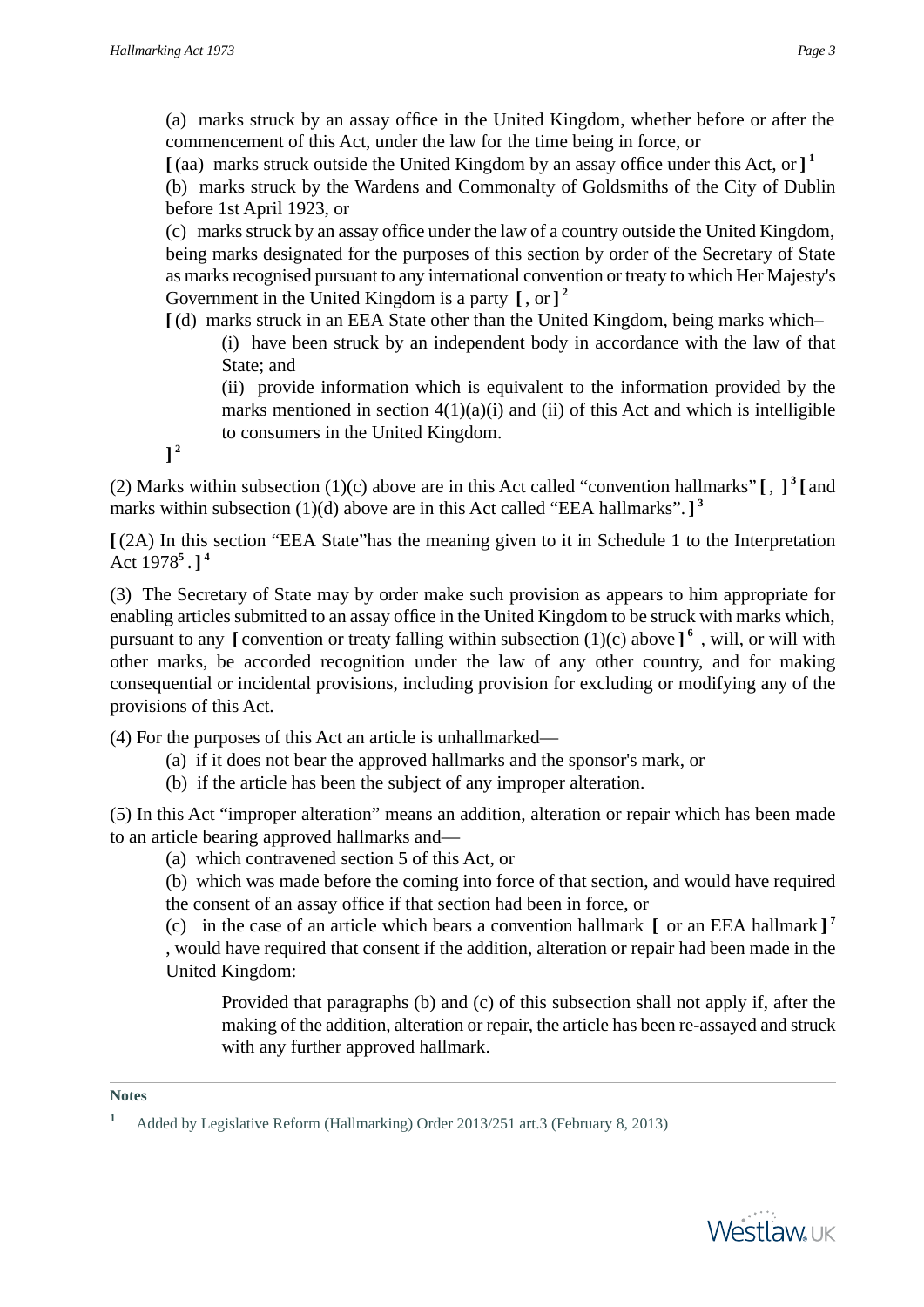(a) marks struck by an assay office in the United Kingdom, whether before or after the commencement of this Act, under the law for the time being in force, or

**[** (aa) marks struck outside the United Kingdom by an assay office under this Act, or **]** [1]

(b) marks struck by the Wardens and Commonalty of Goldsmiths of the City of Dublin before 1st April 1923, or

(c) marks struck by an assay office under the law of a country outside the United Kingdom, being marks designated for the purposes of this section by order of the Secretary of State as marks recognised pursuant to any international convention or treaty to which Her Majesty's Government in the United Kingdom is a party **[** , or **]** [2]

**[** (d) marks struck in an EEA State other than the United Kingdom, being marks which–

(i) have been struck by an independent body in accordance with the law of that State; and

(ii) provide information which is equivalent to the information provided by the marks mentioned in section 4(1)(a)(i) and (ii) of this Act and which is intelligible to consumers in the United Kingdom.

**]** [2]

(2) Marks within subsection (1)(c) above are in this Act called "convention hallmarks" **[** , **]** [3] **[** and marks within subsection (1)(d) above are in this Act called "EEA hallmarks". **]** [3]

**[** (2A) In this section "EEA State"has the meaning given to it in Schedule 1 to the Interpretation Act 1978[5] . **]** [4]

(3) The Secretary of State may by order make such provision as appears to him appropriate for enabling articles submitted to an assay office in the United Kingdom to be struck with marks which, pursuant to any **[** convention or treaty falling within subsection (1)(c) above **]** [6] , will, or will with other marks, be accorded recognition under the law of any other country, and for making consequential or incidental provisions, including provision for excluding or modifying any of the provisions of this Act.

(4) For the purposes of this Act an article is unhallmarked—

(a) if it does not bear the approved hallmarks and the sponsor's mark, or

(b) if the article has been the subject of any improper alteration.

(5) In this Act "improper alteration" means an addition, alteration or repair which has been made to an article bearing approved hallmarks and—

(a) which contravened section 5 of this Act, or

(b) which was made before the coming into force of that section, and would have required the consent of an assay office if that section had been in force, or

(c) in the case of an article which bears a convention hallmark **[** or an EEA hallmark **]** [7] , would have required that consent if the addition, alteration or repair had been made in the United Kingdom:

Provided that paragraphs (b) and (c) of this subsection shall not apply if, after the making of the addition, alteration or repair, the article has been re-assayed and struck with any further approved hallmark.

**Notes**

[1] Added by Legislative Reform (Hallmarking) Order 2013/251 art.3 (February 8, 2013)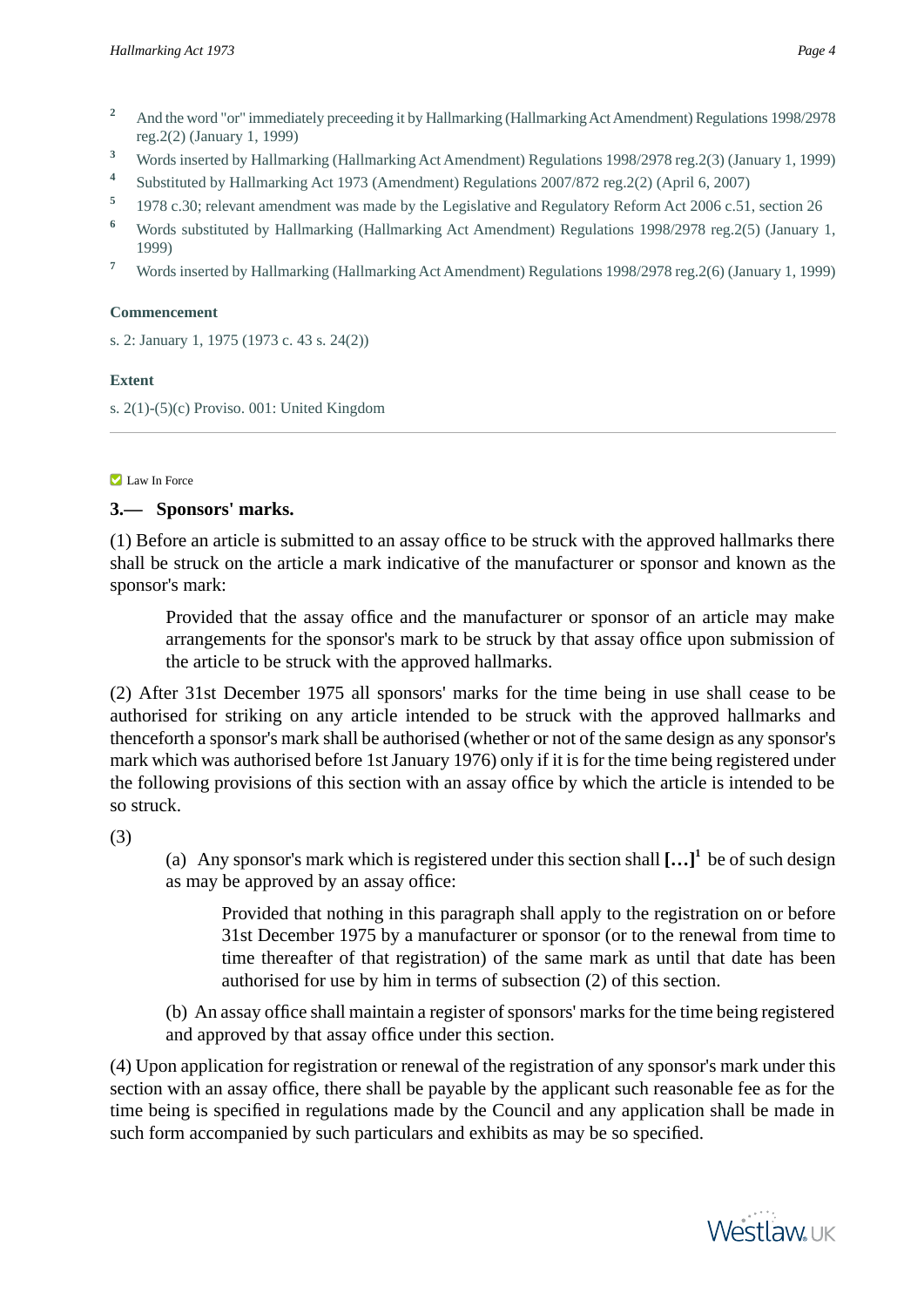2. And the word "or" immediately preceeding it by Hallmarking (Hallmarking Act Amendment) Regulations 1998/2978 reg.2(2) (January 1, 1999)
3. Words inserted by Hallmarking (Hallmarking Act Amendment) Regulations 1998/2978 reg.2(3) (January 1, 1999)
4. Substituted by Hallmarking Act 1973 (Amendment) Regulations 2007/872 reg.2(2) (April 6, 2007)
5. 1978 c.30; relevant amendment was made by the Legislative and Regulatory Reform Act 2006 c.51, section 26
6. Words substituted by Hallmarking (Hallmarking Act Amendment) Regulations 1998/2978 reg.2(5) (January 1, 1999)
7. Words inserted by Hallmarking (Hallmarking Act Amendment) Regulations 1998/2978 reg.2(6) (January 1, 1999)

**Commencement**

s. 2: January 1, 1975 (1973 c. 43 s. 24(2))

**Extent**

s. 2(1)-(5)(c) Proviso. 001: United Kingdom

---

Law In Force

## 3.— Sponsors' marks.

(1) Before an article is submitted to an assay office to be struck with the approved hallmarks there shall be struck on the article a mark indicative of the manufacturer or sponsor and known as the sponsor's mark:

> Provided that the assay office and the manufacturer or sponsor of an article may make arrangements for the sponsor's mark to be struck by that assay office upon submission of the article to be struck with the approved hallmarks.

(2) After 31st December 1975 all sponsors' marks for the time being in use shall cease to be authorised for striking on any article intended to be struck with the approved hallmarks and thenceforth a sponsor's mark shall be authorised (whether or not of the same design as any sponsor's mark which was authorised before 1st January 1976) only if it is for the time being registered under the following provisions of this section with an assay office by which the article is intended to be so struck.

(3)

> (a) Any sponsor's mark which is registered under this section shall **[…]**[1] be of such design as may be approved by an assay office:
>
> > Provided that nothing in this paragraph shall apply to the registration on or before 31st December 1975 by a manufacturer or sponsor (or to the renewal from time to time thereafter of that registration) of the same mark as until that date has been authorised for use by him in terms of subsection (2) of this section.
>
> (b) An assay office shall maintain a register of sponsors' marks for the time being registered and approved by that assay office under this section.

(4) Upon application for registration or renewal of the registration of any sponsor's mark under this section with an assay office, there shall be payable by the applicant such reasonable fee as for the time being is specified in regulations made by the Council and any application shall be made in such form accompanied by such particulars and exhibits as may be so specified.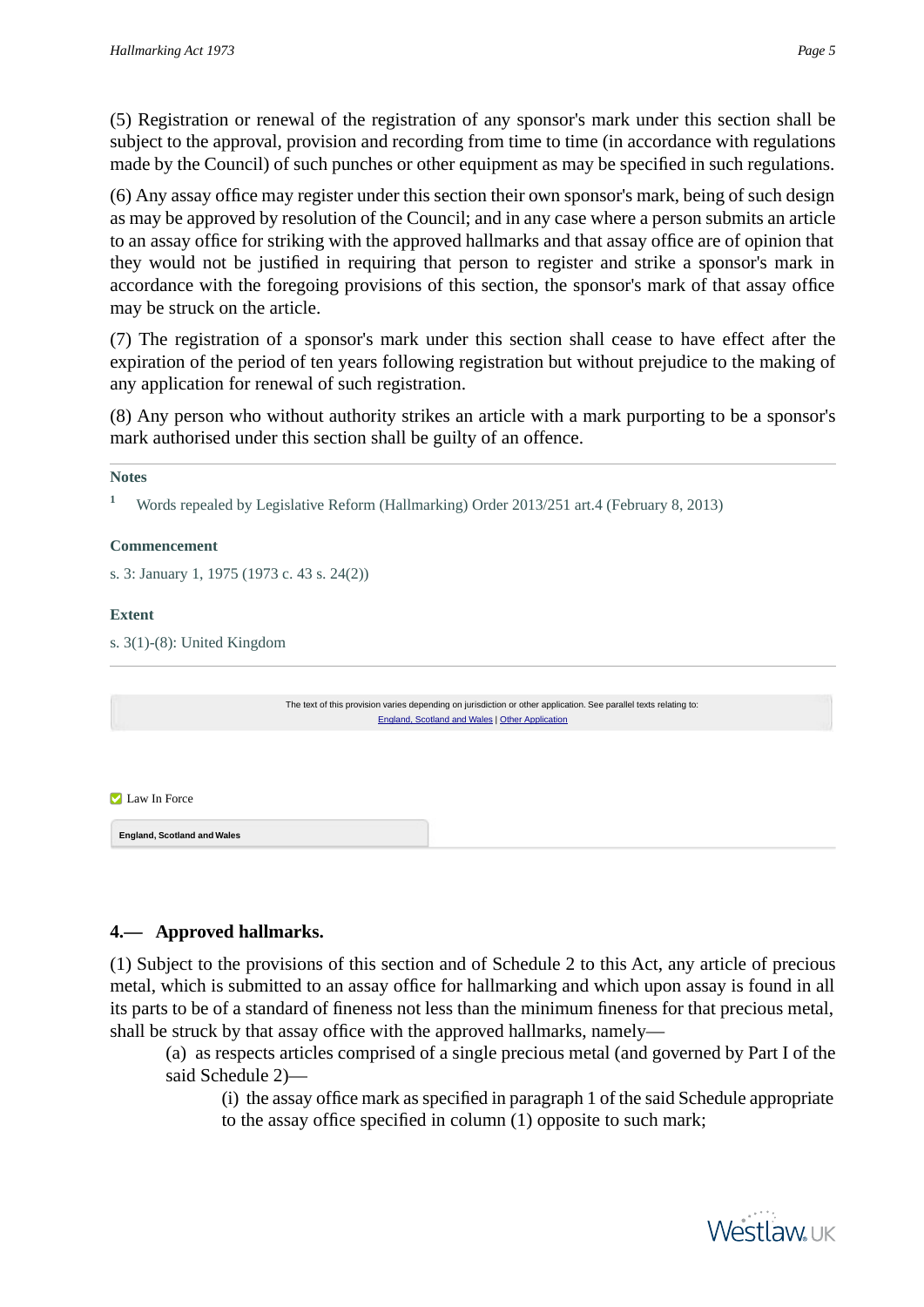(5) Registration or renewal of the registration of any sponsor's mark under this section shall be subject to the approval, provision and recording from time to time (in accordance with regulations made by the Council) of such punches or other equipment as may be specified in such regulations.

(6) Any assay office may register under this section their own sponsor's mark, being of such design as may be approved by resolution of the Council; and in any case where a person submits an article to an assay office for striking with the approved hallmarks and that assay office are of opinion that they would not be justified in requiring that person to register and strike a sponsor's mark in accordance with the foregoing provisions of this section, the sponsor's mark of that assay office may be struck on the article.

(7) The registration of a sponsor's mark under this section shall cease to have effect after the expiration of the period of ten years following registration but without prejudice to the making of any application for renewal of such registration.

(8) Any person who without authority strikes an article with a mark purporting to be a sponsor's mark authorised under this section shall be guilty of an offence.

**Notes**

[1] Words repealed by Legislative Reform (Hallmarking) Order 2013/251 art.4 (February 8, 2013)

**Commencement**

s. 3: January 1, 1975 (1973 c. 43 s. 24(2))

**Extent**

s. 3(1)-(8): United Kingdom

The text of this provision varies depending on jurisdiction or other application. See parallel texts relating to: England, Scotland and Wales | Other Application

Law In Force

England, Scotland and Wales

### 4.— Approved hallmarks.

(1) Subject to the provisions of this section and of Schedule 2 to this Act, any article of precious metal, which is submitted to an assay office for hallmarking and which upon assay is found in all its parts to be of a standard of fineness not less than the minimum fineness for that precious metal, shall be struck by that assay office with the approved hallmarks, namely—

(a) as respects articles comprised of a single precious metal (and governed by Part I of the said Schedule 2)—

(i) the assay office mark as specified in paragraph 1 of the said Schedule appropriate to the assay office specified in column (1) opposite to such mark;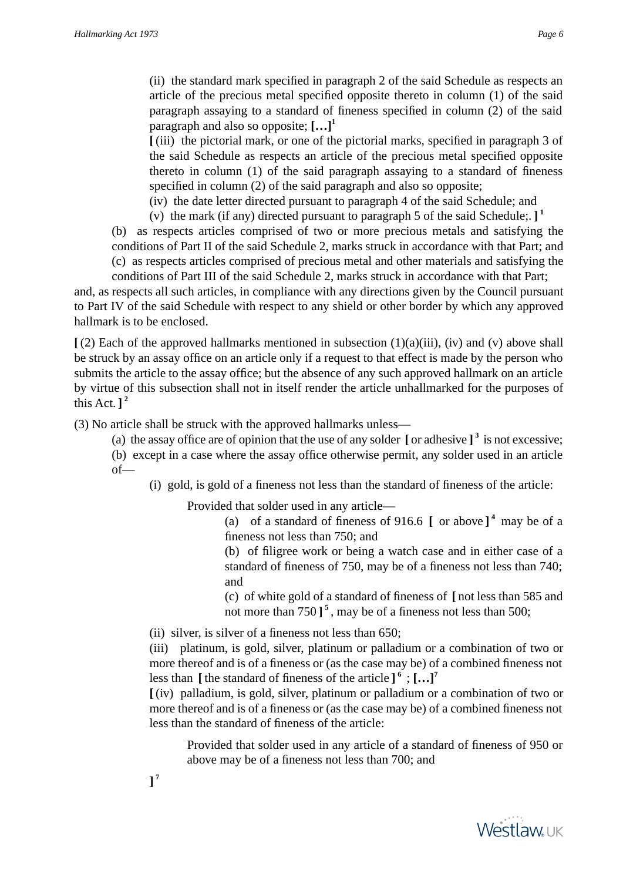(ii) the standard mark specified in paragraph 2 of the said Schedule as respects an article of the precious metal specified opposite thereto in column (1) of the said paragraph assaying to a standard of fineness specified in column (2) of the said paragraph and also so opposite; **[…]**[1]

**[** (iii) the pictorial mark, or one of the pictorial marks, specified in paragraph 3 of the said Schedule as respects an article of the precious metal specified opposite thereto in column (1) of the said paragraph assaying to a standard of fineness specified in column (2) of the said paragraph and also so opposite;

(iv) the date letter directed pursuant to paragraph 4 of the said Schedule; and

(v) the mark (if any) directed pursuant to paragraph 5 of the said Schedule;. **]**[1]

(b) as respects articles comprised of two or more precious metals and satisfying the conditions of Part II of the said Schedule 2, marks struck in accordance with that Part; and

(c) as respects articles comprised of precious metal and other materials and satisfying the conditions of Part III of the said Schedule 2, marks struck in accordance with that Part;

and, as respects all such articles, in compliance with any directions given by the Council pursuant to Part IV of the said Schedule with respect to any shield or other border by which any approved hallmark is to be enclosed.

**[** (2) Each of the approved hallmarks mentioned in subsection (1)(a)(iii), (iv) and (v) above shall be struck by an assay office on an article only if a request to that effect is made by the person who submits the article to the assay office; but the absence of any such approved hallmark on an article by virtue of this subsection shall not in itself render the article unhallmarked for the purposes of this Act. **]**[2]

(3) No article shall be struck with the approved hallmarks unless—

(a) the assay office are of opinion that the use of any solder **[** or adhesive **]**[3] is not excessive;

(b) except in a case where the assay office otherwise permit, any solder used in an article of—

(i) gold, is gold of a fineness not less than the standard of fineness of the article:

Provided that solder used in any article—

(a) of a standard of fineness of 916.6 **[** or above **]**[4] may be of a fineness not less than 750; and

(b) of filigree work or being a watch case and in either case of a standard of fineness of 750, may be of a fineness not less than 740; and

(c) of white gold of a standard of fineness of **[** not less than 585 and not more than 750 **]**[5], may be of a fineness not less than 500;

(ii) silver, is silver of a fineness not less than 650;

(iii) platinum, is gold, silver, platinum or palladium or a combination of two or more thereof and is of a fineness or (as the case may be) of a combined fineness not less than **[** the standard of fineness of the article **]**[6] ; **[…]**[7]

**[** (iv) palladium, is gold, silver, platinum or palladium or a combination of two or more thereof and is of a fineness or (as the case may be) of a combined fineness not less than the standard of fineness of the article:

Provided that solder used in any article of a standard of fineness of 950 or above may be of a fineness not less than 700; and

**]**[7]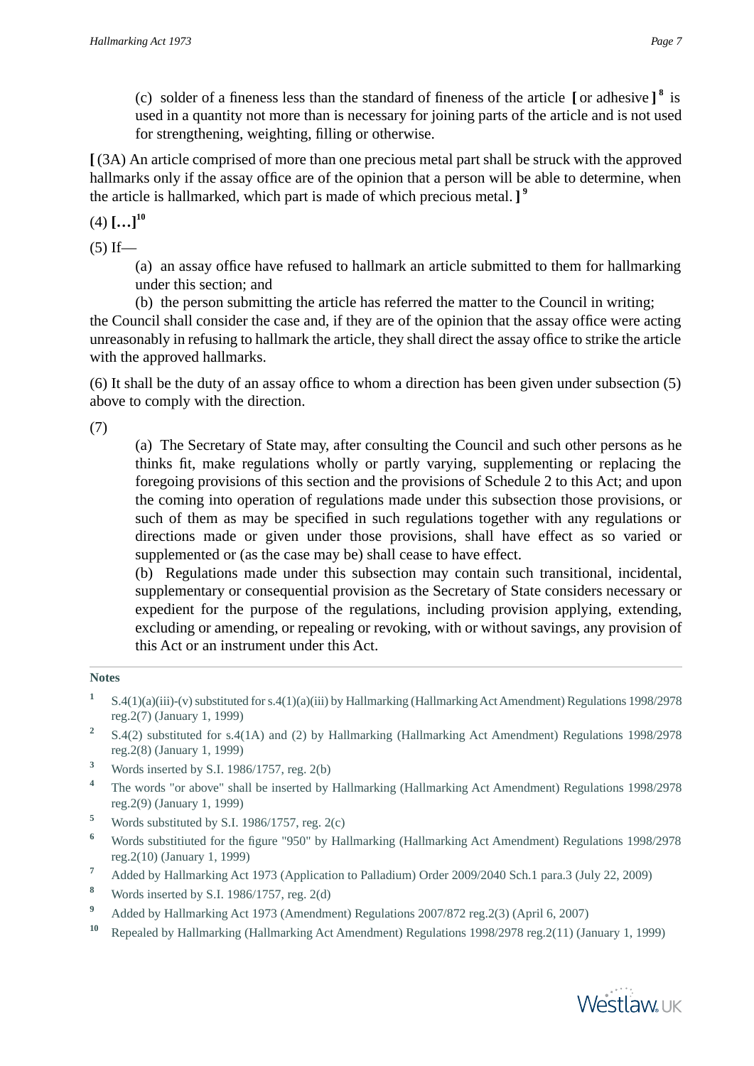(c) solder of a fineness less than the standard of fineness of the article **[** or adhesive **]** [8] is used in a quantity not more than is necessary for joining parts of the article and is not used for strengthening, weighting, filling or otherwise.

**[** (3A) An article comprised of more than one precious metal part shall be struck with the approved hallmarks only if the assay office are of the opinion that a person will be able to determine, when the article is hallmarked, which part is made of which precious metal. **]** [9]

(4) **[…]**[10]

(5) If—

(a) an assay office have refused to hallmark an article submitted to them for hallmarking under this section; and

(b) the person submitting the article has referred the matter to the Council in writing;

the Council shall consider the case and, if they are of the opinion that the assay office were acting unreasonably in refusing to hallmark the article, they shall direct the assay office to strike the article with the approved hallmarks.

(6) It shall be the duty of an assay office to whom a direction has been given under subsection (5) above to comply with the direction.

(7)

(a) The Secretary of State may, after consulting the Council and such other persons as he thinks fit, make regulations wholly or partly varying, supplementing or replacing the foregoing provisions of this section and the provisions of Schedule 2 to this Act; and upon the coming into operation of regulations made under this subsection those provisions, or such of them as may be specified in such regulations together with any regulations or directions made or given under those provisions, shall have effect as so varied or supplemented or (as the case may be) shall cease to have effect.

(b) Regulations made under this subsection may contain such transitional, incidental, supplementary or consequential provision as the Secretary of State considers necessary or expedient for the purpose of the regulations, including provision applying, extending, excluding or amending, or repealing or revoking, with or without savings, any provision of this Act or an instrument under this Act.

**Notes**

1. S.4(1)(a)(iii)-(v) substituted for s.4(1)(a)(iii) by Hallmarking (Hallmarking Act Amendment) Regulations 1998/2978 reg.2(7) (January 1, 1999)
2. S.4(2) substituted for s.4(1A) and (2) by Hallmarking (Hallmarking Act Amendment) Regulations 1998/2978 reg.2(8) (January 1, 1999)
3. Words inserted by S.I. 1986/1757, reg. 2(b)
4. The words "or above" shall be inserted by Hallmarking (Hallmarking Act Amendment) Regulations 1998/2978 reg.2(9) (January 1, 1999)
5. Words substituted by S.I. 1986/1757, reg. 2(c)
6. Words substitiuted for the figure "950" by Hallmarking (Hallmarking Act Amendment) Regulations 1998/2978 reg.2(10) (January 1, 1999)
7. Added by Hallmarking Act 1973 (Application to Palladium) Order 2009/2040 Sch.1 para.3 (July 22, 2009)
8. Words inserted by S.I. 1986/1757, reg. 2(d)
9. Added by Hallmarking Act 1973 (Amendment) Regulations 2007/872 reg.2(3) (April 6, 2007)
10. Repealed by Hallmarking (Hallmarking Act Amendment) Regulations 1998/2978 reg.2(11) (January 1, 1999)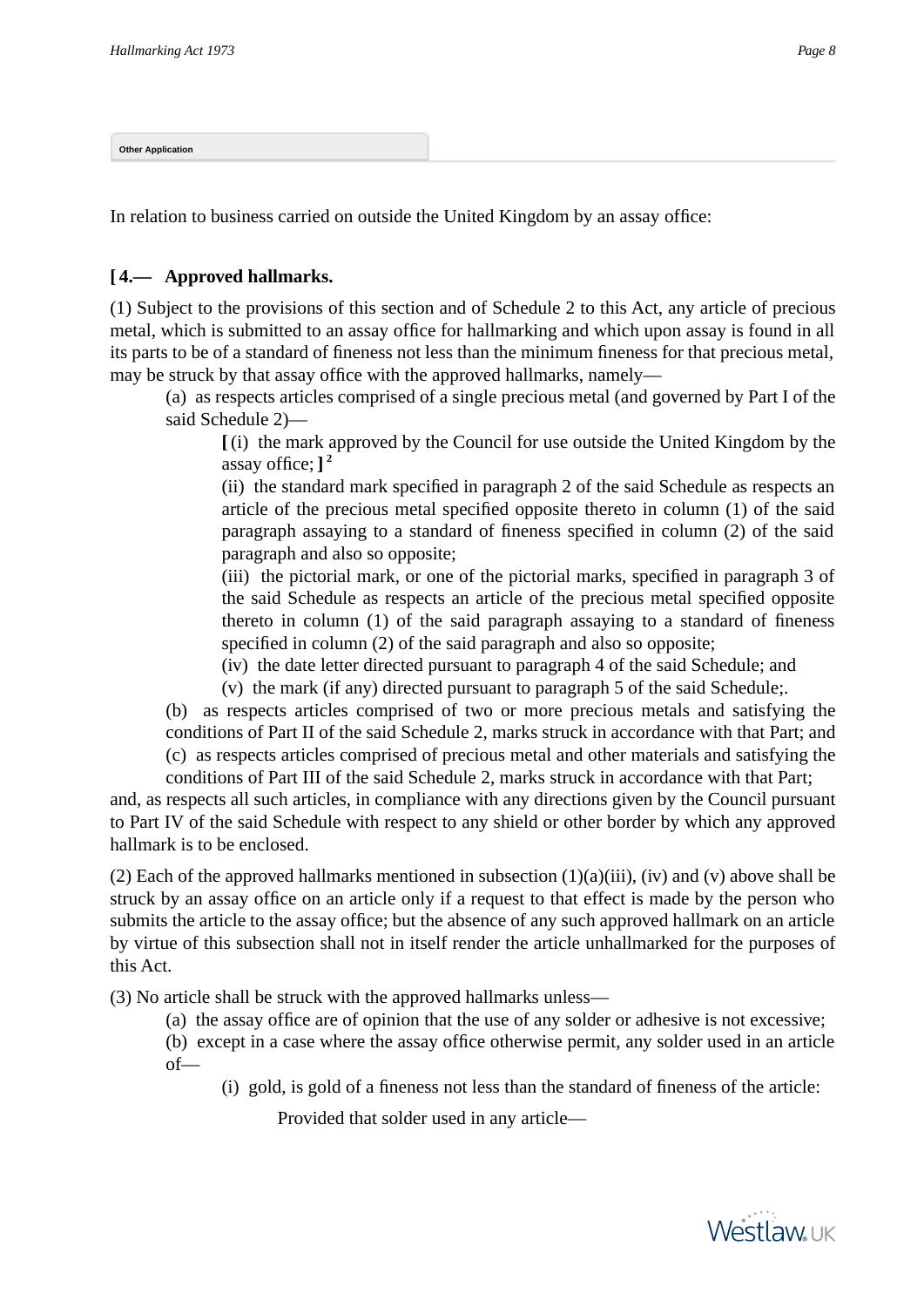Other Application

In relation to business carried on outside the United Kingdom by an assay office:

**[ 4.— Approved hallmarks.**

(1) Subject to the provisions of this section and of Schedule 2 to this Act, any article of precious metal, which is submitted to an assay office for hallmarking and which upon assay is found in all its parts to be of a standard of fineness not less than the minimum fineness for that precious metal, may be struck by that assay office with the approved hallmarks, namely—

(a) as respects articles comprised of a single precious metal (and governed by Part I of the said Schedule 2)—

**[** (i) the mark approved by the Council for use outside the United Kingdom by the assay office; **]** [2]

(ii) the standard mark specified in paragraph 2 of the said Schedule as respects an article of the precious metal specified opposite thereto in column (1) of the said paragraph assaying to a standard of fineness specified in column (2) of the said paragraph and also so opposite;

(iii) the pictorial mark, or one of the pictorial marks, specified in paragraph 3 of the said Schedule as respects an article of the precious metal specified opposite thereto in column (1) of the said paragraph assaying to a standard of fineness specified in column (2) of the said paragraph and also so opposite;

(iv) the date letter directed pursuant to paragraph 4 of the said Schedule; and

(v) the mark (if any) directed pursuant to paragraph 5 of the said Schedule;.

(b) as respects articles comprised of two or more precious metals and satisfying the conditions of Part II of the said Schedule 2, marks struck in accordance with that Part; and

(c) as respects articles comprised of precious metal and other materials and satisfying the conditions of Part III of the said Schedule 2, marks struck in accordance with that Part;

and, as respects all such articles, in compliance with any directions given by the Council pursuant to Part IV of the said Schedule with respect to any shield or other border by which any approved hallmark is to be enclosed.

(2) Each of the approved hallmarks mentioned in subsection (1)(a)(iii), (iv) and (v) above shall be struck by an assay office on an article only if a request to that effect is made by the person who submits the article to the assay office; but the absence of any such approved hallmark on an article by virtue of this subsection shall not in itself render the article unhallmarked for the purposes of this Act.

(3) No article shall be struck with the approved hallmarks unless—

(a) the assay office are of opinion that the use of any solder or adhesive is not excessive;

(b) except in a case where the assay office otherwise permit, any solder used in an article of—

(i) gold, is gold of a fineness not less than the standard of fineness of the article:

Provided that solder used in any article—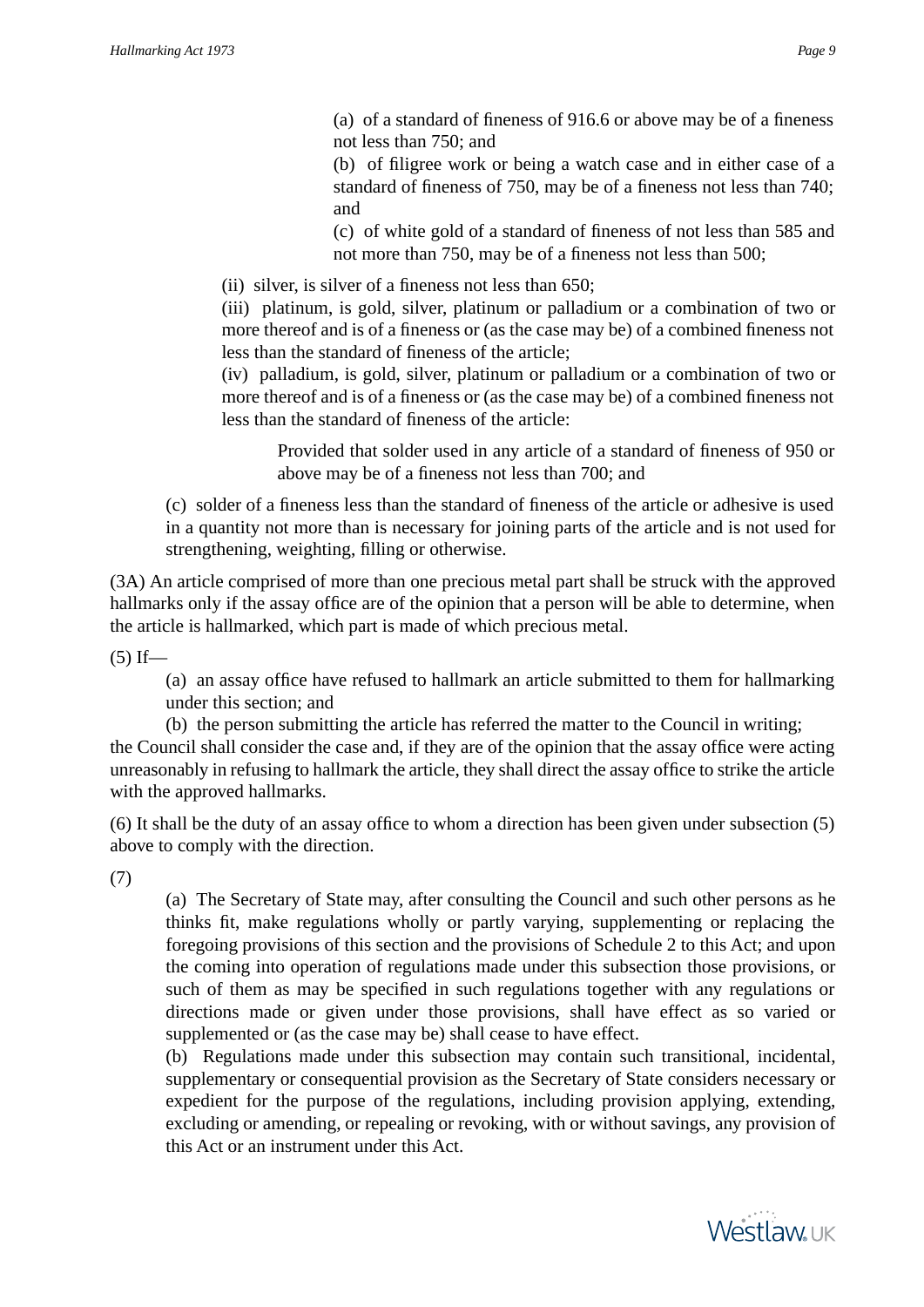(a) of a standard of fineness of 916.6 or above may be of a fineness not less than 750; and

(b) of filigree work or being a watch case and in either case of a standard of fineness of 750, may be of a fineness not less than 740; and

(c) of white gold of a standard of fineness of not less than 585 and not more than 750, may be of a fineness not less than 500;

(ii) silver, is silver of a fineness not less than 650;

(iii) platinum, is gold, silver, platinum or palladium or a combination of two or more thereof and is of a fineness or (as the case may be) of a combined fineness not less than the standard of fineness of the article;

(iv) palladium, is gold, silver, platinum or palladium or a combination of two or more thereof and is of a fineness or (as the case may be) of a combined fineness not less than the standard of fineness of the article:

Provided that solder used in any article of a standard of fineness of 950 or above may be of a fineness not less than 700; and

(c) solder of a fineness less than the standard of fineness of the article or adhesive is used in a quantity not more than is necessary for joining parts of the article and is not used for strengthening, weighting, filling or otherwise.

(3A) An article comprised of more than one precious metal part shall be struck with the approved hallmarks only if the assay office are of the opinion that a person will be able to determine, when the article is hallmarked, which part is made of which precious metal.

(5) If—

(a) an assay office have refused to hallmark an article submitted to them for hallmarking under this section; and

(b) the person submitting the article has referred the matter to the Council in writing;

the Council shall consider the case and, if they are of the opinion that the assay office were acting unreasonably in refusing to hallmark the article, they shall direct the assay office to strike the article with the approved hallmarks.

(6) It shall be the duty of an assay office to whom a direction has been given under subsection (5) above to comply with the direction.

(7)

(a) The Secretary of State may, after consulting the Council and such other persons as he thinks fit, make regulations wholly or partly varying, supplementing or replacing the foregoing provisions of this section and the provisions of Schedule 2 to this Act; and upon the coming into operation of regulations made under this subsection those provisions, or such of them as may be specified in such regulations together with any regulations or directions made or given under those provisions, shall have effect as so varied or supplemented or (as the case may be) shall cease to have effect.

(b) Regulations made under this subsection may contain such transitional, incidental, supplementary or consequential provision as the Secretary of State considers necessary or expedient for the purpose of the regulations, including provision applying, extending, excluding or amending, or repealing or revoking, with or without savings, any provision of this Act or an instrument under this Act.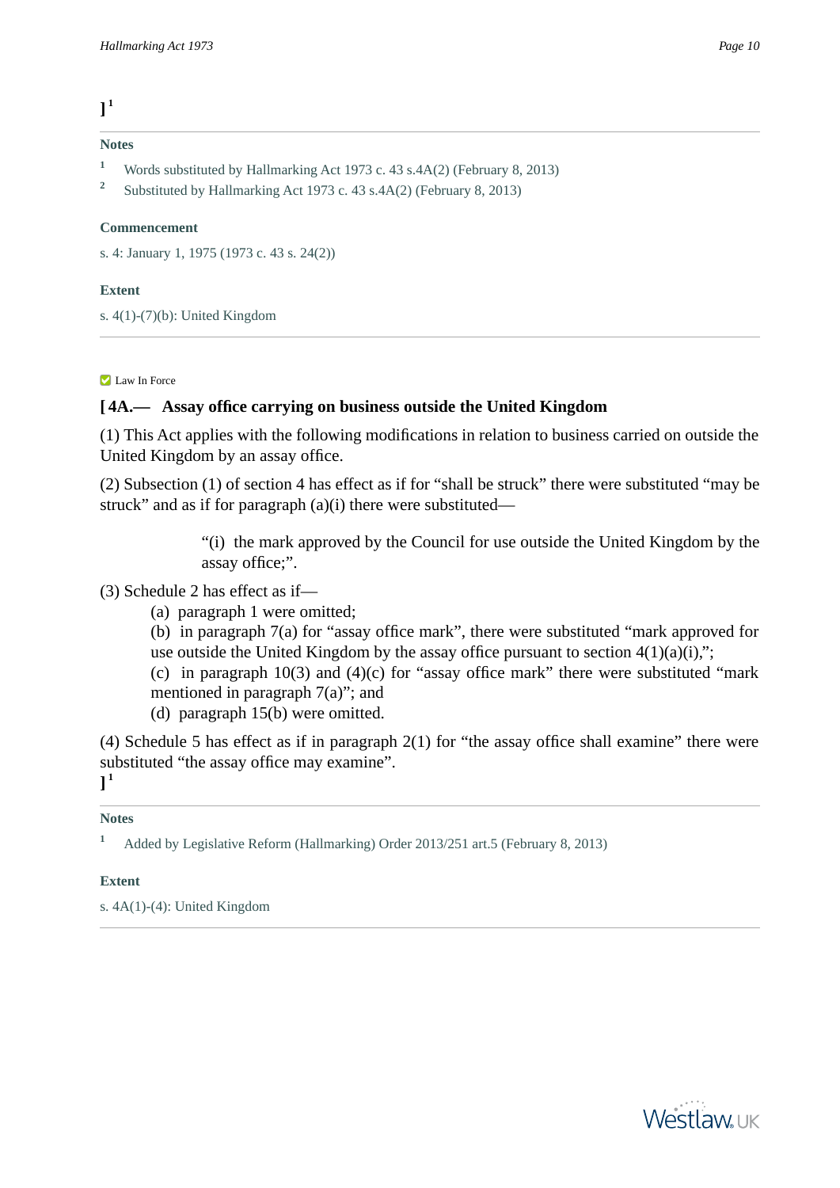][1]

**Notes**

[1] Words substituted by Hallmarking Act 1973 c. 43 s.4A(2) (February 8, 2013)

[2] Substituted by Hallmarking Act 1973 c. 43 s.4A(2) (February 8, 2013)

**Commencement**

s. 4: January 1, 1975 (1973 c. 43 s. 24(2))

**Extent**

s. 4(1)-(7)(b): United Kingdom

---

Law In Force

### [ 4A.— Assay office carrying on business outside the United Kingdom

(1) This Act applies with the following modifications in relation to business carried on outside the United Kingdom by an assay office.

(2) Subsection (1) of section 4 has effect as if for "shall be struck" there were substituted "may be struck" and as if for paragraph (a)(i) there were substituted—

> "(i) the mark approved by the Council for use outside the United Kingdom by the assay office;".

(3) Schedule 2 has effect as if—

(a) paragraph 1 were omitted;

(b) in paragraph 7(a) for "assay office mark", there were substituted "mark approved for use outside the United Kingdom by the assay office pursuant to section 4(1)(a)(i),";

(c) in paragraph 10(3) and (4)(c) for "assay office mark" there were substituted "mark mentioned in paragraph 7(a)"; and

(d) paragraph 15(b) were omitted.

(4) Schedule 5 has effect as if in paragraph 2(1) for "the assay office shall examine" there were substituted "the assay office may examine".

][1]

**Notes**

[1] Added by Legislative Reform (Hallmarking) Order 2013/251 art.5 (February 8, 2013)

**Extent**

s. 4A(1)-(4): United Kingdom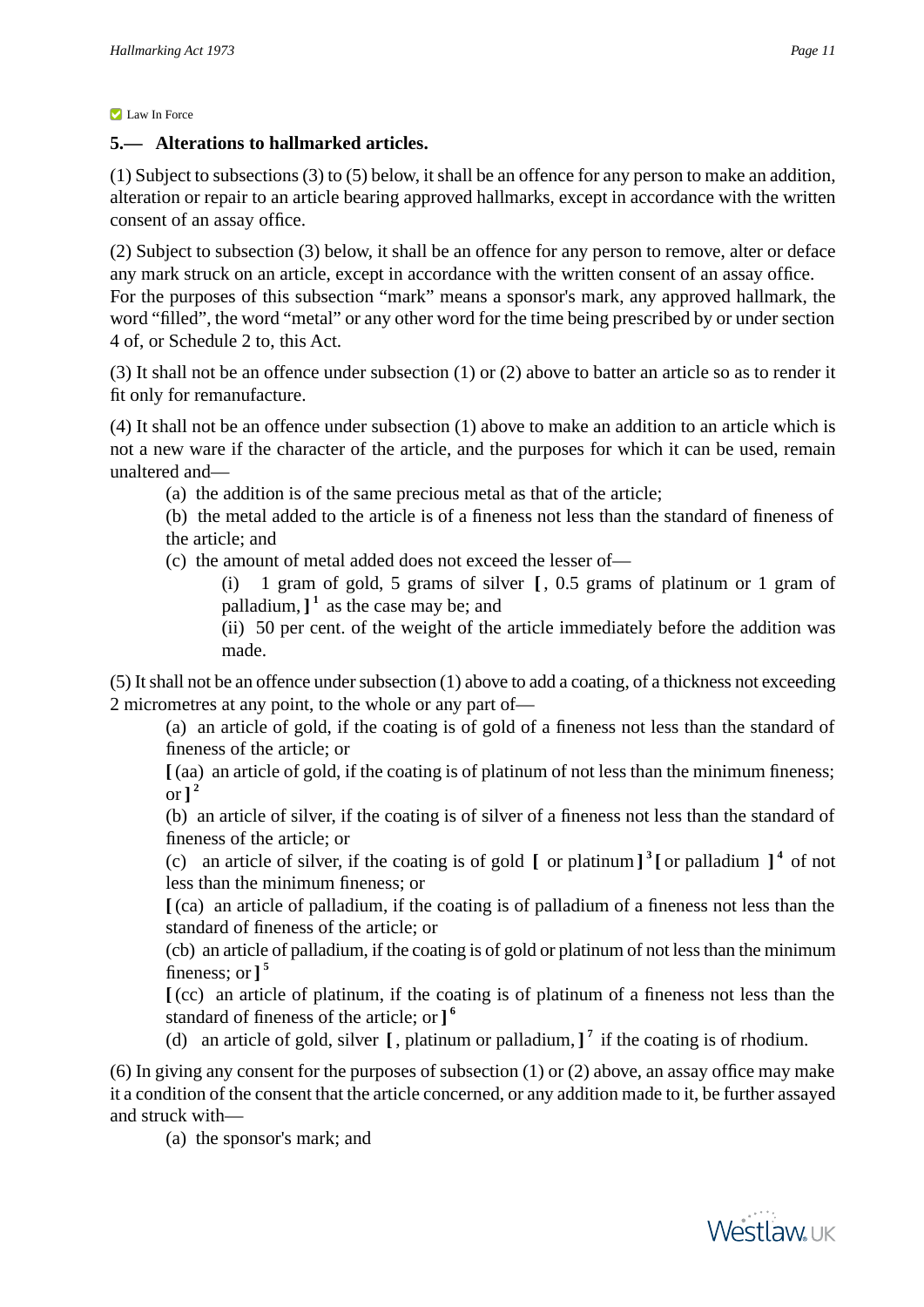Law In Force

### 5.— Alterations to hallmarked articles.

(1) Subject to subsections (3) to (5) below, it shall be an offence for any person to make an addition, alteration or repair to an article bearing approved hallmarks, except in accordance with the written consent of an assay office.

(2) Subject to subsection (3) below, it shall be an offence for any person to remove, alter or deface any mark struck on an article, except in accordance with the written consent of an assay office. For the purposes of this subsection “mark” means a sponsor's mark, any approved hallmark, the word “filled”, the word “metal” or any other word for the time being prescribed by or under section 4 of, or Schedule 2 to, this Act.

(3) It shall not be an offence under subsection (1) or (2) above to batter an article so as to render it fit only for remanufacture.

(4) It shall not be an offence under subsection (1) above to make an addition to an article which is not a new ware if the character of the article, and the purposes for which it can be used, remain unaltered and—

(a) the addition is of the same precious metal as that of the article;

(b) the metal added to the article is of a fineness not less than the standard of fineness of the article; and

(c) the amount of metal added does not exceed the lesser of—

(i) 1 gram of gold, 5 grams of silver **[** , 0.5 grams of platinum or 1 gram of palladium, **]** [1] as the case may be; and

(ii) 50 per cent. of the weight of the article immediately before the addition was made.

(5) It shall not be an offence under subsection (1) above to add a coating, of a thickness not exceeding 2 micrometres at any point, to the whole or any part of—

(a) an article of gold, if the coating is of gold of a fineness not less than the standard of fineness of the article; or

**[** (aa) an article of gold, if the coating is of platinum of not less than the minimum fineness; or **]** [2]

(b) an article of silver, if the coating is of silver of a fineness not less than the standard of fineness of the article; or

(c) an article of silver, if the coating is of gold **[** or platinum **]** [3] **[** or palladium **]** [4] of not less than the minimum fineness; or

**[** (ca) an article of palladium, if the coating is of palladium of a fineness not less than the standard of fineness of the article; or

(cb) an article of palladium, if the coating is of gold or platinum of not less than the minimum fineness; or **]** [5]

**[** (cc) an article of platinum, if the coating is of platinum of a fineness not less than the standard of fineness of the article; or **]** [6]

(d) an article of gold, silver **[** , platinum or palladium, **]** [7] if the coating is of rhodium.

(6) In giving any consent for the purposes of subsection (1) or (2) above, an assay office may make it a condition of the consent that the article concerned, or any addition made to it, be further assayed and struck with—

(a) the sponsor's mark; and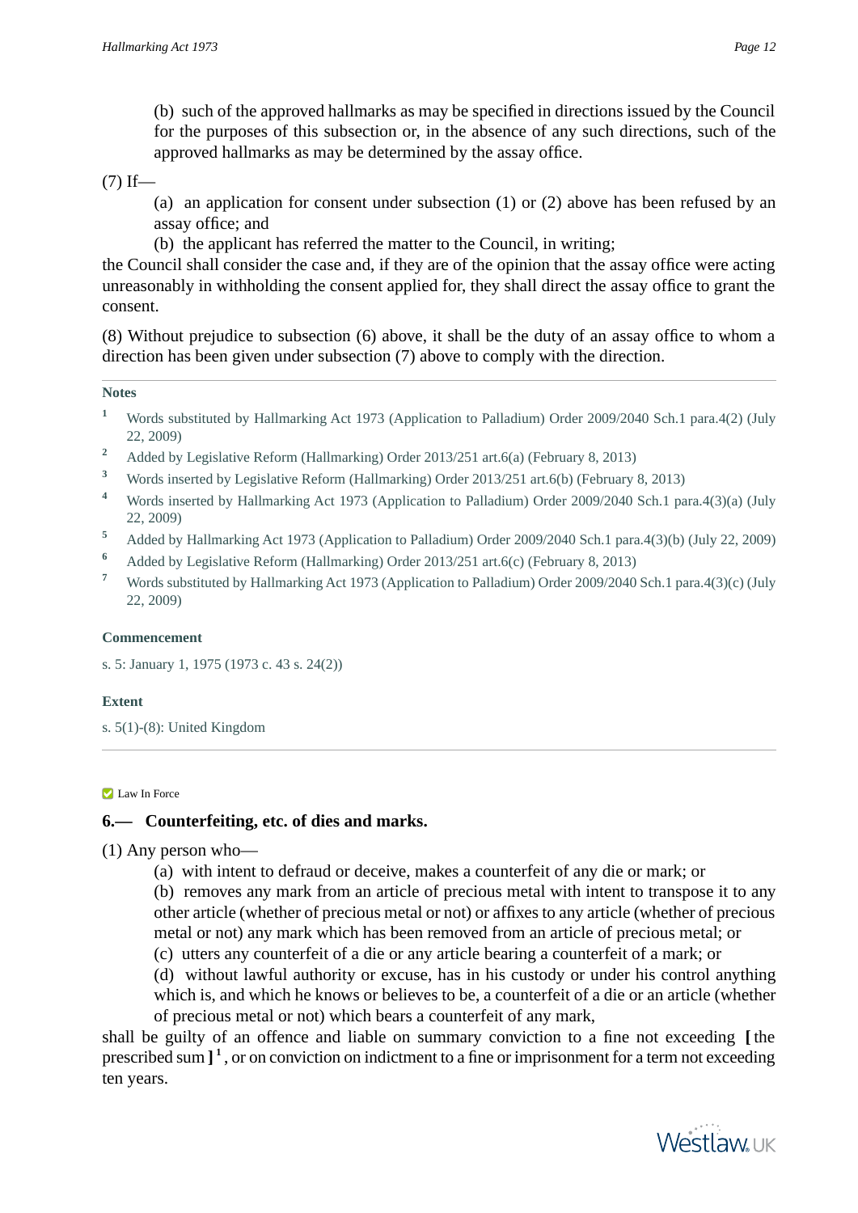(b) such of the approved hallmarks as may be specified in directions issued by the Council for the purposes of this subsection or, in the absence of any such directions, such of the approved hallmarks as may be determined by the assay office.

(7) If—

(a) an application for consent under subsection (1) or (2) above has been refused by an assay office; and

(b) the applicant has referred the matter to the Council, in writing;

the Council shall consider the case and, if they are of the opinion that the assay office were acting unreasonably in withholding the consent applied for, they shall direct the assay office to grant the consent.

(8) Without prejudice to subsection (6) above, it shall be the duty of an assay office to whom a direction has been given under subsection (7) above to comply with the direction.

**Notes**

1. Words substituted by Hallmarking Act 1973 (Application to Palladium) Order 2009/2040 Sch.1 para.4(2) (July 22, 2009)
2. Added by Legislative Reform (Hallmarking) Order 2013/251 art.6(a) (February 8, 2013)
3. Words inserted by Legislative Reform (Hallmarking) Order 2013/251 art.6(b) (February 8, 2013)
4. Words inserted by Hallmarking Act 1973 (Application to Palladium) Order 2009/2040 Sch.1 para.4(3)(a) (July 22, 2009)
5. Added by Hallmarking Act 1973 (Application to Palladium) Order 2009/2040 Sch.1 para.4(3)(b) (July 22, 2009)
6. Added by Legislative Reform (Hallmarking) Order 2013/251 art.6(c) (February 8, 2013)
7. Words substituted by Hallmarking Act 1973 (Application to Palladium) Order 2009/2040 Sch.1 para.4(3)(c) (July 22, 2009)

**Commencement**

s. 5: January 1, 1975 (1973 c. 43 s. 24(2))

**Extent**

s. 5(1)-(8): United Kingdom

Law In Force

### 6.— Counterfeiting, etc. of dies and marks.

(1) Any person who—

(a) with intent to defraud or deceive, makes a counterfeit of any die or mark; or

(b) removes any mark from an article of precious metal with intent to transpose it to any other article (whether of precious metal or not) or affixes to any article (whether of precious metal or not) any mark which has been removed from an article of precious metal; or

(c) utters any counterfeit of a die or any article bearing a counterfeit of a mark; or

(d) without lawful authority or excuse, has in his custody or under his control anything which is, and which he knows or believes to be, a counterfeit of a die or an article (whether of precious metal or not) which bears a counterfeit of any mark,

shall be guilty of an offence and liable on summary conviction to a fine not exceeding [ the prescribed sum ] [1], or on conviction on indictment to a fine or imprisonment for a term not exceeding ten years.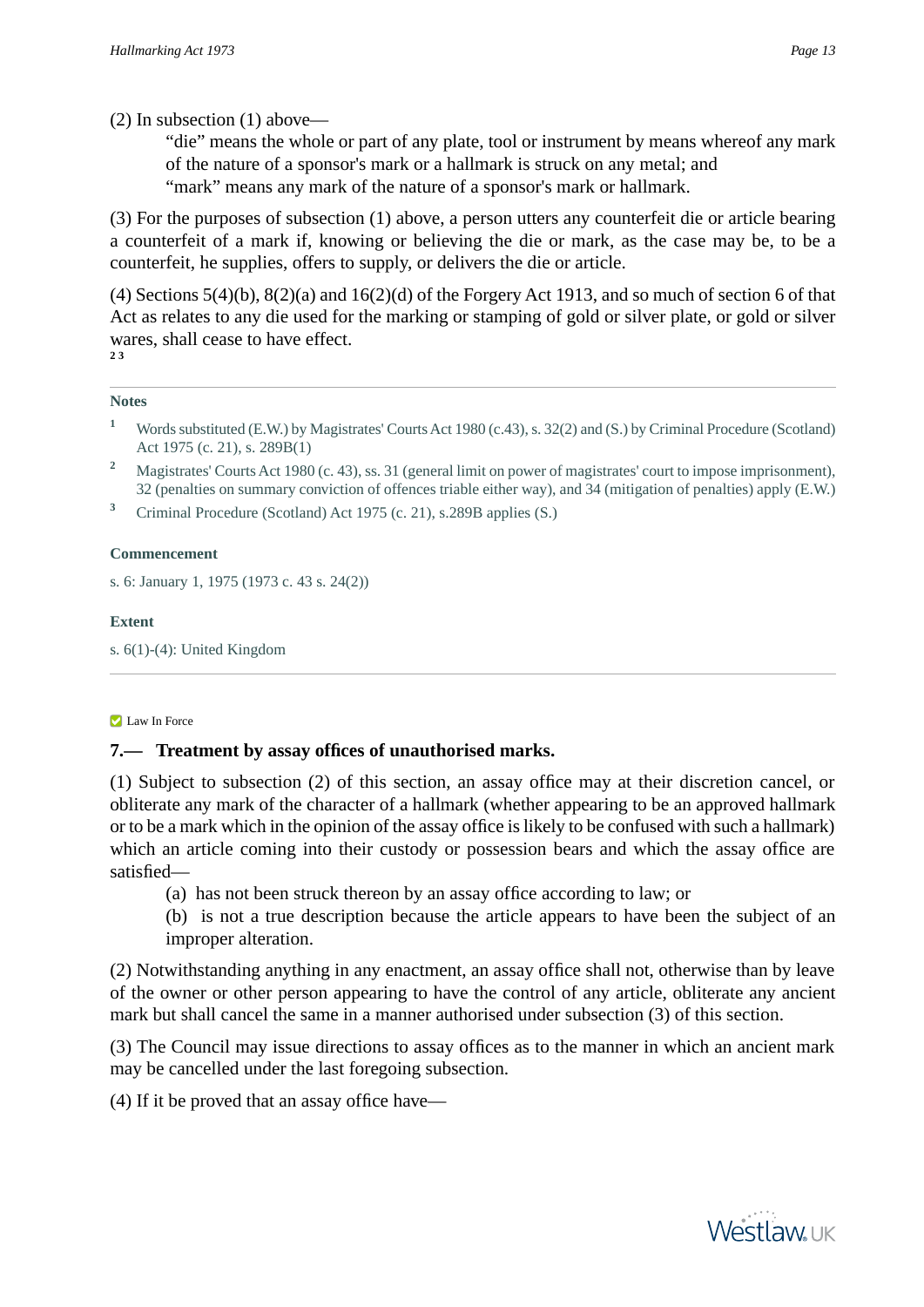(2) In subsection (1) above—

"die" means the whole or part of any plate, tool or instrument by means whereof any mark of the nature of a sponsor's mark or a hallmark is struck on any metal; and

"mark" means any mark of the nature of a sponsor's mark or hallmark.

(3) For the purposes of subsection (1) above, a person utters any counterfeit die or article bearing a counterfeit of a mark if, knowing or believing the die or mark, as the case may be, to be a counterfeit, he supplies, offers to supply, or delivers the die or article.

(4) Sections 5(4)(b), 8(2)(a) and 16(2)(d) of the Forgery Act 1913, and so much of section 6 of that Act as relates to any die used for the marking or stamping of gold or silver plate, or gold or silver wares, shall cease to have effect.
[2] [3]

**Notes**

[1] Words substituted (E.W.) by Magistrates' Courts Act 1980 (c.43), s. 32(2) and (S.) by Criminal Procedure (Scotland) Act 1975 (c. 21), s. 289B(1)

[2] Magistrates' Courts Act 1980 (c. 43), ss. 31 (general limit on power of magistrates' court to impose imprisonment), 32 (penalties on summary conviction of offences triable either way), and 34 (mitigation of penalties) apply (E.W.)

[3] Criminal Procedure (Scotland) Act 1975 (c. 21), s.289B applies (S.)

**Commencement**

s. 6: January 1, 1975 (1973 c. 43 s. 24(2))

**Extent**

s. 6(1)-(4): United Kingdom

Law In Force

## 7.— Treatment by assay offices of unauthorised marks.

(1) Subject to subsection (2) of this section, an assay office may at their discretion cancel, or obliterate any mark of the character of a hallmark (whether appearing to be an approved hallmark or to be a mark which in the opinion of the assay office is likely to be confused with such a hallmark) which an article coming into their custody or possession bears and which the assay office are satisfied—

(a) has not been struck thereon by an assay office according to law; or

(b) is not a true description because the article appears to have been the subject of an improper alteration.

(2) Notwithstanding anything in any enactment, an assay office shall not, otherwise than by leave of the owner or other person appearing to have the control of any article, obliterate any ancient mark but shall cancel the same in a manner authorised under subsection (3) of this section.

(3) The Council may issue directions to assay offices as to the manner in which an ancient mark may be cancelled under the last foregoing subsection.

(4) If it be proved that an assay office have—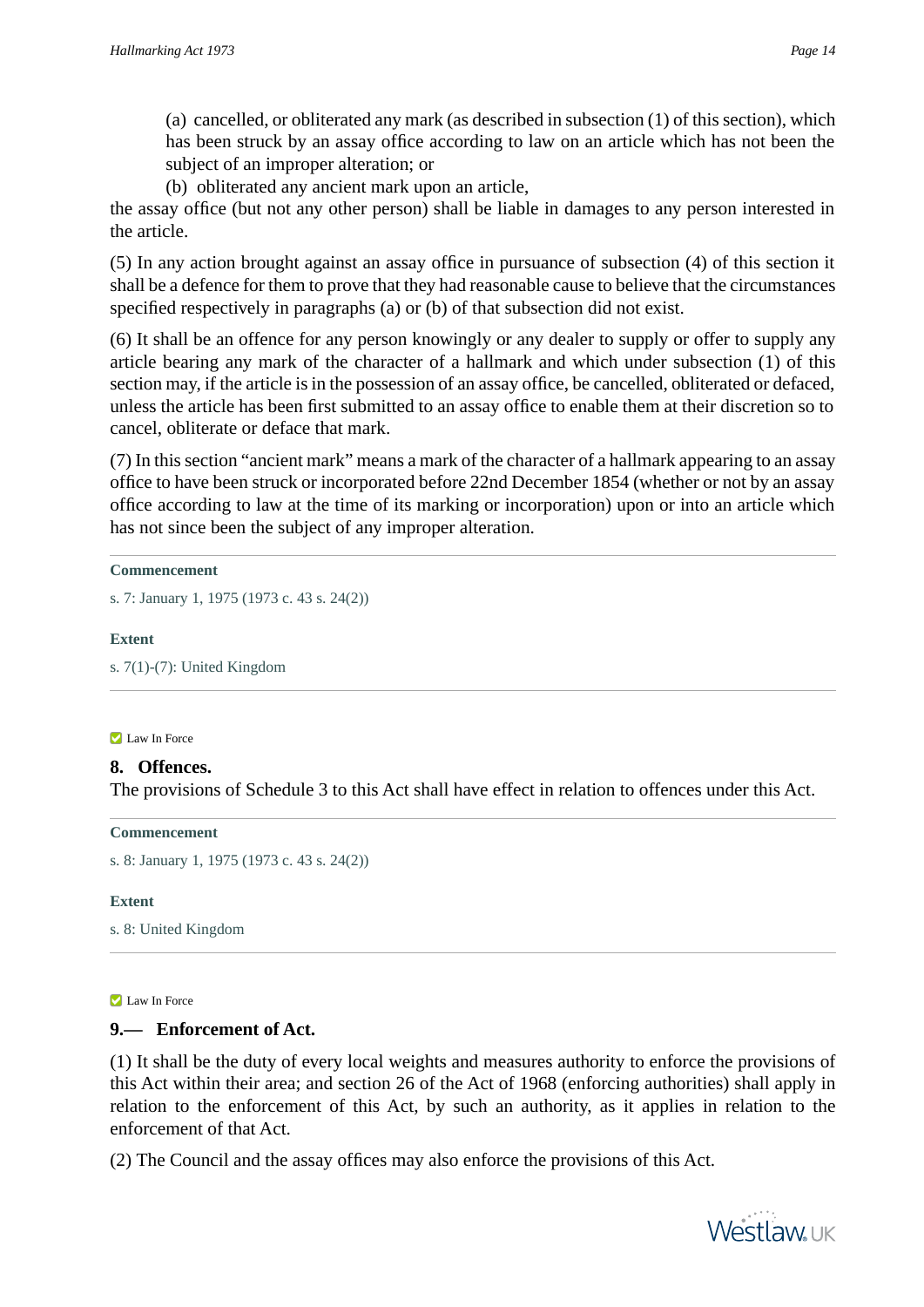(a) cancelled, or obliterated any mark (as described in subsection (1) of this section), which has been struck by an assay office according to law on an article which has not been the subject of an improper alteration; or

(b) obliterated any ancient mark upon an article,

the assay office (but not any other person) shall be liable in damages to any person interested in the article.

(5) In any action brought against an assay office in pursuance of subsection (4) of this section it shall be a defence for them to prove that they had reasonable cause to believe that the circumstances specified respectively in paragraphs (a) or (b) of that subsection did not exist.

(6) It shall be an offence for any person knowingly or any dealer to supply or offer to supply any article bearing any mark of the character of a hallmark and which under subsection (1) of this section may, if the article is in the possession of an assay office, be cancelled, obliterated or defaced, unless the article has been first submitted to an assay office to enable them at their discretion so to cancel, obliterate or deface that mark.

(7) In this section "ancient mark" means a mark of the character of a hallmark appearing to an assay office to have been struck or incorporated before 22nd December 1854 (whether or not by an assay office according to law at the time of its marking or incorporation) upon or into an article which has not since been the subject of any improper alteration.

**Commencement**

s. 7: January 1, 1975 (1973 c. 43 s. 24(2))

**Extent**

s. 7(1)-(7): United Kingdom

Law In Force

## 8. Offences.

The provisions of Schedule 3 to this Act shall have effect in relation to offences under this Act.

**Commencement**

s. 8: January 1, 1975 (1973 c. 43 s. 24(2))

**Extent**

s. 8: United Kingdom

Law In Force

## 9.— Enforcement of Act.

(1) It shall be the duty of every local weights and measures authority to enforce the provisions of this Act within their area; and section 26 of the Act of 1968 (enforcing authorities) shall apply in relation to the enforcement of this Act, by such an authority, as it applies in relation to the enforcement of that Act.

(2) The Council and the assay offices may also enforce the provisions of this Act.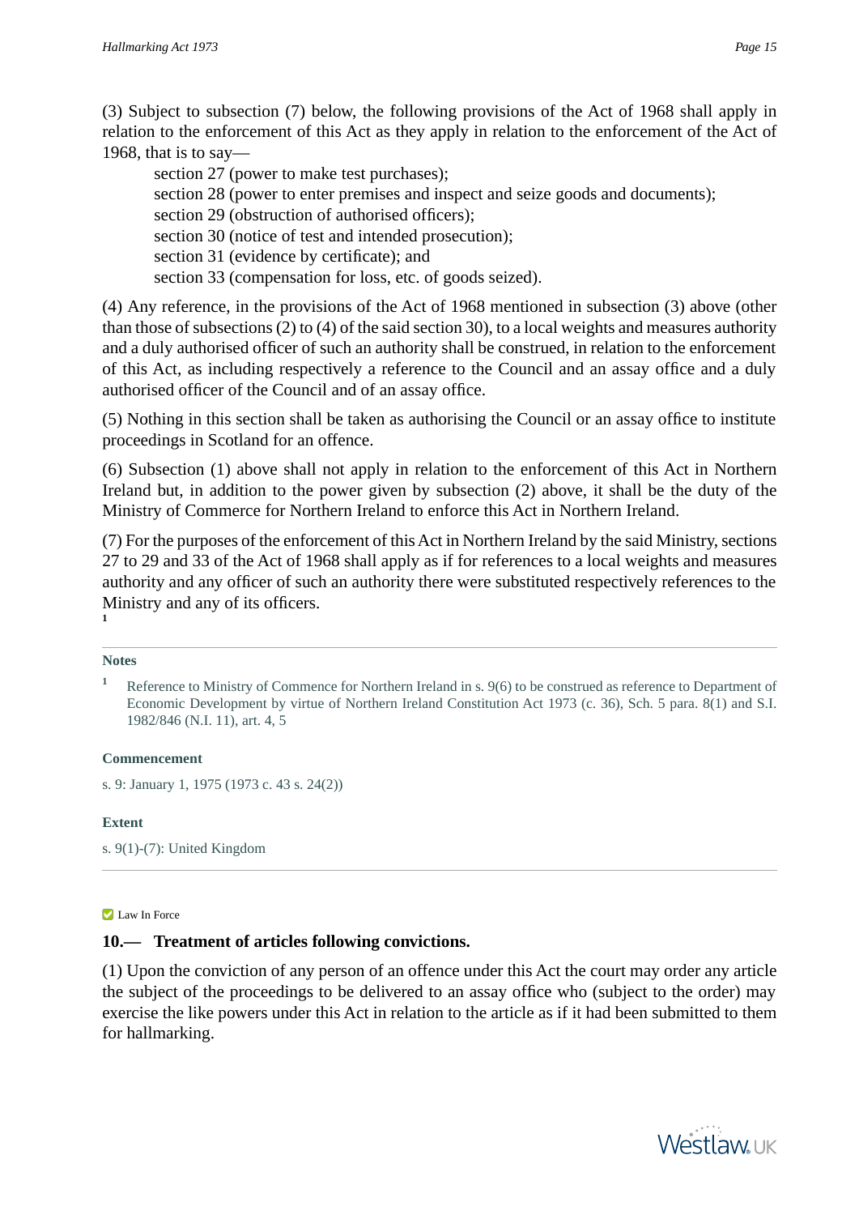(3) Subject to subsection (7) below, the following provisions of the Act of 1968 shall apply in relation to the enforcement of this Act as they apply in relation to the enforcement of the Act of 1968, that is to say—

section 27 (power to make test purchases);

section 28 (power to enter premises and inspect and seize goods and documents);

section 29 (obstruction of authorised officers);

section 30 (notice of test and intended prosecution);

section 31 (evidence by certificate); and

section 33 (compensation for loss, etc. of goods seized).

(4) Any reference, in the provisions of the Act of 1968 mentioned in subsection (3) above (other than those of subsections (2) to (4) of the said section 30), to a local weights and measures authority and a duly authorised officer of such an authority shall be construed, in relation to the enforcement of this Act, as including respectively a reference to the Council and an assay office and a duly authorised officer of the Council and of an assay office.

(5) Nothing in this section shall be taken as authorising the Council or an assay office to institute proceedings in Scotland for an offence.

(6) Subsection (1) above shall not apply in relation to the enforcement of this Act in Northern Ireland but, in addition to the power given by subsection (2) above, it shall be the duty of the Ministry of Commerce for Northern Ireland to enforce this Act in Northern Ireland.

(7) For the purposes of the enforcement of this Act in Northern Ireland by the said Ministry, sections 27 to 29 and 33 of the Act of 1968 shall apply as if for references to a local weights and measures authority and any officer of such an authority there were substituted respectively references to the Ministry and any of its officers.
[1]

**Notes**

[1] Reference to Ministry of Commence for Northern Ireland in s. 9(6) to be construed as reference to Department of Economic Development by virtue of Northern Ireland Constitution Act 1973 (c. 36), Sch. 5 para. 8(1) and S.I. 1982/846 (N.I. 11), art. 4, 5

**Commencement**

s. 9: January 1, 1975 (1973 c. 43 s. 24(2))

**Extent**

s. 9(1)-(7): United Kingdom

Law In Force

### 10.— Treatment of articles following convictions.

(1) Upon the conviction of any person of an offence under this Act the court may order any article the subject of the proceedings to be delivered to an assay office who (subject to the order) may exercise the like powers under this Act in relation to the article as if it had been submitted to them for hallmarking.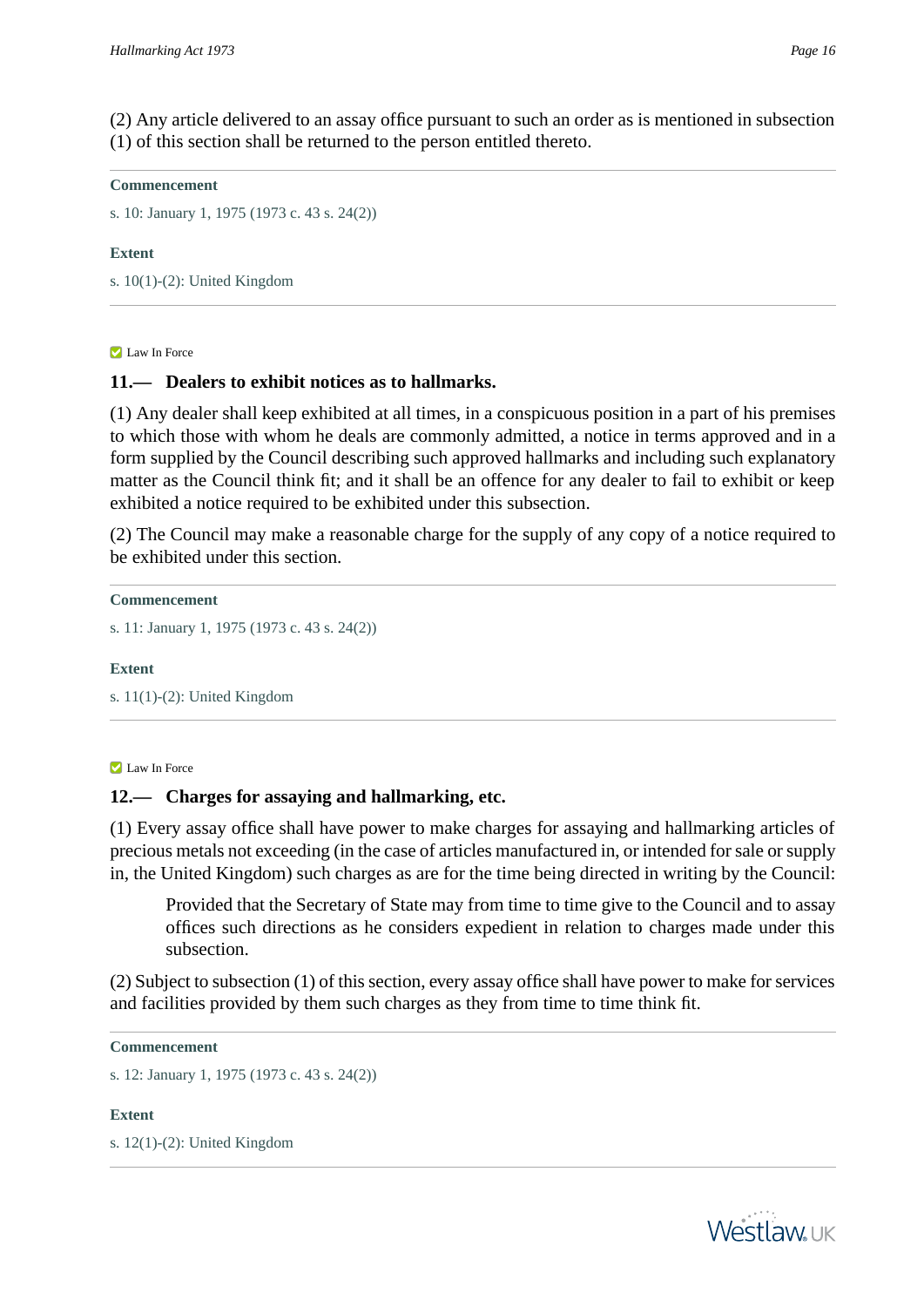(2) Any article delivered to an assay office pursuant to such an order as is mentioned in subsection (1) of this section shall be returned to the person entitled thereto.

**Commencement**

s. 10: January 1, 1975 (1973 c. 43 s. 24(2))

**Extent**

s. 10(1)-(2): United Kingdom

Law In Force

### 11.— Dealers to exhibit notices as to hallmarks.

(1) Any dealer shall keep exhibited at all times, in a conspicuous position in a part of his premises to which those with whom he deals are commonly admitted, a notice in terms approved and in a form supplied by the Council describing such approved hallmarks and including such explanatory matter as the Council think fit; and it shall be an offence for any dealer to fail to exhibit or keep exhibited a notice required to be exhibited under this subsection.

(2) The Council may make a reasonable charge for the supply of any copy of a notice required to be exhibited under this section.

**Commencement**

s. 11: January 1, 1975 (1973 c. 43 s. 24(2))

**Extent**

s. 11(1)-(2): United Kingdom

Law In Force

### 12.— Charges for assaying and hallmarking, etc.

(1) Every assay office shall have power to make charges for assaying and hallmarking articles of precious metals not exceeding (in the case of articles manufactured in, or intended for sale or supply in, the United Kingdom) such charges as are for the time being directed in writing by the Council:

> Provided that the Secretary of State may from time to time give to the Council and to assay offices such directions as he considers expedient in relation to charges made under this subsection.

(2) Subject to subsection (1) of this section, every assay office shall have power to make for services and facilities provided by them such charges as they from time to time think fit.

**Commencement**

s. 12: January 1, 1975 (1973 c. 43 s. 24(2))

**Extent**

s. 12(1)-(2): United Kingdom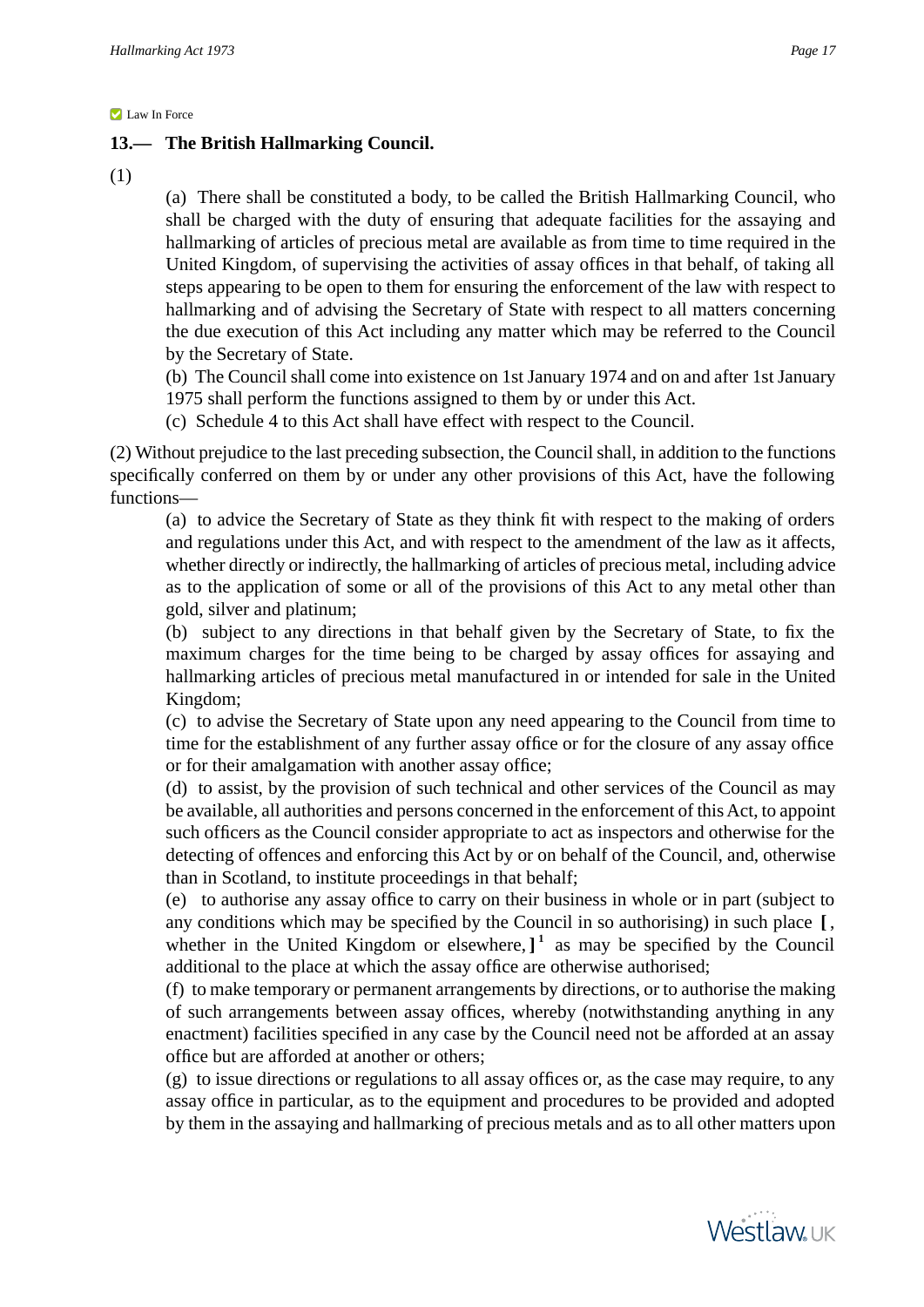Law In Force

### 13.— The British Hallmarking Council.

(1)

(a) There shall be constituted a body, to be called the British Hallmarking Council, who shall be charged with the duty of ensuring that adequate facilities for the assaying and hallmarking of articles of precious metal are available as from time to time required in the United Kingdom, of supervising the activities of assay offices in that behalf, of taking all steps appearing to be open to them for ensuring the enforcement of the law with respect to hallmarking and of advising the Secretary of State with respect to all matters concerning the due execution of this Act including any matter which may be referred to the Council by the Secretary of State.

(b) The Council shall come into existence on 1st January 1974 and on and after 1st January 1975 shall perform the functions assigned to them by or under this Act.

(c) Schedule 4 to this Act shall have effect with respect to the Council.

(2) Without prejudice to the last preceding subsection, the Council shall, in addition to the functions specifically conferred on them by or under any other provisions of this Act, have the following functions—

(a) to advice the Secretary of State as they think fit with respect to the making of orders and regulations under this Act, and with respect to the amendment of the law as it affects, whether directly or indirectly, the hallmarking of articles of precious metal, including advice as to the application of some or all of the provisions of this Act to any metal other than gold, silver and platinum;

(b) subject to any directions in that behalf given by the Secretary of State, to fix the maximum charges for the time being to be charged by assay offices for assaying and hallmarking articles of precious metal manufactured in or intended for sale in the United Kingdom;

(c) to advise the Secretary of State upon any need appearing to the Council from time to time for the establishment of any further assay office or for the closure of any assay office or for their amalgamation with another assay office;

(d) to assist, by the provision of such technical and other services of the Council as may be available, all authorities and persons concerned in the enforcement of this Act, to appoint such officers as the Council consider appropriate to act as inspectors and otherwise for the detecting of offences and enforcing this Act by or on behalf of the Council, and, otherwise than in Scotland, to institute proceedings in that behalf;

(e) to authorise any assay office to carry on their business in whole or in part (subject to any conditions which may be specified by the Council in so authorising) in such place **[**, whether in the United Kingdom or elsewhere,**]** [1] as may be specified by the Council additional to the place at which the assay office are otherwise authorised;

(f) to make temporary or permanent arrangements by directions, or to authorise the making of such arrangements between assay offices, whereby (notwithstanding anything in any enactment) facilities specified in any case by the Council need not be afforded at an assay office but are afforded at another or others;

(g) to issue directions or regulations to all assay offices or, as the case may require, to any assay office in particular, as to the equipment and procedures to be provided and adopted by them in the assaying and hallmarking of precious metals and as to all other matters upon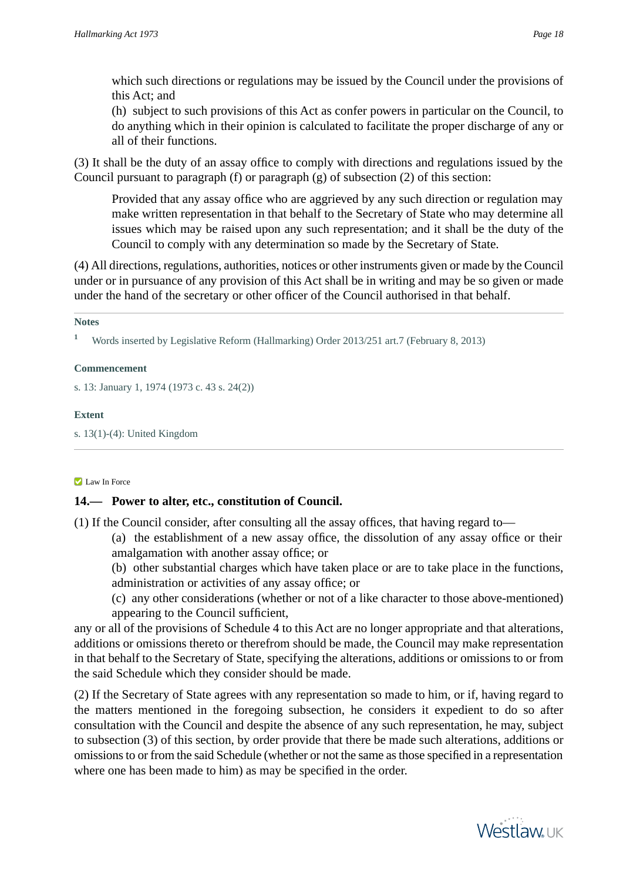which such directions or regulations may be issued by the Council under the provisions of this Act; and

(h) subject to such provisions of this Act as confer powers in particular on the Council, to do anything which in their opinion is calculated to facilitate the proper discharge of any or all of their functions.

(3) It shall be the duty of an assay office to comply with directions and regulations issued by the Council pursuant to paragraph (f) or paragraph (g) of subsection (2) of this section:

> Provided that any assay office who are aggrieved by any such direction or regulation may make written representation in that behalf to the Secretary of State who may determine all issues which may be raised upon any such representation; and it shall be the duty of the Council to comply with any determination so made by the Secretary of State.

(4) All directions, regulations, authorities, notices or other instruments given or made by the Council under or in pursuance of any provision of this Act shall be in writing and may be so given or made under the hand of the secretary or other officer of the Council authorised in that behalf.

**Notes**

[1] Words inserted by Legislative Reform (Hallmarking) Order 2013/251 art.7 (February 8, 2013)

**Commencement**

s. 13: January 1, 1974 (1973 c. 43 s. 24(2))

**Extent**

s. 13(1)-(4): United Kingdom

Law In Force

## 14.— Power to alter, etc., constitution of Council.

(1) If the Council consider, after consulting all the assay offices, that having regard to—

(a) the establishment of a new assay office, the dissolution of any assay office or their amalgamation with another assay office; or

(b) other substantial charges which have taken place or are to take place in the functions, administration or activities of any assay office; or

(c) any other considerations (whether or not of a like character to those above-mentioned) appearing to the Council sufficient,

any or all of the provisions of Schedule 4 to this Act are no longer appropriate and that alterations, additions or omissions thereto or therefrom should be made, the Council may make representation in that behalf to the Secretary of State, specifying the alterations, additions or omissions to or from the said Schedule which they consider should be made.

(2) If the Secretary of State agrees with any representation so made to him, or if, having regard to the matters mentioned in the foregoing subsection, he considers it expedient to do so after consultation with the Council and despite the absence of any such representation, he may, subject to subsection (3) of this section, by order provide that there be made such alterations, additions or omissions to or from the said Schedule (whether or not the same as those specified in a representation where one has been made to him) as may be specified in the order.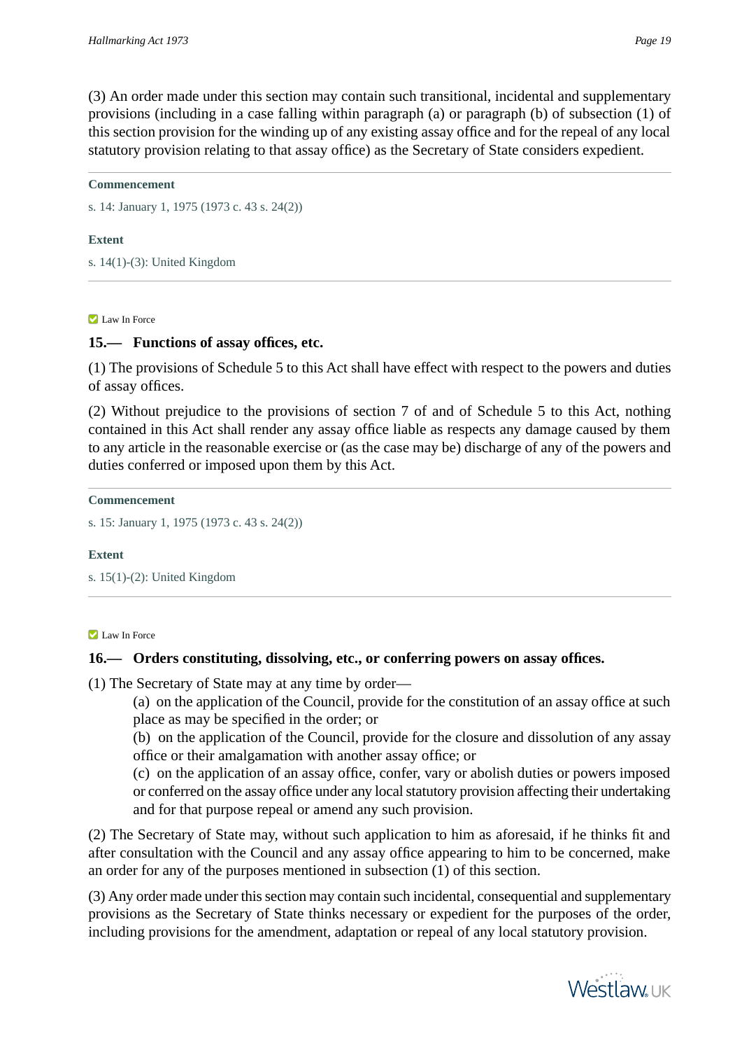(3) An order made under this section may contain such transitional, incidental and supplementary provisions (including in a case falling within paragraph (a) or paragraph (b) of subsection (1) of this section provision for the winding up of any existing assay office and for the repeal of any local statutory provision relating to that assay office) as the Secretary of State considers expedient.

**Commencement**

s. 14: January 1, 1975 (1973 c. 43 s. 24(2))

**Extent**

s. 14(1)-(3): United Kingdom

Law In Force

### 15.— Functions of assay offices, etc.

(1) The provisions of Schedule 5 to this Act shall have effect with respect to the powers and duties of assay offices.

(2) Without prejudice to the provisions of section 7 of and of Schedule 5 to this Act, nothing contained in this Act shall render any assay office liable as respects any damage caused by them to any article in the reasonable exercise or (as the case may be) discharge of any of the powers and duties conferred or imposed upon them by this Act.

**Commencement**

s. 15: January 1, 1975 (1973 c. 43 s. 24(2))

**Extent**

s. 15(1)-(2): United Kingdom

Law In Force

### 16.— Orders constituting, dissolving, etc., or conferring powers on assay offices.

(1) The Secretary of State may at any time by order—

(a) on the application of the Council, provide for the constitution of an assay office at such place as may be specified in the order; or

(b) on the application of the Council, provide for the closure and dissolution of any assay office or their amalgamation with another assay office; or

(c) on the application of an assay office, confer, vary or abolish duties or powers imposed or conferred on the assay office under any local statutory provision affecting their undertaking and for that purpose repeal or amend any such provision.

(2) The Secretary of State may, without such application to him as aforesaid, if he thinks fit and after consultation with the Council and any assay office appearing to him to be concerned, make an order for any of the purposes mentioned in subsection (1) of this section.

(3) Any order made under this section may contain such incidental, consequential and supplementary provisions as the Secretary of State thinks necessary or expedient for the purposes of the order, including provisions for the amendment, adaptation or repeal of any local statutory provision.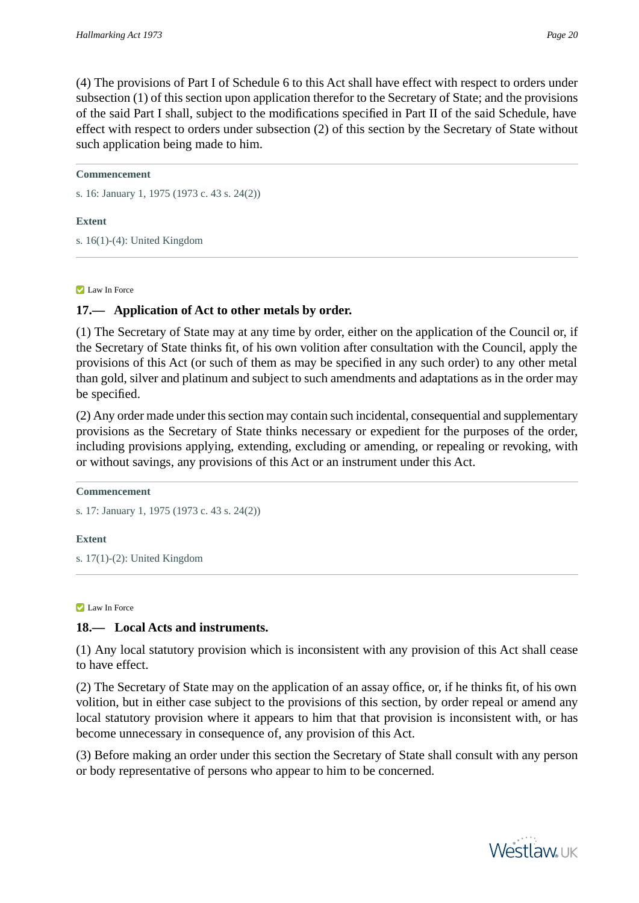(4) The provisions of Part I of Schedule 6 to this Act shall have effect with respect to orders under subsection (1) of this section upon application therefor to the Secretary of State; and the provisions of the said Part I shall, subject to the modifications specified in Part II of the said Schedule, have effect with respect to orders under subsection (2) of this section by the Secretary of State without such application being made to him.

**Commencement**

s. 16: January 1, 1975 (1973 c. 43 s. 24(2))

**Extent**

s. 16(1)-(4): United Kingdom

Law In Force

### 17.— Application of Act to other metals by order.

(1) The Secretary of State may at any time by order, either on the application of the Council or, if the Secretary of State thinks fit, of his own volition after consultation with the Council, apply the provisions of this Act (or such of them as may be specified in any such order) to any other metal than gold, silver and platinum and subject to such amendments and adaptations as in the order may be specified.

(2) Any order made under this section may contain such incidental, consequential and supplementary provisions as the Secretary of State thinks necessary or expedient for the purposes of the order, including provisions applying, extending, excluding or amending, or repealing or revoking, with or without savings, any provisions of this Act or an instrument under this Act.

**Commencement**

s. 17: January 1, 1975 (1973 c. 43 s. 24(2))

**Extent**

s. 17(1)-(2): United Kingdom

Law In Force

### 18.— Local Acts and instruments.

(1) Any local statutory provision which is inconsistent with any provision of this Act shall cease to have effect.

(2) The Secretary of State may on the application of an assay office, or, if he thinks fit, of his own volition, but in either case subject to the provisions of this section, by order repeal or amend any local statutory provision where it appears to him that that provision is inconsistent with, or has become unnecessary in consequence of, any provision of this Act.

(3) Before making an order under this section the Secretary of State shall consult with any person or body representative of persons who appear to him to be concerned.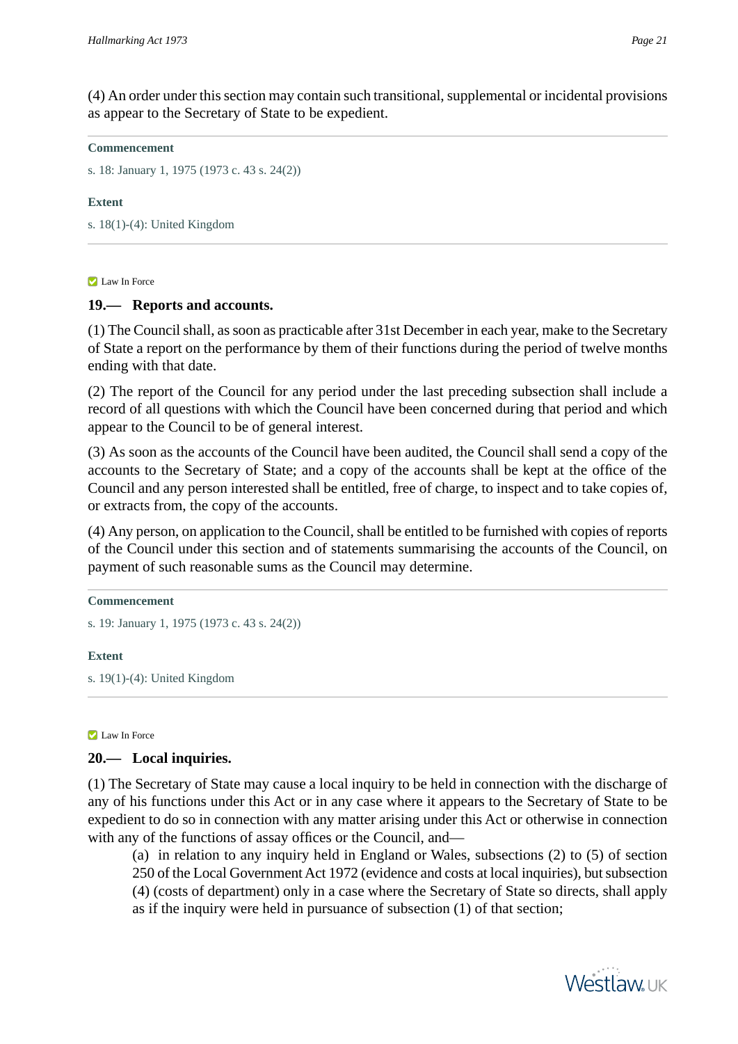(4) An order under this section may contain such transitional, supplemental or incidental provisions as appear to the Secretary of State to be expedient.

---

**Commencement**

s. 18: January 1, 1975 (1973 c. 43 s. 24(2))

**Extent**

s. 18(1)-(4): United Kingdom

---

Law In Force

### 19.— Reports and accounts.

(1) The Council shall, as soon as practicable after 31st December in each year, make to the Secretary of State a report on the performance by them of their functions during the period of twelve months ending with that date.

(2) The report of the Council for any period under the last preceding subsection shall include a record of all questions with which the Council have been concerned during that period and which appear to the Council to be of general interest.

(3) As soon as the accounts of the Council have been audited, the Council shall send a copy of the accounts to the Secretary of State; and a copy of the accounts shall be kept at the office of the Council and any person interested shall be entitled, free of charge, to inspect and to take copies of, or extracts from, the copy of the accounts.

(4) Any person, on application to the Council, shall be entitled to be furnished with copies of reports of the Council under this section and of statements summarising the accounts of the Council, on payment of such reasonable sums as the Council may determine.

---

**Commencement**

s. 19: January 1, 1975 (1973 c. 43 s. 24(2))

**Extent**

s. 19(1)-(4): United Kingdom

---

Law In Force

### 20.— Local inquiries.

(1) The Secretary of State may cause a local inquiry to be held in connection with the discharge of any of his functions under this Act or in any case where it appears to the Secretary of State to be expedient to do so in connection with any matter arising under this Act or otherwise in connection with any of the functions of assay offices or the Council, and—

(a) in relation to any inquiry held in England or Wales, subsections (2) to (5) of section 250 of the Local Government Act 1972 (evidence and costs at local inquiries), but subsection (4) (costs of department) only in a case where the Secretary of State so directs, shall apply as if the inquiry were held in pursuance of subsection (1) of that section;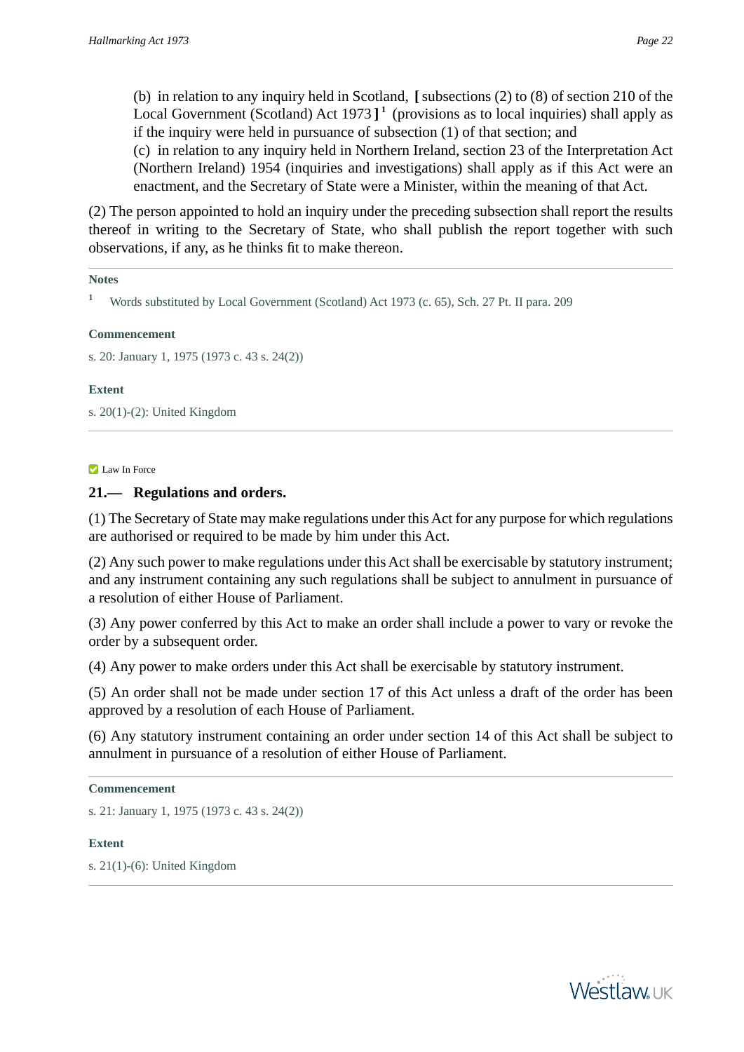(b) in relation to any inquiry held in Scotland, [ subsections (2) to (8) of section 210 of the Local Government (Scotland) Act 1973 ] [1] (provisions as to local inquiries) shall apply as if the inquiry were held in pursuance of subsection (1) of that section; and

(c) in relation to any inquiry held in Northern Ireland, section 23 of the Interpretation Act (Northern Ireland) 1954 (inquiries and investigations) shall apply as if this Act were an enactment, and the Secretary of State were a Minister, within the meaning of that Act.

(2) The person appointed to hold an inquiry under the preceding subsection shall report the results thereof in writing to the Secretary of State, who shall publish the report together with such observations, if any, as he thinks fit to make thereon.

---

**Notes**

[1] Words substituted by Local Government (Scotland) Act 1973 (c. 65), Sch. 27 Pt. II para. 209

**Commencement**

s. 20: January 1, 1975 (1973 c. 43 s. 24(2))

**Extent**

s. 20(1)-(2): United Kingdom

---

Law In Force

## 21.— Regulations and orders.

(1) The Secretary of State may make regulations under this Act for any purpose for which regulations are authorised or required to be made by him under this Act.

(2) Any such power to make regulations under this Act shall be exercisable by statutory instrument; and any instrument containing any such regulations shall be subject to annulment in pursuance of a resolution of either House of Parliament.

(3) Any power conferred by this Act to make an order shall include a power to vary or revoke the order by a subsequent order.

(4) Any power to make orders under this Act shall be exercisable by statutory instrument.

(5) An order shall not be made under section 17 of this Act unless a draft of the order has been approved by a resolution of each House of Parliament.

(6) Any statutory instrument containing an order under section 14 of this Act shall be subject to annulment in pursuance of a resolution of either House of Parliament.

---

**Commencement**

s. 21: January 1, 1975 (1973 c. 43 s. 24(2))

**Extent**

s. 21(1)-(6): United Kingdom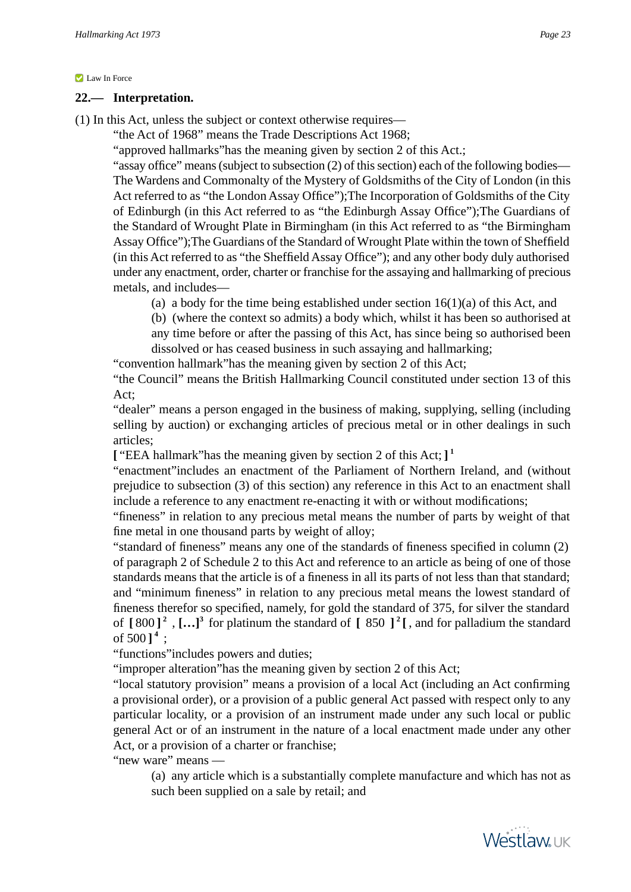Law In Force

## 22.— Interpretation.

(1) In this Act, unless the subject or context otherwise requires—

"the Act of 1968" means the Trade Descriptions Act 1968;

"approved hallmarks"has the meaning given by section 2 of this Act.;

"assay office" means (subject to subsection (2) of this section) each of the following bodies—The Wardens and Commonalty of the Mystery of Goldsmiths of the City of London (in this Act referred to as "the London Assay Office");The Incorporation of Goldsmiths of the City of Edinburgh (in this Act referred to as "the Edinburgh Assay Office");The Guardians of the Standard of Wrought Plate in Birmingham (in this Act referred to as "the Birmingham Assay Office");The Guardians of the Standard of Wrought Plate within the town of Sheffield (in this Act referred to as "the Sheffield Assay Office"); and any other body duly authorised under any enactment, order, charter or franchise for the assaying and hallmarking of precious metals, and includes—

(a) a body for the time being established under section 16(1)(a) of this Act, and

(b) (where the context so admits) a body which, whilst it has been so authorised at any time before or after the passing of this Act, has since being so authorised been dissolved or has ceased business in such assaying and hallmarking;

"convention hallmark"has the meaning given by section 2 of this Act;

"the Council" means the British Hallmarking Council constituted under section 13 of this Act;

"dealer" means a person engaged in the business of making, supplying, selling (including selling by auction) or exchanging articles of precious metal or in other dealings in such articles;

**[** "EEA hallmark"has the meaning given by section 2 of this Act; **]** [1]

"enactment"includes an enactment of the Parliament of Northern Ireland, and (without prejudice to subsection (3) of this section) any reference in this Act to an enactment shall include a reference to any enactment re-enacting it with or without modifications;

"fineness" in relation to any precious metal means the number of parts by weight of that fine metal in one thousand parts by weight of alloy;

"standard of fineness" means any one of the standards of fineness specified in column (2) of paragraph 2 of Schedule 2 to this Act and reference to an article as being of one of those standards means that the article is of a fineness in all its parts of not less than that standard; and "minimum fineness" in relation to any precious metal means the lowest standard of fineness therefor so specified, namely, for gold the standard of 375, for silver the standard of **[** 800 **]** [2] , **[…]** [3] for platinum the standard of **[** 850 **]** [2] **[** , and for palladium the standard of 500 **]** [4] ;

"functions"includes powers and duties;

"improper alteration"has the meaning given by section 2 of this Act;

"local statutory provision" means a provision of a local Act (including an Act confirming a provisional order), or a provision of a public general Act passed with respect only to any particular locality, or a provision of an instrument made under any such local or public general Act or of an instrument in the nature of a local enactment made under any other Act, or a provision of a charter or franchise;

"new ware" means —

(a) any article which is a substantially complete manufacture and which has not as such been supplied on a sale by retail; and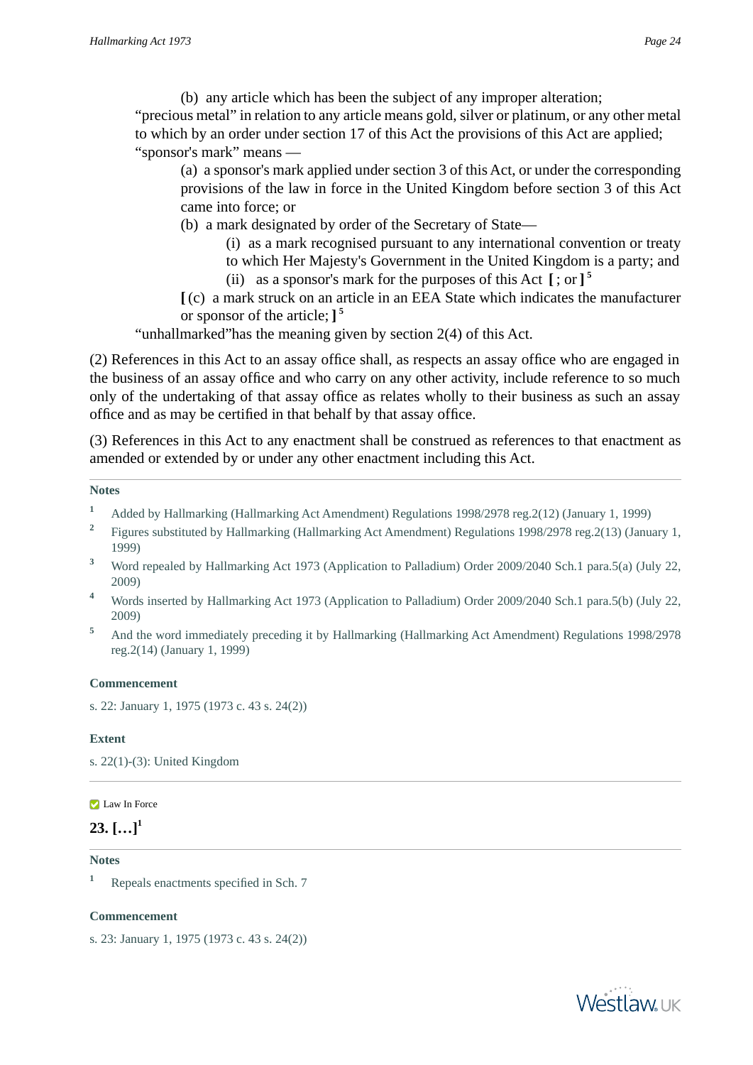(b) any article which has been the subject of any improper alteration;

"precious metal" in relation to any article means gold, silver or platinum, or any other metal to which by an order under section 17 of this Act the provisions of this Act are applied;

"sponsor's mark" means —

(a) a sponsor's mark applied under section 3 of this Act, or under the corresponding provisions of the law in force in the United Kingdom before section 3 of this Act came into force; or

(b) a mark designated by order of the Secretary of State—

(i) as a mark recognised pursuant to any international convention or treaty to which Her Majesty's Government in the United Kingdom is a party; and

(ii) as a sponsor's mark for the purposes of this Act [ ; or ] [5]

[ (c) a mark struck on an article in an EEA State which indicates the manufacturer or sponsor of the article; ] [5]

"unhallmarked"has the meaning given by section 2(4) of this Act.

(2) References in this Act to an assay office shall, as respects an assay office who are engaged in the business of an assay office and who carry on any other activity, include reference to so much only of the undertaking of that assay office as relates wholly to their business as such an assay office and as may be certified in that behalf by that assay office.

(3) References in this Act to any enactment shall be construed as references to that enactment as amended or extended by or under any other enactment including this Act.

**Notes**

1. Added by Hallmarking (Hallmarking Act Amendment) Regulations 1998/2978 reg.2(12) (January 1, 1999)
2. Figures substituted by Hallmarking (Hallmarking Act Amendment) Regulations 1998/2978 reg.2(13) (January 1, 1999)
3. Word repealed by Hallmarking Act 1973 (Application to Palladium) Order 2009/2040 Sch.1 para.5(a) (July 22, 2009)
4. Words inserted by Hallmarking Act 1973 (Application to Palladium) Order 2009/2040 Sch.1 para.5(b) (July 22, 2009)
5. And the word immediately preceding it by Hallmarking (Hallmarking Act Amendment) Regulations 1998/2978 reg.2(14) (January 1, 1999)

**Commencement**

s. 22: January 1, 1975 (1973 c. 43 s. 24(2))

**Extent**

s. 22(1)-(3): United Kingdom

Law In Force

## 23. […][1]

**Notes**

1. Repeals enactments specified in Sch. 7

**Commencement**

s. 23: January 1, 1975 (1973 c. 43 s. 24(2))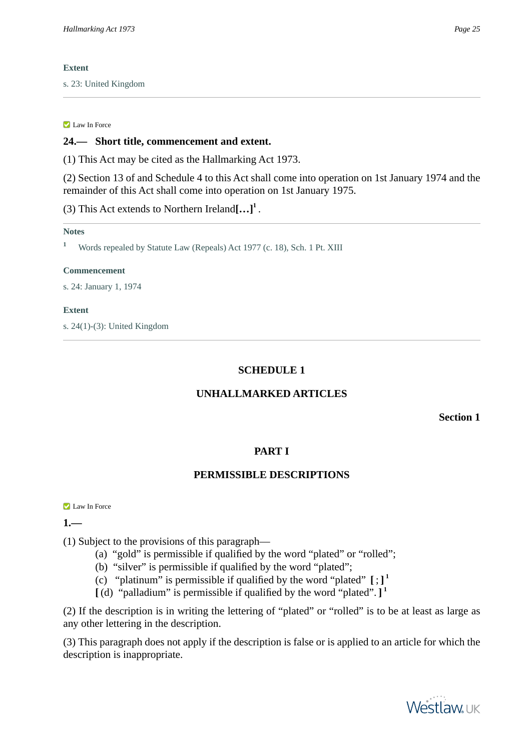**Extent**

s. 23: United Kingdom

---

Law In Force

**24.— Short title, commencement and extent.**

(1) This Act may be cited as the Hallmarking Act 1973.

(2) Section 13 of and Schedule 4 to this Act shall come into operation on 1st January 1974 and the remainder of this Act shall come into operation on 1st January 1975.

(3) This Act extends to Northern Ireland**[…]**[1] .

---

**Notes**

[1] Words repealed by Statute Law (Repeals) Act 1977 (c. 18), Sch. 1 Pt. XIII

**Commencement**

s. 24: January 1, 1974

**Extent**

s. 24(1)-(3): United Kingdom

---

## SCHEDULE 1

## UNHALLMARKED ARTICLES

**Section 1**

### PART I

### PERMISSIBLE DESCRIPTIONS

Law In Force

**1.—**

(1) Subject to the provisions of this paragraph—

- (a) “gold” is permissible if qualified by the word “plated” or “rolled”;
- (b) “silver” is permissible if qualified by the word “plated”;
- (c) “platinum” is permissible if qualified by the word “plated” **[** ; **]**[1]
- **[** (d) “palladium” is permissible if qualified by the word “plated”. **]**[1]

(2) If the description is in writing the lettering of “plated” or “rolled” is to be at least as large as any other lettering in the description.

(3) This paragraph does not apply if the description is false or is applied to an article for which the description is inappropriate.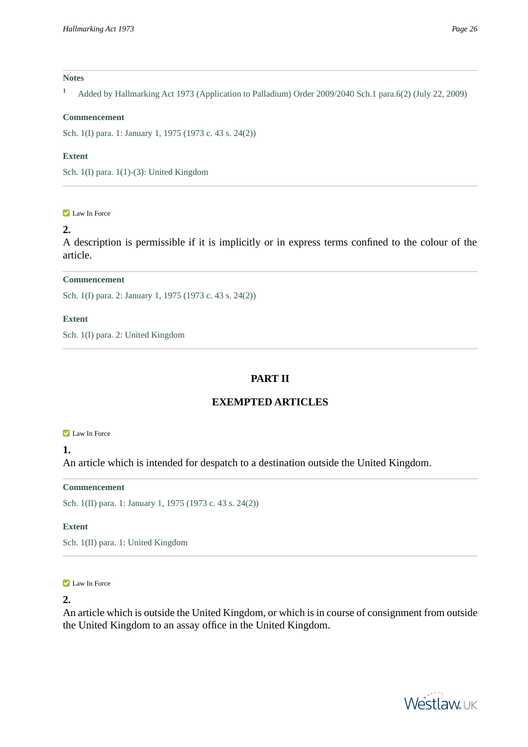**Notes**

1 Added by Hallmarking Act 1973 (Application to Palladium) Order 2009/2040 Sch.1 para.6(2) (July 22, 2009)

**Commencement**

Sch. 1(I) para. 1: January 1, 1975 (1973 c. 43 s. 24(2))

**Extent**

Sch. 1(I) para. 1(1)-(3): United Kingdom

---

Law In Force

**2.**
A description is permissible if it is implicitly or in express terms confined to the colour of the article.

**Commencement**

Sch. 1(I) para. 2: January 1, 1975 (1973 c. 43 s. 24(2))

**Extent**

Sch. 1(I) para. 2: United Kingdom

---

## PART II

## EXEMPTED ARTICLES

Law In Force

**1.**
An article which is intended for despatch to a destination outside the United Kingdom.

**Commencement**

Sch. 1(II) para. 1: January 1, 1975 (1973 c. 43 s. 24(2))

**Extent**

Sch. 1(II) para. 1: United Kingdom

---

Law In Force

**2.**
An article which is outside the United Kingdom, or which is in course of consignment from outside the United Kingdom to an assay office in the United Kingdom.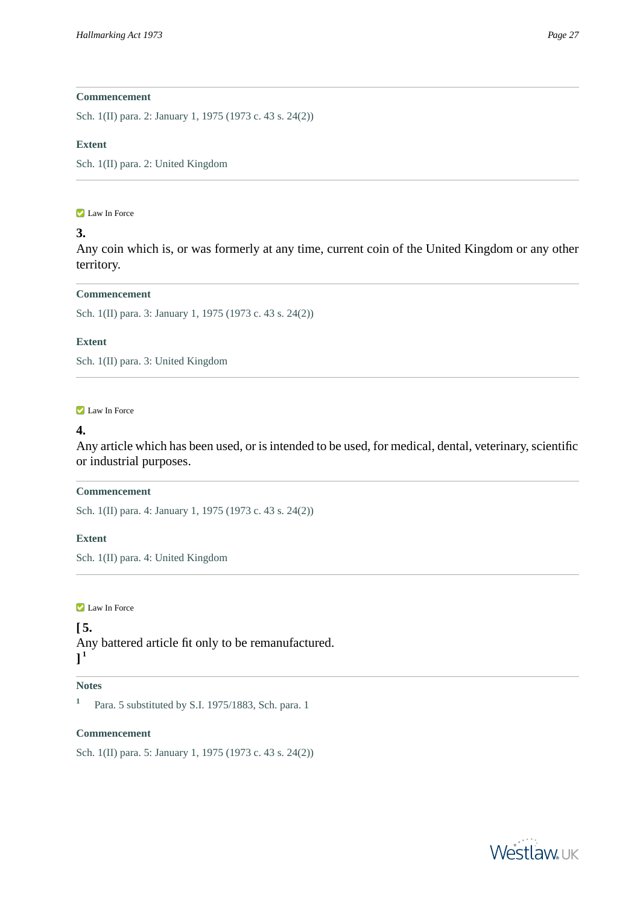**Commencement**

Sch. 1(II) para. 2: January 1, 1975 (1973 c. 43 s. 24(2))

**Extent**

Sch. 1(II) para. 2: United Kingdom

---

Law In Force

**3.**

Any coin which is, or was formerly at any time, current coin of the United Kingdom or any other territory.

**Commencement**

Sch. 1(II) para. 3: January 1, 1975 (1973 c. 43 s. 24(2))

**Extent**

Sch. 1(II) para. 3: United Kingdom

---

Law In Force

**4.**

Any article which has been used, or is intended to be used, for medical, dental, veterinary, scientific or industrial purposes.

**Commencement**

Sch. 1(II) para. 4: January 1, 1975 (1973 c. 43 s. 24(2))

**Extent**

Sch. 1(II) para. 4: United Kingdom

---

Law In Force

**[ 5.**

Any battered article fit only to be remanufactured.

**]** [1]

**Notes**

[1] Para. 5 substituted by S.I. 1975/1883, Sch. para. 1

**Commencement**

Sch. 1(II) para. 5: January 1, 1975 (1973 c. 43 s. 24(2))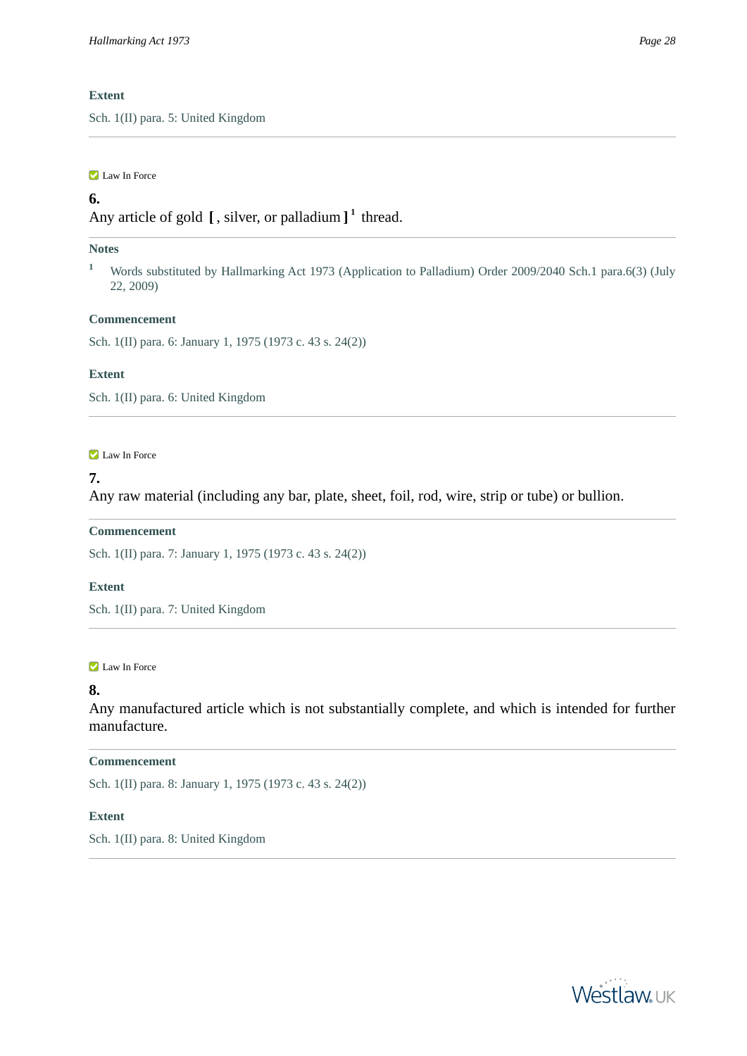**Extent**

Sch. 1(II) para. 5: United Kingdom

---

Law In Force

**6.**

Any article of gold [ , silver, or palladium ] [1] thread.

**Notes**

[1] Words substituted by Hallmarking Act 1973 (Application to Palladium) Order 2009/2040 Sch.1 para.6(3) (July 22, 2009)

**Commencement**

Sch. 1(II) para. 6: January 1, 1975 (1973 c. 43 s. 24(2))

**Extent**

Sch. 1(II) para. 6: United Kingdom

---

Law In Force

**7.**

Any raw material (including any bar, plate, sheet, foil, rod, wire, strip or tube) or bullion.

**Commencement**

Sch. 1(II) para. 7: January 1, 1975 (1973 c. 43 s. 24(2))

**Extent**

Sch. 1(II) para. 7: United Kingdom

---

Law In Force

**8.**

Any manufactured article which is not substantially complete, and which is intended for further manufacture.

**Commencement**

Sch. 1(II) para. 8: January 1, 1975 (1973 c. 43 s. 24(2))

**Extent**

Sch. 1(II) para. 8: United Kingdom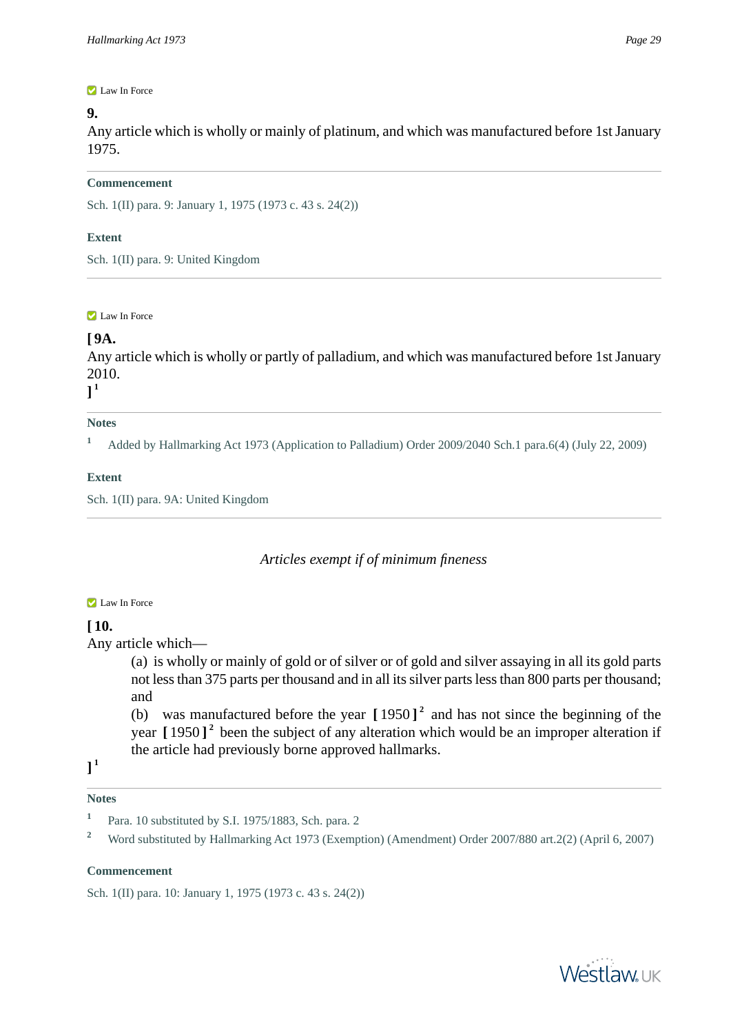Law In Force

**9.**

Any article which is wholly or mainly of platinum, and which was manufactured before 1st January 1975.

**Commencement**

Sch. 1(II) para. 9: January 1, 1975 (1973 c. 43 s. 24(2))

**Extent**

Sch. 1(II) para. 9: United Kingdom

Law In Force

**[ 9A.**

Any article which is wholly or partly of palladium, and which was manufactured before 1st January 2010.

**]** [1]

**Notes**

1 Added by Hallmarking Act 1973 (Application to Palladium) Order 2009/2040 Sch.1 para.6(4) (July 22, 2009)

**Extent**

Sch. 1(II) para. 9A: United Kingdom

*Articles exempt if of minimum fineness*

Law In Force

**[ 10.**

Any article which—

(a) is wholly or mainly of gold or of silver or of gold and silver assaying in all its gold parts not less than 375 parts per thousand and in all its silver parts less than 800 parts per thousand; and

(b) was manufactured before the year **[** 1950 **]** [2] and has not since the beginning of the year **[** 1950 **]** [2] been the subject of any alteration which would be an improper alteration if the article had previously borne approved hallmarks.

**]** [1]

**Notes**

1 Para. 10 substituted by S.I. 1975/1883, Sch. para. 2

2 Word substituted by Hallmarking Act 1973 (Exemption) (Amendment) Order 2007/880 art.2(2) (April 6, 2007)

**Commencement**

Sch. 1(II) para. 10: January 1, 1975 (1973 c. 43 s. 24(2))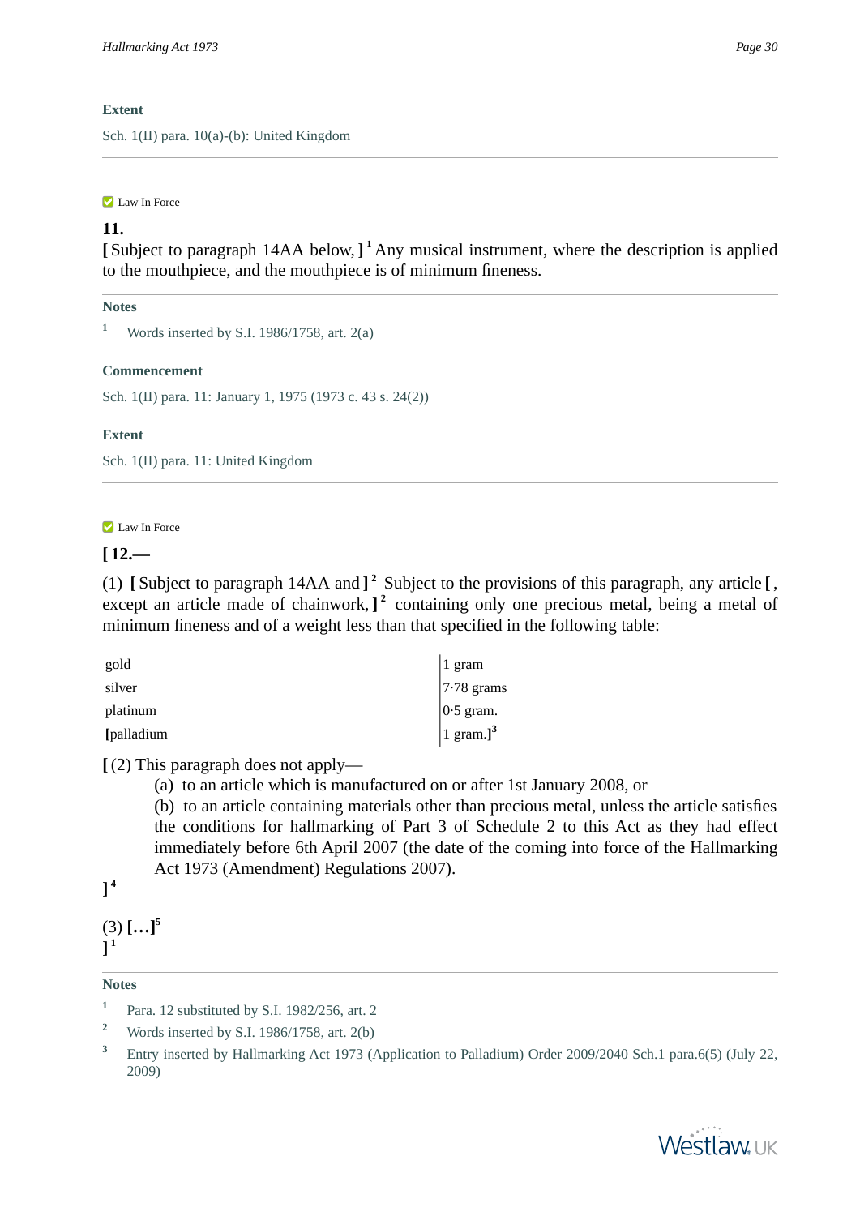**Extent**

Sch. 1(II) para. 10(a)-(b): United Kingdom

---

Law In Force

**11.**

**[** Subject to paragraph 14AA below, **]** [1] Any musical instrument, where the description is applied to the mouthpiece, and the mouthpiece is of minimum fineness.

**Notes**

[1] Words inserted by S.I. 1986/1758, art. 2(a)

**Commencement**

Sch. 1(II) para. 11: January 1, 1975 (1973 c. 43 s. 24(2))

**Extent**

Sch. 1(II) para. 11: United Kingdom

---

Law In Force

**[ 12.—**

(1) **[** Subject to paragraph 14AA and **]** [2] Subject to the provisions of this paragraph, any article **[** , except an article made of chainwork, **]** [2] containing only one precious metal, being a metal of minimum fineness and of a weight less than that specified in the following table:

| | |
|---|---|
| gold | 1 gram |
| silver | 7·78 grams |
| platinum | 0·5 gram. |
| **[**palladium | 1 gram.**]**[3] |

**[** (2) This paragraph does not apply—

(a) to an article which is manufactured on or after 1st January 2008, or

(b) to an article containing materials other than precious metal, unless the article satisfies the conditions for hallmarking of Part 3 of Schedule 2 to this Act as they had effect immediately before 6th April 2007 (the date of the coming into force of the Hallmarking Act 1973 (Amendment) Regulations 2007).

**]** [4]

(3) **[…]**[5]
**]** [1]

**Notes**

[1] Para. 12 substituted by S.I. 1982/256, art. 2

[2] Words inserted by S.I. 1986/1758, art. 2(b)

[3] Entry inserted by Hallmarking Act 1973 (Application to Palladium) Order 2009/2040 Sch.1 para.6(5) (July 22, 2009)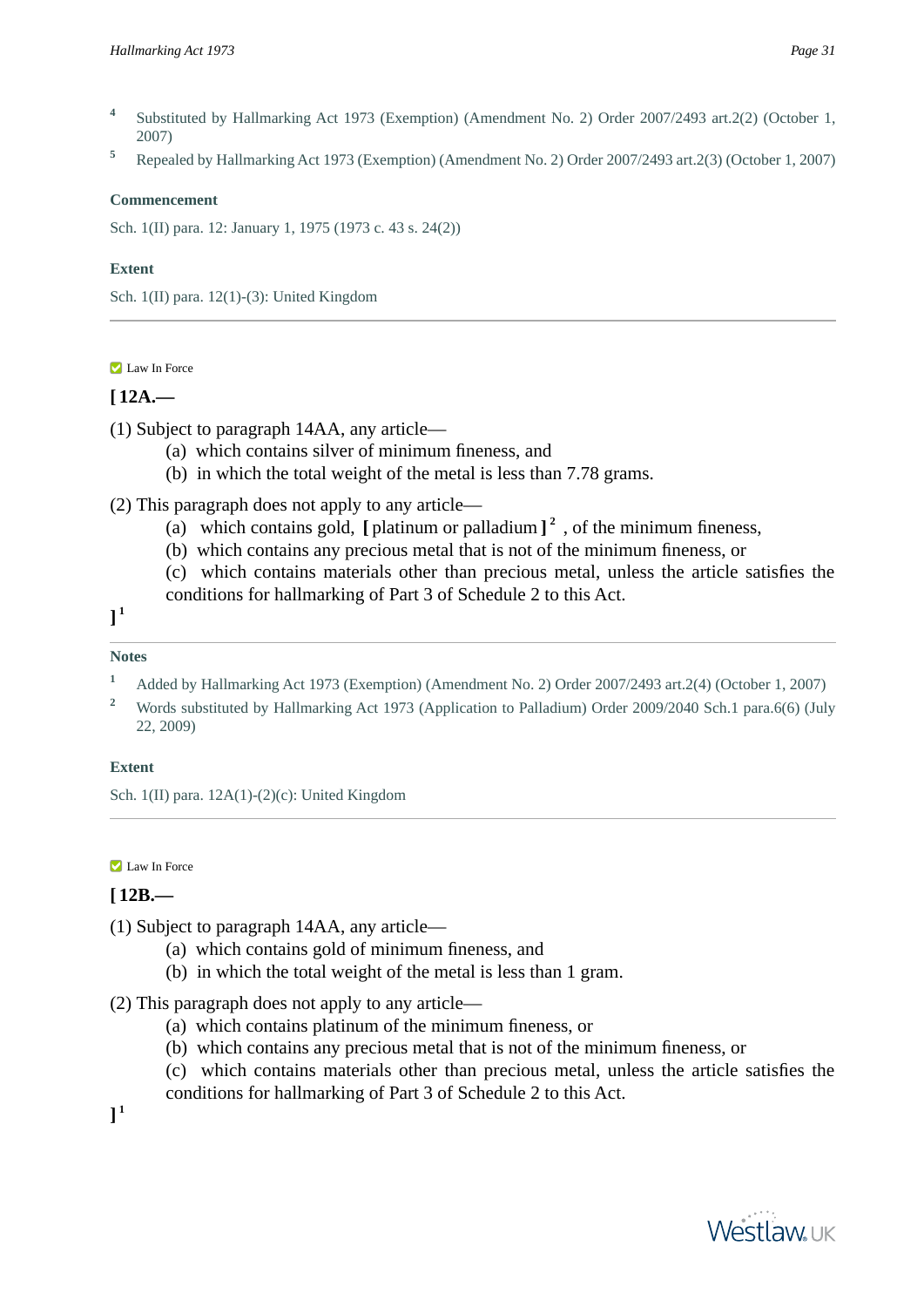4 Substituted by Hallmarking Act 1973 (Exemption) (Amendment No. 2) Order 2007/2493 art.2(2) (October 1, 2007)

5 Repealed by Hallmarking Act 1973 (Exemption) (Amendment No. 2) Order 2007/2493 art.2(3) (October 1, 2007)

**Commencement**

Sch. 1(II) para. 12: January 1, 1975 (1973 c. 43 s. 24(2))

**Extent**

Sch. 1(II) para. 12(1)-(3): United Kingdom

---

Law In Force

**[ 12A.—**

(1) Subject to paragraph 14AA, any article—

  (a) which contains silver of minimum fineness, and
  (b) in which the total weight of the metal is less than 7.78 grams.

(2) This paragraph does not apply to any article—

  (a) which contains gold, **[** platinum or palladium **]** [2] , of the minimum fineness,
  (b) which contains any precious metal that is not of the minimum fineness, or
  (c) which contains materials other than precious metal, unless the article satisfies the conditions for hallmarking of Part 3 of Schedule 2 to this Act.

**]** [1]

**Notes**

1 Added by Hallmarking Act 1973 (Exemption) (Amendment No. 2) Order 2007/2493 art.2(4) (October 1, 2007)

2 Words substituted by Hallmarking Act 1973 (Application to Palladium) Order 2009/2040 Sch.1 para.6(6) (July 22, 2009)

**Extent**

Sch. 1(II) para. 12A(1)-(2)(c): United Kingdom

---

Law In Force

**[ 12B.—**

(1) Subject to paragraph 14AA, any article—

  (a) which contains gold of minimum fineness, and
  (b) in which the total weight of the metal is less than 1 gram.

(2) This paragraph does not apply to any article—

  (a) which contains platinum of the minimum fineness, or
  (b) which contains any precious metal that is not of the minimum fineness, or
  (c) which contains materials other than precious metal, unless the article satisfies the conditions for hallmarking of Part 3 of Schedule 2 to this Act.

**]** [1]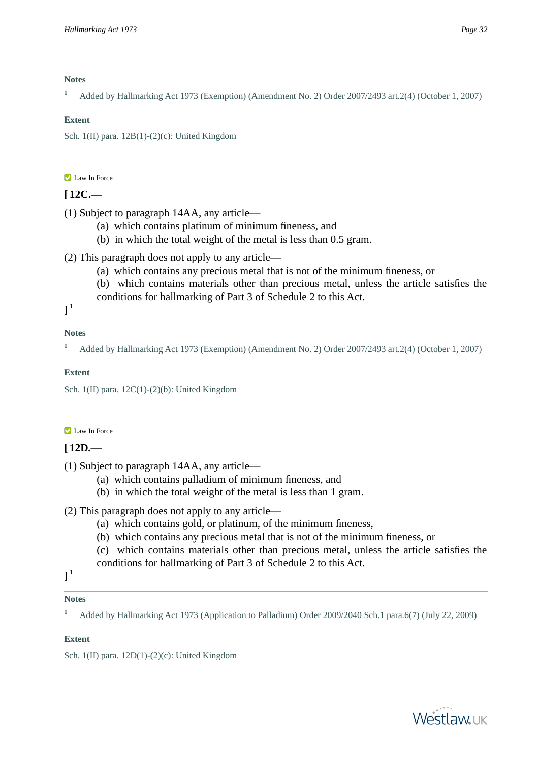**Notes**

[1] Added by Hallmarking Act 1973 (Exemption) (Amendment No. 2) Order 2007/2493 art.2(4) (October 1, 2007)

**Extent**

Sch. 1(II) para. 12B(1)-(2)(c): United Kingdom

---

Law In Force

**[ 12C.—**

(1) Subject to paragraph 14AA, any article—

(a) which contains platinum of minimum fineness, and

(b) in which the total weight of the metal is less than 0.5 gram.

(2) This paragraph does not apply to any article—

(a) which contains any precious metal that is not of the minimum fineness, or

(b) which contains materials other than precious metal, unless the article satisfies the conditions for hallmarking of Part 3 of Schedule 2 to this Act.

][1]

**Notes**

[1] Added by Hallmarking Act 1973 (Exemption) (Amendment No. 2) Order 2007/2493 art.2(4) (October 1, 2007)

**Extent**

Sch. 1(II) para. 12C(1)-(2)(b): United Kingdom

---

Law In Force

**[ 12D.—**

(1) Subject to paragraph 14AA, any article—

(a) which contains palladium of minimum fineness, and

(b) in which the total weight of the metal is less than 1 gram.

(2) This paragraph does not apply to any article—

(a) which contains gold, or platinum, of the minimum fineness,

(b) which contains any precious metal that is not of the minimum fineness, or

(c) which contains materials other than precious metal, unless the article satisfies the conditions for hallmarking of Part 3 of Schedule 2 to this Act.

][1]

**Notes**

[1] Added by Hallmarking Act 1973 (Application to Palladium) Order 2009/2040 Sch.1 para.6(7) (July 22, 2009)

**Extent**

Sch. 1(II) para. 12D(1)-(2)(c): United Kingdom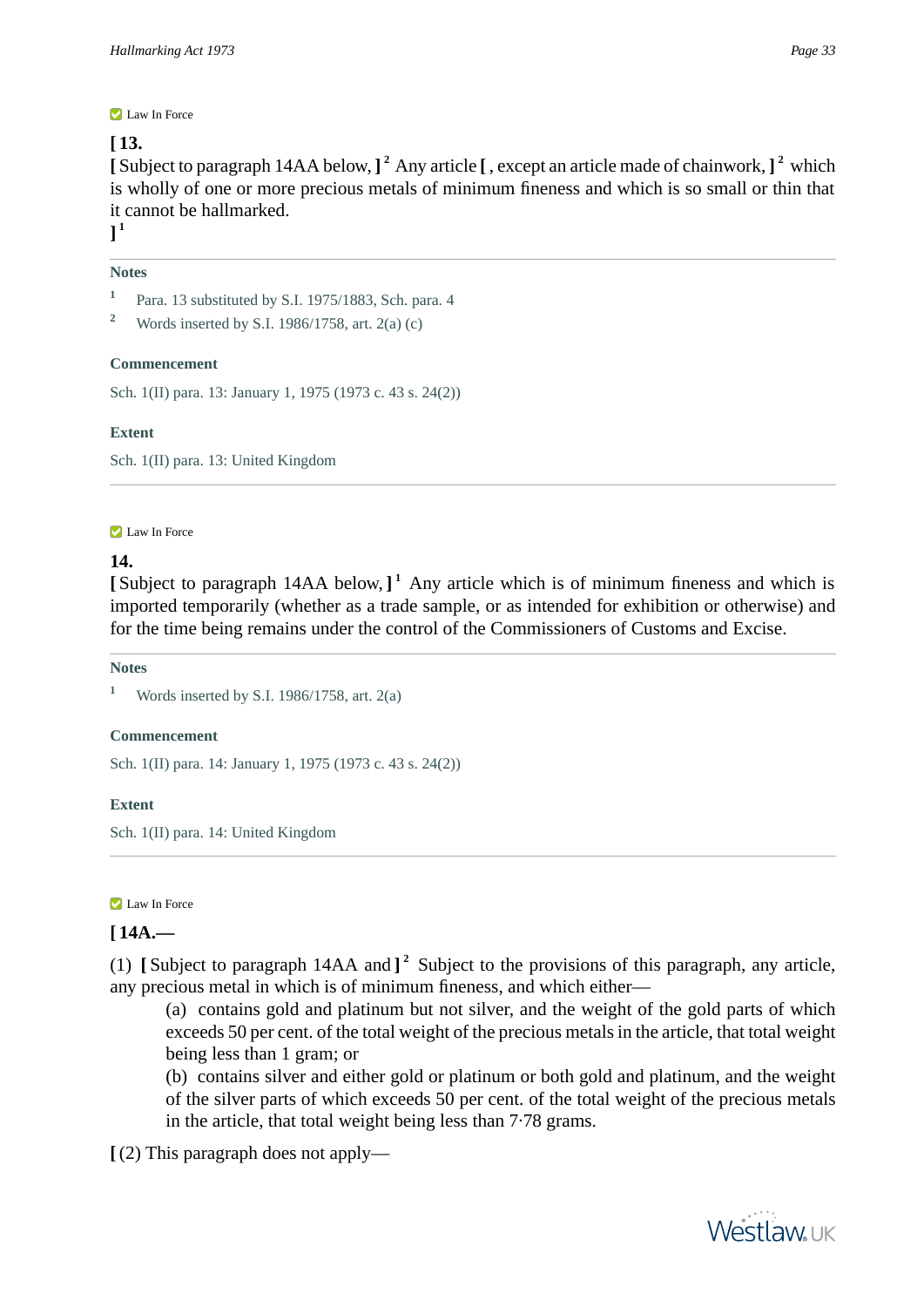Law In Force

**[ 13.**

**[** Subject to paragraph 14AA below, **]** [2] Any article **[** , except an article made of chainwork, **]** [2] which is wholly of one or more precious metals of minimum fineness and which is so small or thin that it cannot be hallmarked.

**]** [1]

**Notes**

1 Para. 13 substituted by S.I. 1975/1883, Sch. para. 4

2 Words inserted by S.I. 1986/1758, art. 2(a) (c)

**Commencement**

Sch. 1(II) para. 13: January 1, 1975 (1973 c. 43 s. 24(2))

**Extent**

Sch. 1(II) para. 13: United Kingdom

Law In Force

**14.**

**[** Subject to paragraph 14AA below, **]** [1] Any article which is of minimum fineness and which is imported temporarily (whether as a trade sample, or as intended for exhibition or otherwise) and for the time being remains under the control of the Commissioners of Customs and Excise.

**Notes**

1 Words inserted by S.I. 1986/1758, art. 2(a)

**Commencement**

Sch. 1(II) para. 14: January 1, 1975 (1973 c. 43 s. 24(2))

**Extent**

Sch. 1(II) para. 14: United Kingdom

Law In Force

**[ 14A.—**

(1) **[** Subject to paragraph 14AA and **]** [2] Subject to the provisions of this paragraph, any article, any precious metal in which is of minimum fineness, and which either—

(a) contains gold and platinum but not silver, and the weight of the gold parts of which exceeds 50 per cent. of the total weight of the precious metals in the article, that total weight being less than 1 gram; or

(b) contains silver and either gold or platinum or both gold and platinum, and the weight of the silver parts of which exceeds 50 per cent. of the total weight of the precious metals in the article, that total weight being less than 7·78 grams.

**[** (2) This paragraph does not apply—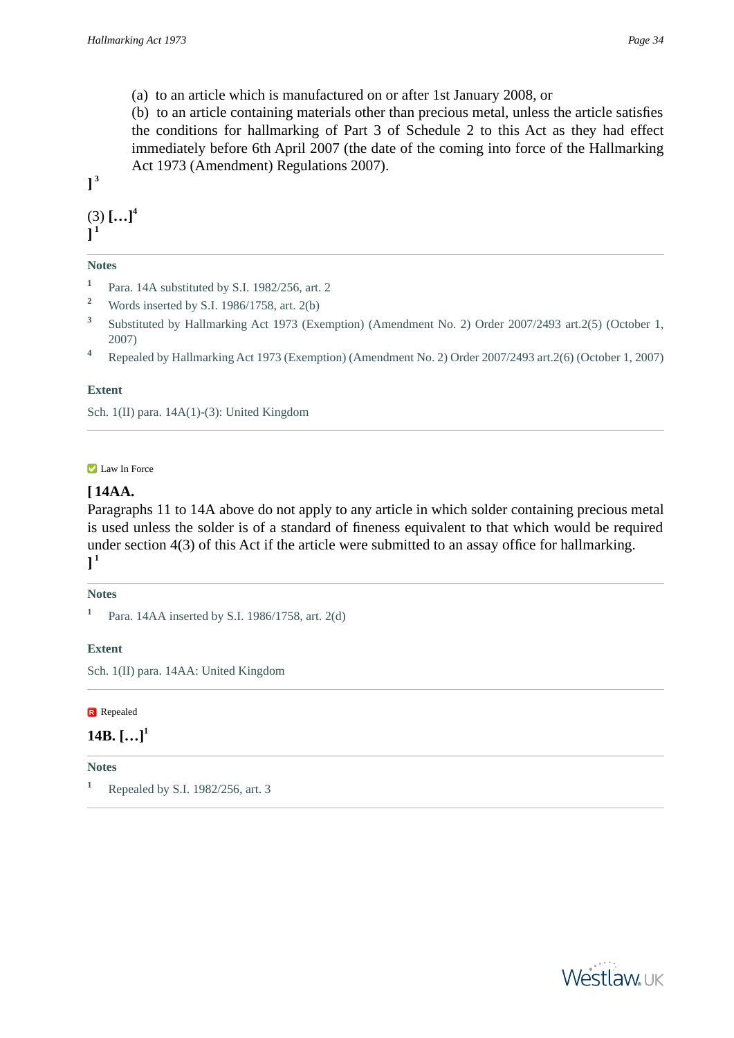(a) to an article which is manufactured on or after 1st January 2008, or

(b) to an article containing materials other than precious metal, unless the article satisfies the conditions for hallmarking of Part 3 of Schedule 2 to this Act as they had effect immediately before 6th April 2007 (the date of the coming into force of the Hallmarking Act 1973 (Amendment) Regulations 2007).

][3]

(3) **[…]**[4]
][1]

### Notes

[1] Para. 14A substituted by S.I. 1982/256, art. 2

[2] Words inserted by S.I. 1986/1758, art. 2(b)

[3] Substituted by Hallmarking Act 1973 (Exemption) (Amendment No. 2) Order 2007/2493 art.2(5) (October 1, 2007)

[4] Repealed by Hallmarking Act 1973 (Exemption) (Amendment No. 2) Order 2007/2493 art.2(6) (October 1, 2007)

### Extent

Sch. 1(II) para. 14A(1)-(3): United Kingdom

---

Law In Force

**[ 14AA.**

Paragraphs 11 to 14A above do not apply to any article in which solder containing precious metal is used unless the solder is of a standard of fineness equivalent to that which would be required under section 4(3) of this Act if the article were submitted to an assay office for hallmarking.
][1]

### Notes

[1] Para. 14AA inserted by S.I. 1986/1758, art. 2(d)

### Extent

Sch. 1(II) para. 14AA: United Kingdom

---

Repealed

**14B. […]**[1]

### Notes

[1] Repealed by S.I. 1982/256, art. 3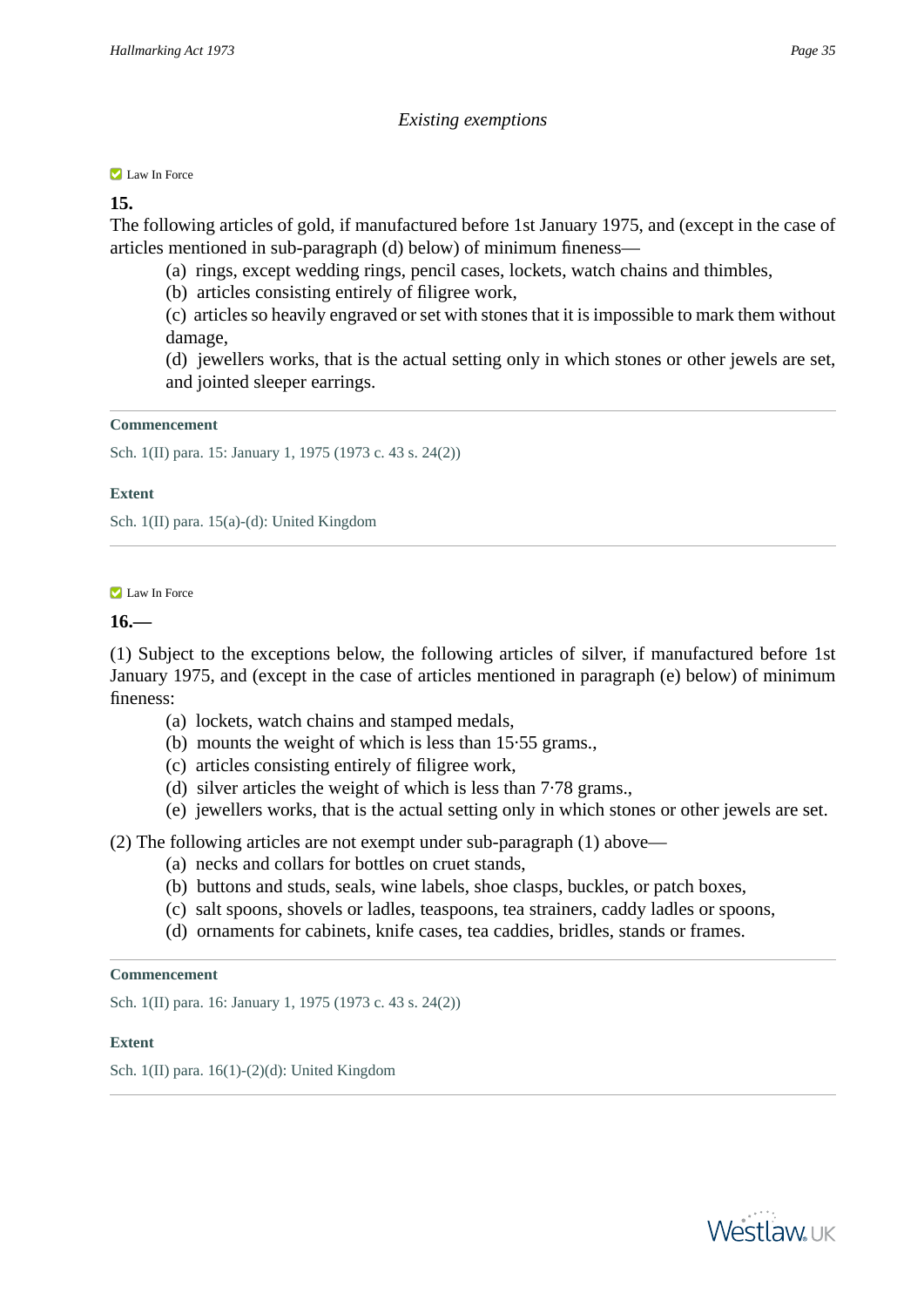*Existing exemptions*

Law In Force

**15.**

The following articles of gold, if manufactured before 1st January 1975, and (except in the case of articles mentioned in sub-paragraph (d) below) of minimum fineness—

(a) rings, except wedding rings, pencil cases, lockets, watch chains and thimbles,

(b) articles consisting entirely of filigree work,

(c) articles so heavily engraved or set with stones that it is impossible to mark them without damage,

(d) jewellers works, that is the actual setting only in which stones or other jewels are set, and jointed sleeper earrings.

**Commencement**

Sch. 1(II) para. 15: January 1, 1975 (1973 c. 43 s. 24(2))

**Extent**

Sch. 1(II) para. 15(a)-(d): United Kingdom

Law In Force

**16.—**

(1) Subject to the exceptions below, the following articles of silver, if manufactured before 1st January 1975, and (except in the case of articles mentioned in paragraph (e) below) of minimum fineness:

(a) lockets, watch chains and stamped medals,

(b) mounts the weight of which is less than 15·55 grams.,

(c) articles consisting entirely of filigree work,

(d) silver articles the weight of which is less than 7·78 grams.,

(e) jewellers works, that is the actual setting only in which stones or other jewels are set.

(2) The following articles are not exempt under sub-paragraph (1) above—

(a) necks and collars for bottles on cruet stands,

(b) buttons and studs, seals, wine labels, shoe clasps, buckles, or patch boxes,

(c) salt spoons, shovels or ladles, teaspoons, tea strainers, caddy ladles or spoons,

(d) ornaments for cabinets, knife cases, tea caddies, bridles, stands or frames.

**Commencement**

Sch. 1(II) para. 16: January 1, 1975 (1973 c. 43 s. 24(2))

**Extent**

Sch. 1(II) para. 16(1)-(2)(d): United Kingdom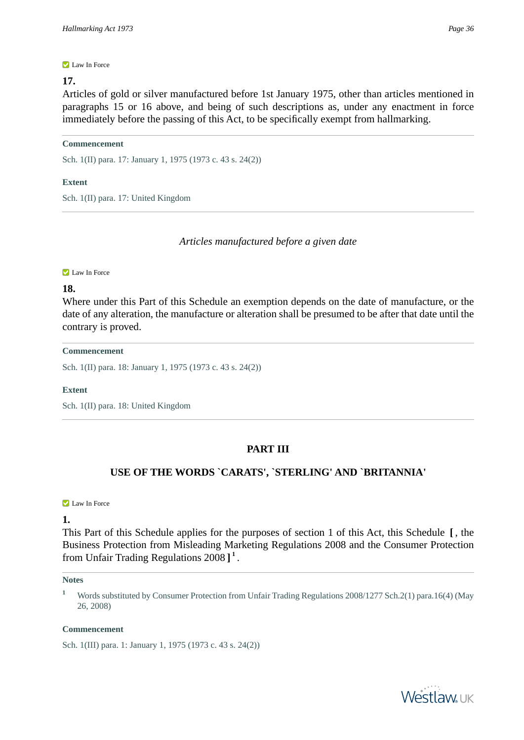Law In Force

**17.**

Articles of gold or silver manufactured before 1st January 1975, other than articles mentioned in paragraphs 15 or 16 above, and being of such descriptions as, under any enactment in force immediately before the passing of this Act, to be specifically exempt from hallmarking.

---

**Commencement**

Sch. 1(II) para. 17: January 1, 1975 (1973 c. 43 s. 24(2))

**Extent**

Sch. 1(II) para. 17: United Kingdom

---

*Articles manufactured before a given date*

Law In Force

**18.**

Where under this Part of this Schedule an exemption depends on the date of manufacture, or the date of any alteration, the manufacture or alteration shall be presumed to be after that date until the contrary is proved.

---

**Commencement**

Sch. 1(II) para. 18: January 1, 1975 (1973 c. 43 s. 24(2))

**Extent**

Sch. 1(II) para. 18: United Kingdom

---

## PART III

## USE OF THE WORDS `CARATS', `STERLING' AND `BRITANNIA'

Law In Force

**1.**

This Part of this Schedule applies for the purposes of section 1 of this Act, this Schedule [ , the Business Protection from Misleading Marketing Regulations 2008 and the Consumer Protection from Unfair Trading Regulations 2008 ] [1] .

---

**Notes**

1 Words substituted by Consumer Protection from Unfair Trading Regulations 2008/1277 Sch.2(1) para.16(4) (May 26, 2008)

**Commencement**

Sch. 1(III) para. 1: January 1, 1975 (1973 c. 43 s. 24(2))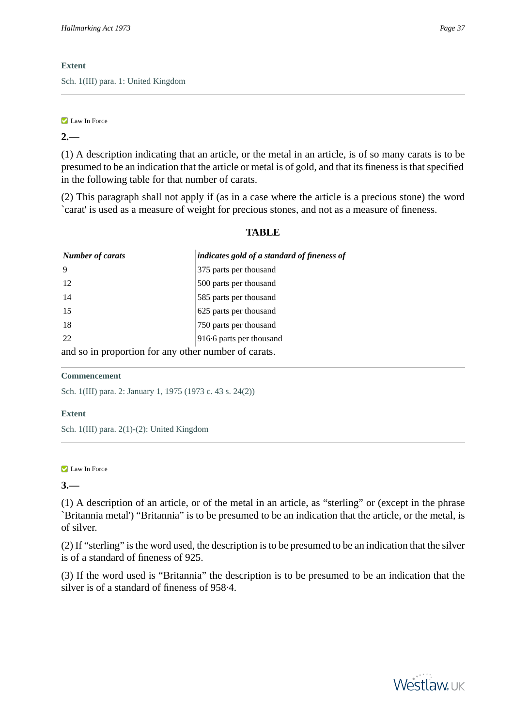**Extent**

Sch. 1(III) para. 1: United Kingdom

---

Law In Force

**2.—**

(1) A description indicating that an article, or the metal in an article, is of so many carats is to be presumed to be an indication that the article or metal is of gold, and that its fineness is that specified in the following table for that number of carats.

(2) This paragraph shall not apply if (as in a case where the article is a precious stone) the word `carat' is used as a measure of weight for precious stones, and not as a measure of fineness.

**TABLE**

| *Number of carats* | *indicates gold of a standard of fineness of* |
|---|---|
| 9 | 375 parts per thousand |
| 12 | 500 parts per thousand |
| 14 | 585 parts per thousand |
| 15 | 625 parts per thousand |
| 18 | 750 parts per thousand |
| 22 | 916·6 parts per thousand |

and so in proportion for any other number of carats.

---

**Commencement**

Sch. 1(III) para. 2: January 1, 1975 (1973 c. 43 s. 24(2))

**Extent**

Sch. 1(III) para. 2(1)-(2): United Kingdom

---

Law In Force

**3.—**

(1) A description of an article, or of the metal in an article, as "sterling" or (except in the phrase `Britannia metal') "Britannia" is to be presumed to be an indication that the article, or the metal, is of silver.

(2) If "sterling" is the word used, the description is to be presumed to be an indication that the silver is of a standard of fineness of 925.

(3) If the word used is "Britannia" the description is to be presumed to be an indication that the silver is of a standard of fineness of 958·4.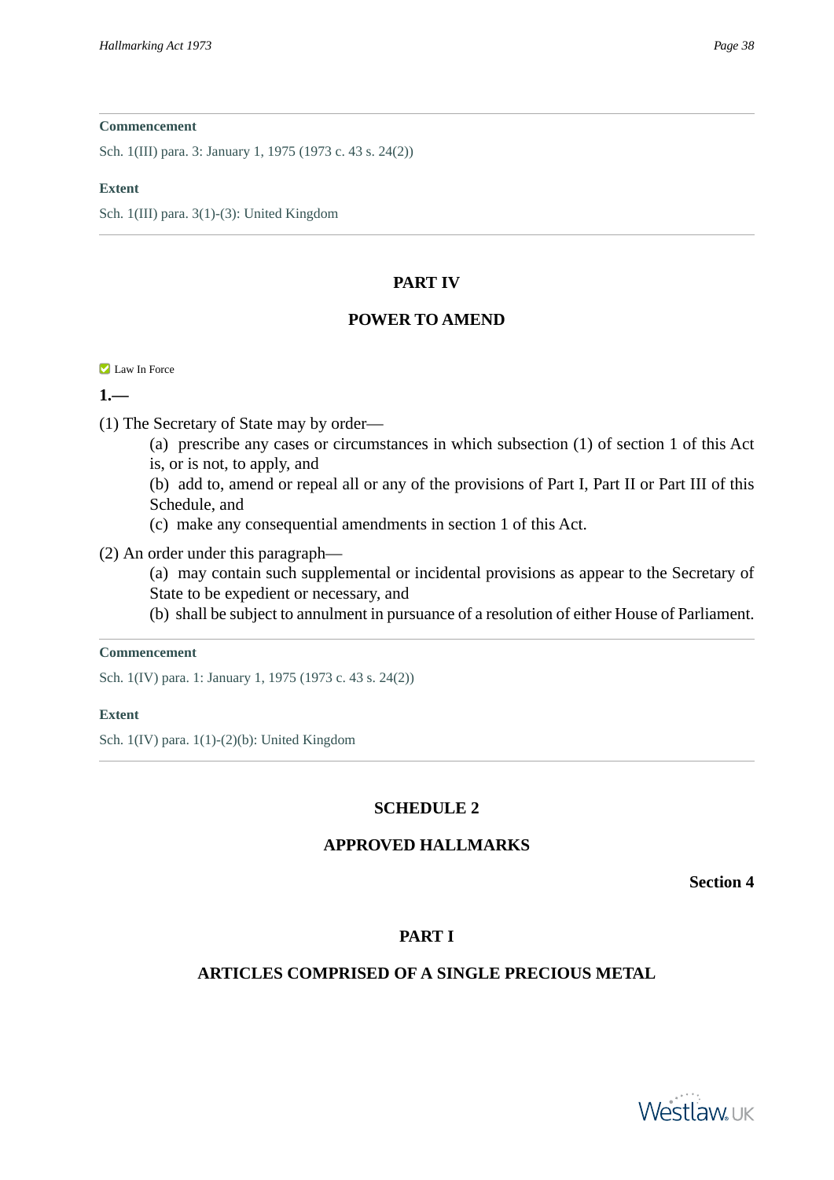**Commencement**

Sch. 1(III) para. 3: January 1, 1975 (1973 c. 43 s. 24(2))

**Extent**

Sch. 1(III) para. 3(1)-(3): United Kingdom

---

## PART IV

## POWER TO AMEND

Law In Force

**1.—**

(1) The Secretary of State may by order—

(a) prescribe any cases or circumstances in which subsection (1) of section 1 of this Act is, or is not, to apply, and

(b) add to, amend or repeal all or any of the provisions of Part I, Part II or Part III of this Schedule, and

(c) make any consequential amendments in section 1 of this Act.

(2) An order under this paragraph—

(a) may contain such supplemental or incidental provisions as appear to the Secretary of State to be expedient or necessary, and

(b) shall be subject to annulment in pursuance of a resolution of either House of Parliament.

**Commencement**

Sch. 1(IV) para. 1: January 1, 1975 (1973 c. 43 s. 24(2))

**Extent**

Sch. 1(IV) para. 1(1)-(2)(b): United Kingdom

---

## SCHEDULE 2

## APPROVED HALLMARKS

**Section 4**

## PART I

## ARTICLES COMPRISED OF A SINGLE PRECIOUS METAL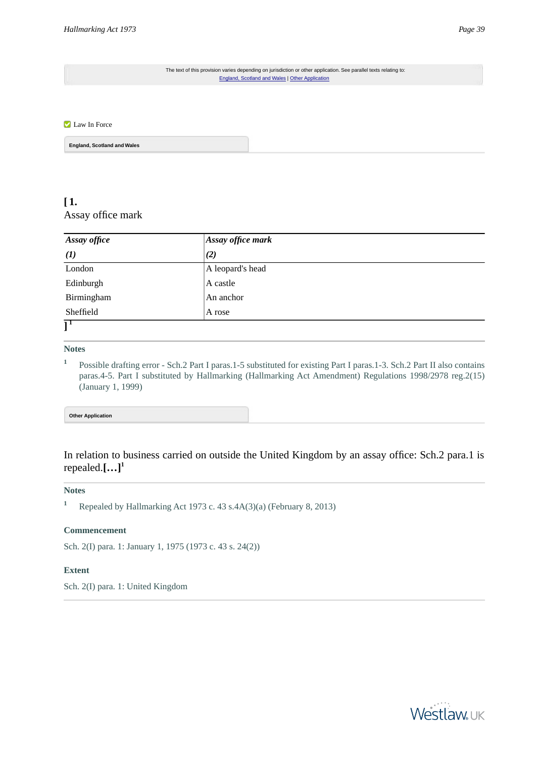The text of this provision varies depending on jurisdiction or other application. See parallel texts relating to:
England, Scotland and Wales | Other Application

Law In Force

**England, Scotland and Wales**

**[ 1.**
Assay office mark

| *Assay office* | *Assay office mark* |
|---|---|
| *(1)* | *(2)* |
| London | A leopard's head |
| Edinburgh | A castle |
| Birmingham | An anchor |
| Sheffield | A rose |

**]** [1]

### Notes

[1] Possible drafting error - Sch.2 Part I paras.1-5 substituted for existing Part I paras.1-3. Sch.2 Part II also contains paras.4-5. Part I substituted by Hallmarking (Hallmarking Act Amendment) Regulations 1998/2978 reg.2(15) (January 1, 1999)

**Other Application**

In relation to business carried on outside the United Kingdom by an assay office: Sch.2 para.1 is repealed.**[…]** [1]

### Notes

[1] Repealed by Hallmarking Act 1973 c. 43 s.4A(3)(a) (February 8, 2013)

### Commencement

Sch. 2(I) para. 1: January 1, 1975 (1973 c. 43 s. 24(2))

### Extent

Sch. 2(I) para. 1: United Kingdom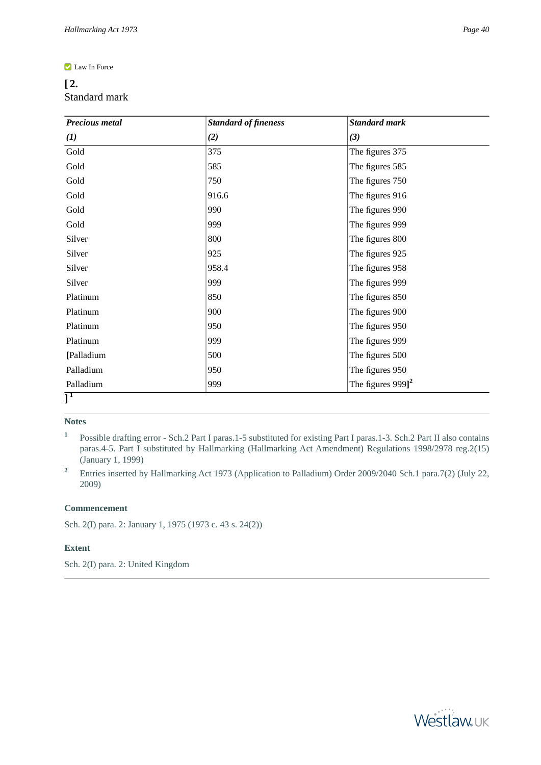Law In Force

**[ 2.**

Standard mark

| ***Precious metal*** | ***Standard of fineness*** | ***Standard mark*** |
|---|---|---|
| ***(1)*** | ***(2)*** | ***(3)*** |
| Gold | 375 | The figures 375 |
| Gold | 585 | The figures 585 |
| Gold | 750 | The figures 750 |
| Gold | 916.6 | The figures 916 |
| Gold | 990 | The figures 990 |
| Gold | 999 | The figures 999 |
| Silver | 800 | The figures 800 |
| Silver | 925 | The figures 925 |
| Silver | 958.4 | The figures 958 |
| Silver | 999 | The figures 999 |
| Platinum | 850 | The figures 850 |
| Platinum | 900 | The figures 900 |
| Platinum | 950 | The figures 950 |
| Platinum | 999 | The figures 999 |
| **[**Palladium | 500 | The figures 500 |
| Palladium | 950 | The figures 950 |
| Palladium | 999 | The figures 999**]**[2] |

**]**[1]

**Notes**

[1] Possible drafting error - Sch.2 Part I paras.1-5 substituted for existing Part I paras.1-3. Sch.2 Part II also contains paras.4-5. Part I substituted by Hallmarking (Hallmarking Act Amendment) Regulations 1998/2978 reg.2(15) (January 1, 1999)

[2] Entries inserted by Hallmarking Act 1973 (Application to Palladium) Order 2009/2040 Sch.1 para.7(2) (July 22, 2009)

**Commencement**

Sch. 2(I) para. 2: January 1, 1975 (1973 c. 43 s. 24(2))

**Extent**

Sch. 2(I) para. 2: United Kingdom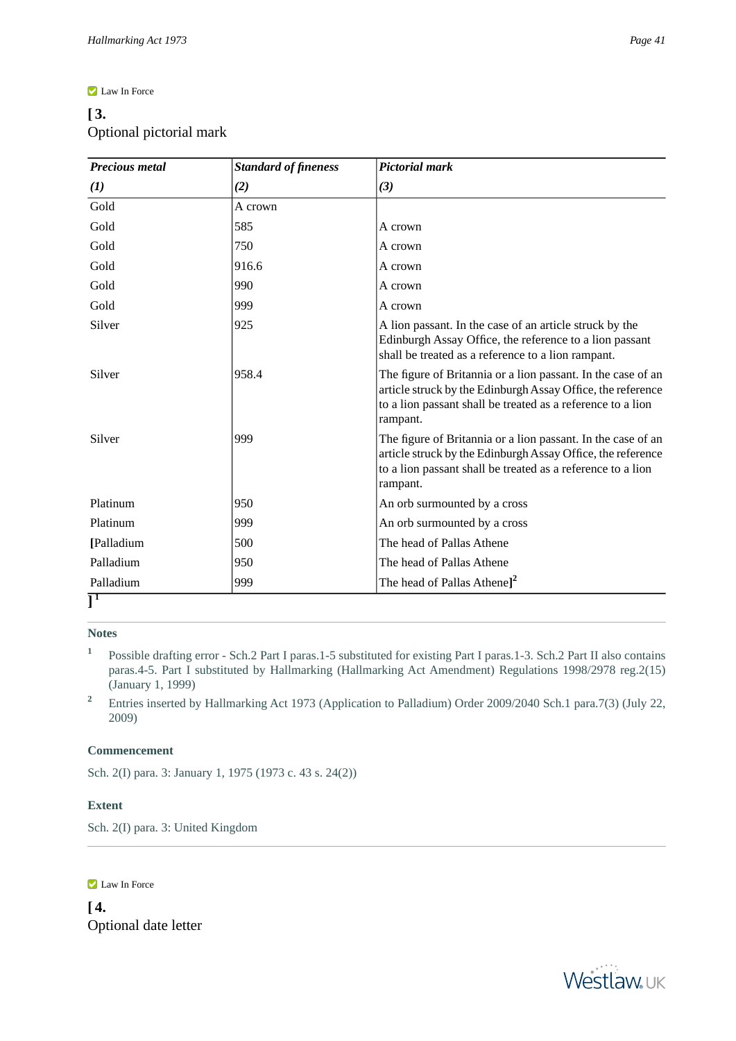Law In Force

**[ 3.**
Optional pictorial mark

| *Precious metal* | *Standard of fineness* | *Pictorial mark* |
|---|---|---|
| *(1)* | *(2)* | *(3)* |
| Gold | A crown | |
| Gold | 585 | A crown |
| Gold | 750 | A crown |
| Gold | 916.6 | A crown |
| Gold | 990 | A crown |
| Gold | 999 | A crown |
| Silver | 925 | A lion passant. In the case of an article struck by the Edinburgh Assay Office, the reference to a lion passant shall be treated as a reference to a lion rampant. |
| Silver | 958.4 | The figure of Britannia or a lion passant. In the case of an article struck by the Edinburgh Assay Office, the reference to a lion passant shall be treated as a reference to a lion rampant. |
| Silver | 999 | The figure of Britannia or a lion passant. In the case of an article struck by the Edinburgh Assay Office, the reference to a lion passant shall be treated as a reference to a lion rampant. |
| Platinum | 950 | An orb surmounted by a cross |
| Platinum | 999 | An orb surmounted by a cross |
| **[**Palladium | 500 | The head of Pallas Athene |
| Palladium | 950 | The head of Pallas Athene |
| Palladium | 999 | The head of Pallas Athene**]**[2] |

**]**[1]

### Notes

[1] Possible drafting error - Sch.2 Part I paras.1-5 substituted for existing Part I paras.1-3. Sch.2 Part II also contains paras.4-5. Part I substituted by Hallmarking (Hallmarking Act Amendment) Regulations 1998/2978 reg.2(15) (January 1, 1999)

[2] Entries inserted by Hallmarking Act 1973 (Application to Palladium) Order 2009/2040 Sch.1 para.7(3) (July 22, 2009)

### Commencement

Sch. 2(I) para. 3: January 1, 1975 (1973 c. 43 s. 24(2))

### Extent

Sch. 2(I) para. 3: United Kingdom

Law In Force

**[ 4.**
Optional date letter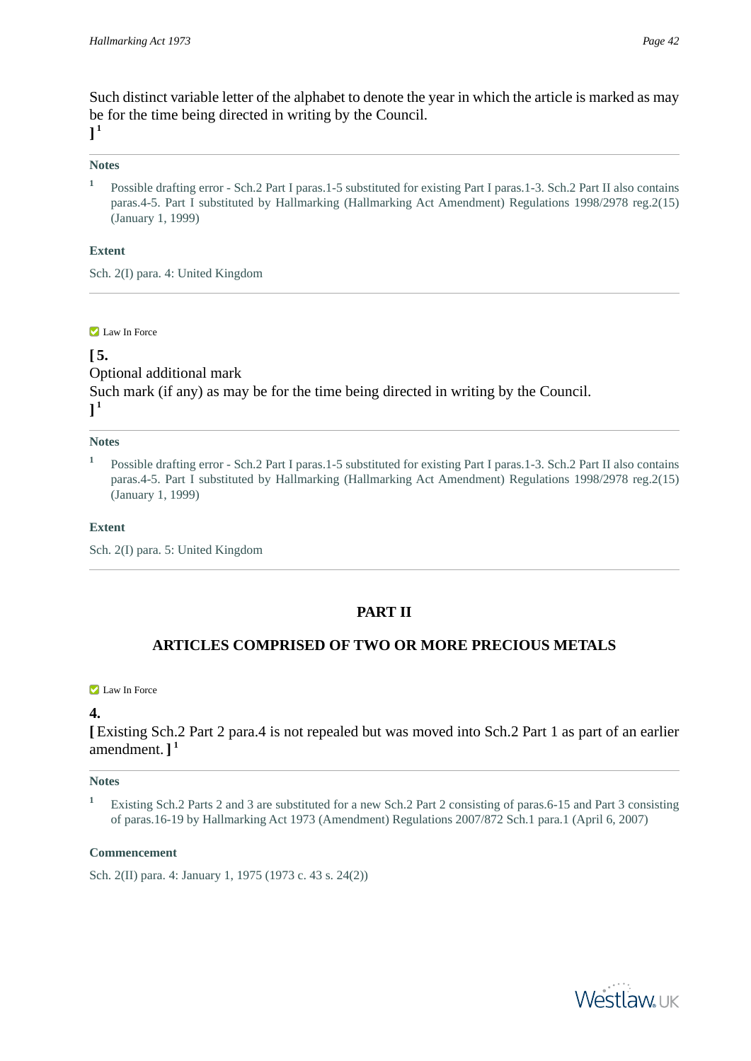Such distinct variable letter of the alphabet to denote the year in which the article is marked as may be for the time being directed in writing by the Council.
][1]

**Notes**

[1] Possible drafting error - Sch.2 Part I paras.1-5 substituted for existing Part I paras.1-3. Sch.2 Part II also contains paras.4-5. Part I substituted by Hallmarking (Hallmarking Act Amendment) Regulations 1998/2978 reg.2(15) (January 1, 1999)

**Extent**

Sch. 2(I) para. 4: United Kingdom

Law In Force

**[ 5.**
Optional additional mark
Such mark (if any) as may be for the time being directed in writing by the Council.
][1]

**Notes**

[1] Possible drafting error - Sch.2 Part I paras.1-5 substituted for existing Part I paras.1-3. Sch.2 Part II also contains paras.4-5. Part I substituted by Hallmarking (Hallmarking Act Amendment) Regulations 1998/2978 reg.2(15) (January 1, 1999)

**Extent**

Sch. 2(I) para. 5: United Kingdom

## PART II

## ARTICLES COMPRISED OF TWO OR MORE PRECIOUS METALS

Law In Force

**4.**
[ Existing Sch.2 Part 2 para.4 is not repealed but was moved into Sch.2 Part 1 as part of an earlier amendment. ][1]

**Notes**

[1] Existing Sch.2 Parts 2 and 3 are substituted for a new Sch.2 Part 2 consisting of paras.6-15 and Part 3 consisting of paras.16-19 by Hallmarking Act 1973 (Amendment) Regulations 2007/872 Sch.1 para.1 (April 6, 2007)

**Commencement**

Sch. 2(II) para. 4: January 1, 1975 (1973 c. 43 s. 24(2))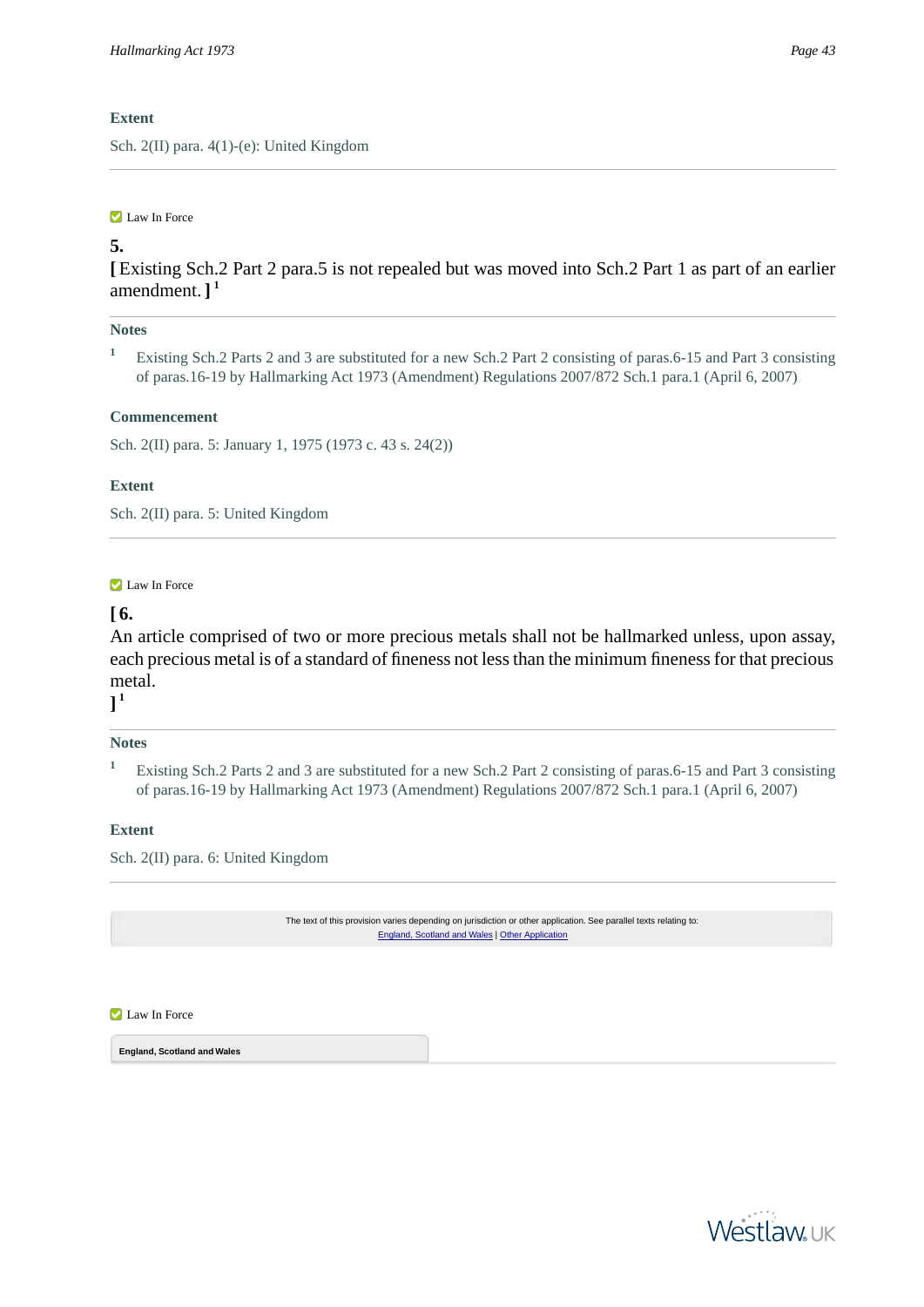**Extent**

Sch. 2(II) para. 4(1)-(e): United Kingdom

---

Law In Force

**5.**

**[** Existing Sch.2 Part 2 para.5 is not repealed but was moved into Sch.2 Part 1 as part of an earlier amendment. **]** [1]

---

**Notes**

[1] Existing Sch.2 Parts 2 and 3 are substituted for a new Sch.2 Part 2 consisting of paras.6-15 and Part 3 consisting of paras.16-19 by Hallmarking Act 1973 (Amendment) Regulations 2007/872 Sch.1 para.1 (April 6, 2007)

**Commencement**

Sch. 2(II) para. 5: January 1, 1975 (1973 c. 43 s. 24(2))

**Extent**

Sch. 2(II) para. 5: United Kingdom

---

Law In Force

**[ 6.**

An article comprised of two or more precious metals shall not be hallmarked unless, upon assay, each precious metal is of a standard of fineness not less than the minimum fineness for that precious metal.

**]** [1]

---

**Notes**

[1] Existing Sch.2 Parts 2 and 3 are substituted for a new Sch.2 Part 2 consisting of paras.6-15 and Part 3 consisting of paras.16-19 by Hallmarking Act 1973 (Amendment) Regulations 2007/872 Sch.1 para.1 (April 6, 2007)

**Extent**

Sch. 2(II) para. 6: United Kingdom

---

The text of this provision varies depending on jurisdiction or other application. See parallel texts relating to:
England, Scotland and Wales | Other Application

Law In Force

**England, Scotland and Wales**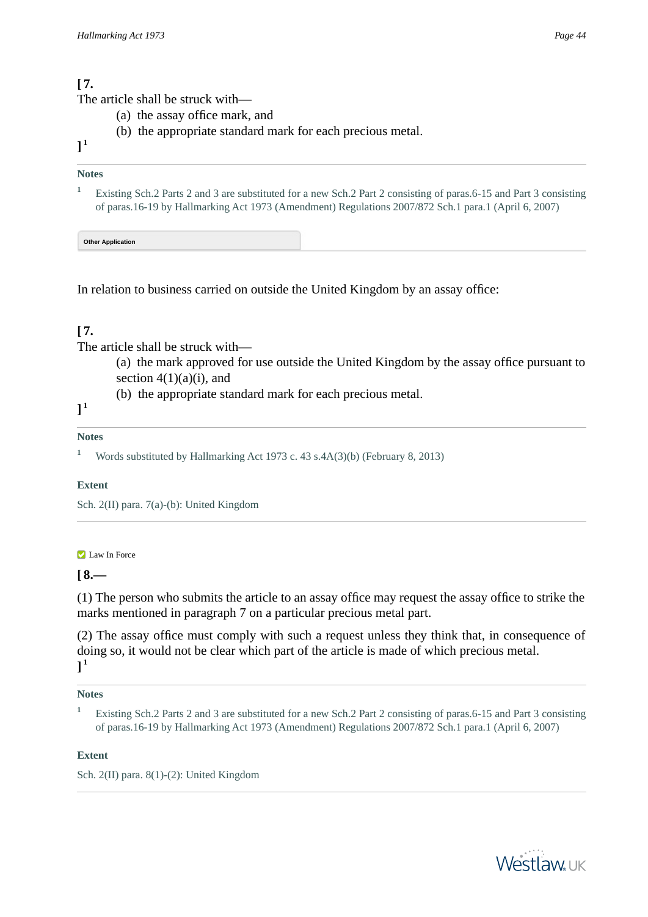**[ 7.**

The article shall be struck with—

(a) the assay office mark, and

(b) the appropriate standard mark for each precious metal.

**]** [1]

**Notes**

[1] Existing Sch.2 Parts 2 and 3 are substituted for a new Sch.2 Part 2 consisting of paras.6-15 and Part 3 consisting of paras.16-19 by Hallmarking Act 1973 (Amendment) Regulations 2007/872 Sch.1 para.1 (April 6, 2007)

**Other Application**

In relation to business carried on outside the United Kingdom by an assay office:

**[ 7.**

The article shall be struck with—

(a) the mark approved for use outside the United Kingdom by the assay office pursuant to section 4(1)(a)(i), and

(b) the appropriate standard mark for each precious metal.

**]** [1]

**Notes**

[1] Words substituted by Hallmarking Act 1973 c. 43 s.4A(3)(b) (February 8, 2013)

**Extent**

Sch. 2(II) para. 7(a)-(b): United Kingdom

Law In Force

**[ 8.—**

(1) The person who submits the article to an assay office may request the assay office to strike the marks mentioned in paragraph 7 on a particular precious metal part.

(2) The assay office must comply with such a request unless they think that, in consequence of doing so, it would not be clear which part of the article is made of which precious metal.

**]** [1]

**Notes**

[1] Existing Sch.2 Parts 2 and 3 are substituted for a new Sch.2 Part 2 consisting of paras.6-15 and Part 3 consisting of paras.16-19 by Hallmarking Act 1973 (Amendment) Regulations 2007/872 Sch.1 para.1 (April 6, 2007)

**Extent**

Sch. 2(II) para. 8(1)-(2): United Kingdom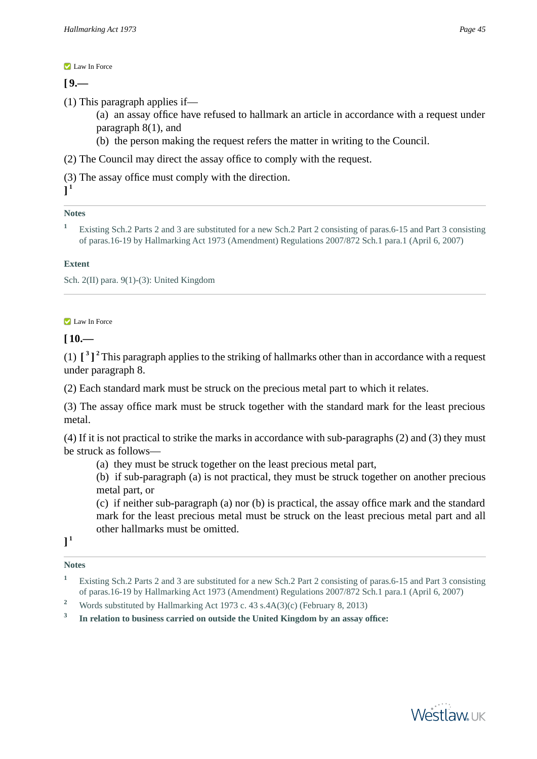Law In Force

**[ 9.—**

(1) This paragraph applies if—

(a) an assay office have refused to hallmark an article in accordance with a request under paragraph 8(1), and

(b) the person making the request refers the matter in writing to the Council.

(2) The Council may direct the assay office to comply with the request.

(3) The assay office must comply with the direction.

**]** [1]

**Notes**

[1] Existing Sch.2 Parts 2 and 3 are substituted for a new Sch.2 Part 2 consisting of paras.6-15 and Part 3 consisting of paras.16-19 by Hallmarking Act 1973 (Amendment) Regulations 2007/872 Sch.1 para.1 (April 6, 2007)

**Extent**

Sch. 2(II) para. 9(1)-(3): United Kingdom

---

Law In Force

**[ 10.—**

(1) **[** [3] **]** [2] This paragraph applies to the striking of hallmarks other than in accordance with a request under paragraph 8.

(2) Each standard mark must be struck on the precious metal part to which it relates.

(3) The assay office mark must be struck together with the standard mark for the least precious metal.

(4) If it is not practical to strike the marks in accordance with sub-paragraphs (2) and (3) they must be struck as follows—

(a) they must be struck together on the least precious metal part,

(b) if sub-paragraph (a) is not practical, they must be struck together on another precious metal part, or

(c) if neither sub-paragraph (a) nor (b) is practical, the assay office mark and the standard mark for the least precious metal must be struck on the least precious metal part and all other hallmarks must be omitted.

**]** [1]

**Notes**

[1] Existing Sch.2 Parts 2 and 3 are substituted for a new Sch.2 Part 2 consisting of paras.6-15 and Part 3 consisting of paras.16-19 by Hallmarking Act 1973 (Amendment) Regulations 2007/872 Sch.1 para.1 (April 6, 2007)

[2] Words substituted by Hallmarking Act 1973 c. 43 s.4A(3)(c) (February 8, 2013)

[3] **In relation to business carried on outside the United Kingdom by an assay office:**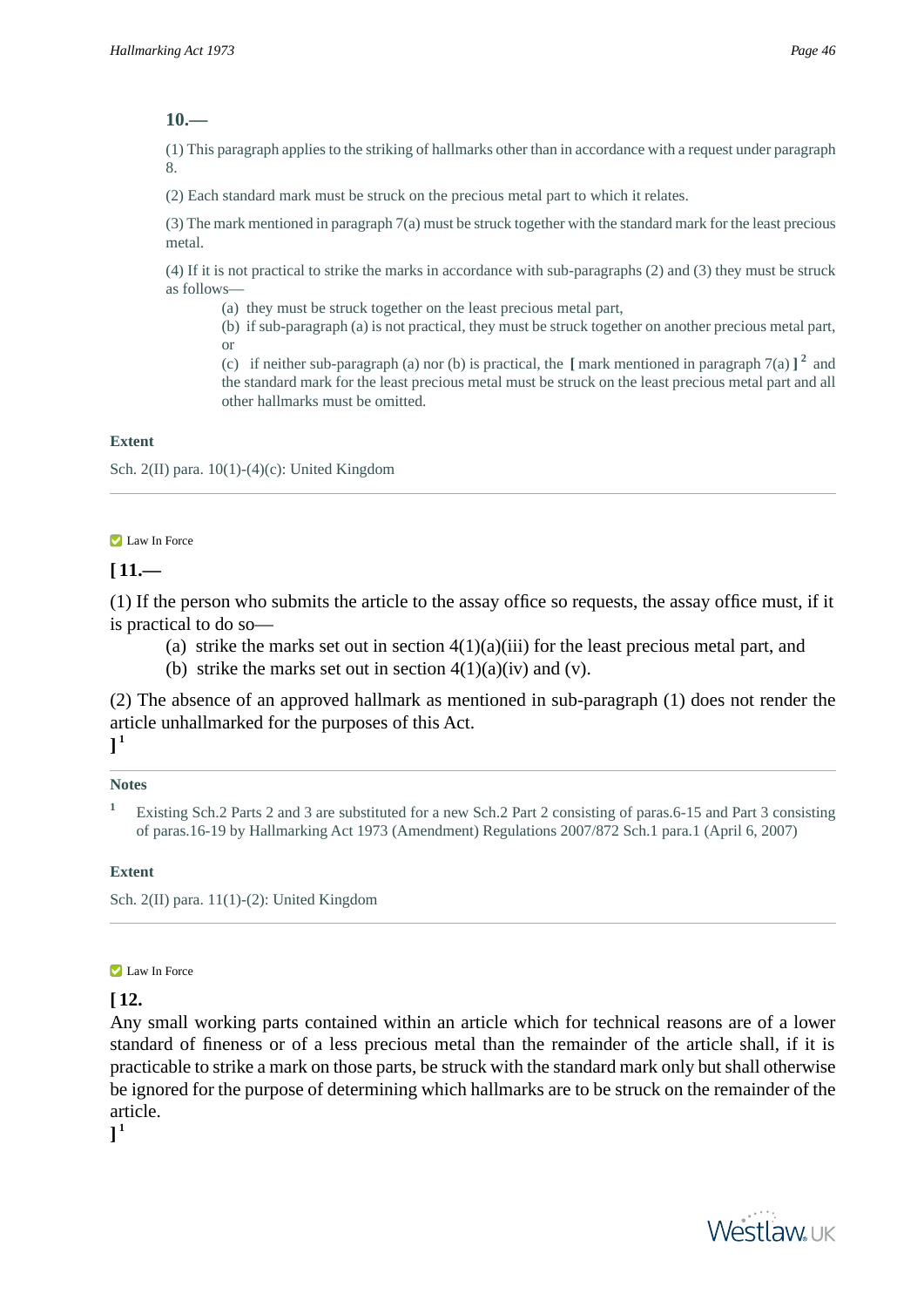**10.—**

(1) This paragraph applies to the striking of hallmarks other than in accordance with a request under paragraph 8.

(2) Each standard mark must be struck on the precious metal part to which it relates.

(3) The mark mentioned in paragraph 7(a) must be struck together with the standard mark for the least precious metal.

(4) If it is not practical to strike the marks in accordance with sub-paragraphs (2) and (3) they must be struck as follows—

(a) they must be struck together on the least precious metal part,

(b) if sub-paragraph (a) is not practical, they must be struck together on another precious metal part, or

(c) if neither sub-paragraph (a) nor (b) is practical, the [ mark mentioned in paragraph 7(a) ] [2] and the standard mark for the least precious metal must be struck on the least precious metal part and all other hallmarks must be omitted.

**Extent**

Sch. 2(II) para. 10(1)-(4)(c): United Kingdom

---

Law In Force

**[ 11.—**

(1) If the person who submits the article to the assay office so requests, the assay office must, if it is practical to do so—

(a) strike the marks set out in section 4(1)(a)(iii) for the least precious metal part, and

(b) strike the marks set out in section 4(1)(a)(iv) and (v).

(2) The absence of an approved hallmark as mentioned in sub-paragraph (1) does not render the article unhallmarked for the purposes of this Act.

] [1]

**Notes**

[1] Existing Sch.2 Parts 2 and 3 are substituted for a new Sch.2 Part 2 consisting of paras.6-15 and Part 3 consisting of paras.16-19 by Hallmarking Act 1973 (Amendment) Regulations 2007/872 Sch.1 para.1 (April 6, 2007)

**Extent**

Sch. 2(II) para. 11(1)-(2): United Kingdom

---

Law In Force

**[ 12.**

Any small working parts contained within an article which for technical reasons are of a lower standard of fineness or of a less precious metal than the remainder of the article shall, if it is practicable to strike a mark on those parts, be struck with the standard mark only but shall otherwise be ignored for the purpose of determining which hallmarks are to be struck on the remainder of the article.

] [1]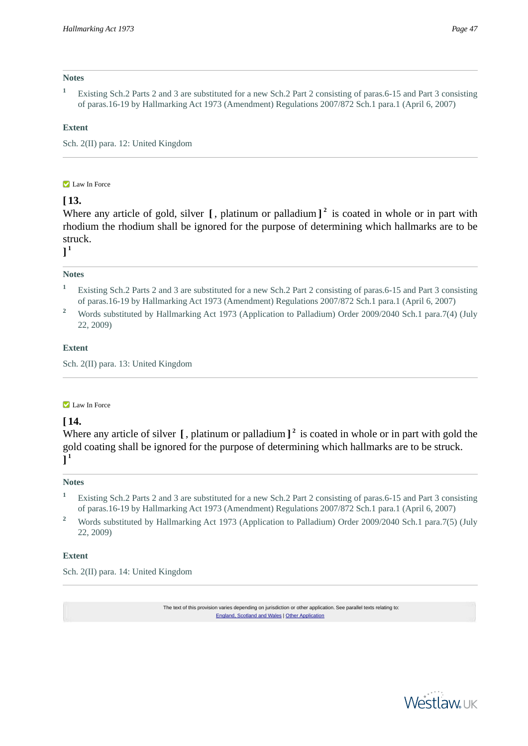**Notes**

1 Existing Sch.2 Parts 2 and 3 are substituted for a new Sch.2 Part 2 consisting of paras.6-15 and Part 3 consisting of paras.16-19 by Hallmarking Act 1973 (Amendment) Regulations 2007/872 Sch.1 para.1 (April 6, 2007)

**Extent**

Sch. 2(II) para. 12: United Kingdom

---

Law In Force

**[ 13.**

Where any article of gold, silver **[** , platinum or palladium **]** [2] is coated in whole or in part with rhodium the rhodium shall be ignored for the purpose of determining which hallmarks are to be struck.

**]** [1]

**Notes**

1 Existing Sch.2 Parts 2 and 3 are substituted for a new Sch.2 Part 2 consisting of paras.6-15 and Part 3 consisting of paras.16-19 by Hallmarking Act 1973 (Amendment) Regulations 2007/872 Sch.1 para.1 (April 6, 2007)

2 Words substituted by Hallmarking Act 1973 (Application to Palladium) Order 2009/2040 Sch.1 para.7(4) (July 22, 2009)

**Extent**

Sch. 2(II) para. 13: United Kingdom

---

Law In Force

**[ 14.**

Where any article of silver **[** , platinum or palladium **]** [2] is coated in whole or in part with gold the gold coating shall be ignored for the purpose of determining which hallmarks are to be struck.

**]** [1]

**Notes**

1 Existing Sch.2 Parts 2 and 3 are substituted for a new Sch.2 Part 2 consisting of paras.6-15 and Part 3 consisting of paras.16-19 by Hallmarking Act 1973 (Amendment) Regulations 2007/872 Sch.1 para.1 (April 6, 2007)

2 Words substituted by Hallmarking Act 1973 (Application to Palladium) Order 2009/2040 Sch.1 para.7(5) (July 22, 2009)

**Extent**

Sch. 2(II) para. 14: United Kingdom

---

The text of this provision varies depending on jurisdiction or other application. See parallel texts relating to:
England, Scotland and Wales | Other Application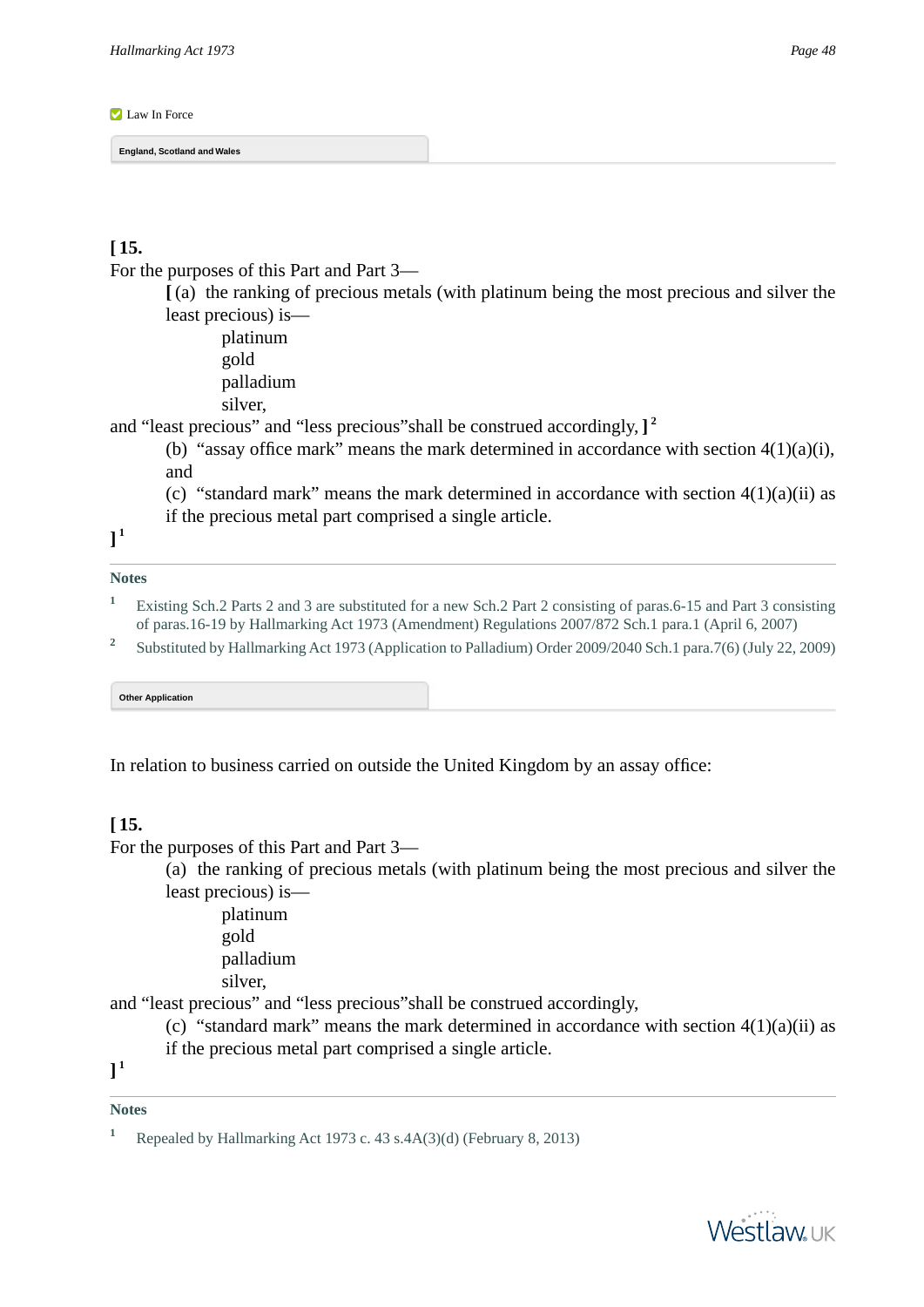Law In Force

**England, Scotland and Wales**

**[ 15.**

For the purposes of this Part and Part 3—

**[** (a) the ranking of precious metals (with platinum being the most precious and silver the least precious) is—

platinum
gold
palladium
silver,

and “least precious” and “less precious”shall be construed accordingly, **]** [2]

(b) “assay office mark” means the mark determined in accordance with section 4(1)(a)(i), and

(c) “standard mark” means the mark determined in accordance with section 4(1)(a)(ii) as if the precious metal part comprised a single article.

**]** [1]

**Notes**

1 Existing Sch.2 Parts 2 and 3 are substituted for a new Sch.2 Part 2 consisting of paras.6-15 and Part 3 consisting of paras.16-19 by Hallmarking Act 1973 (Amendment) Regulations 2007/872 Sch.1 para.1 (April 6, 2007)

2 Substituted by Hallmarking Act 1973 (Application to Palladium) Order 2009/2040 Sch.1 para.7(6) (July 22, 2009)

**Other Application**

In relation to business carried on outside the United Kingdom by an assay office:

**[ 15.**

For the purposes of this Part and Part 3—

(a) the ranking of precious metals (with platinum being the most precious and silver the least precious) is—

platinum
gold
palladium
silver,

and “least precious” and “less precious”shall be construed accordingly,

(c) “standard mark” means the mark determined in accordance with section 4(1)(a)(ii) as if the precious metal part comprised a single article.

**]** [1]

**Notes**

1 Repealed by Hallmarking Act 1973 c. 43 s.4A(3)(d) (February 8, 2013)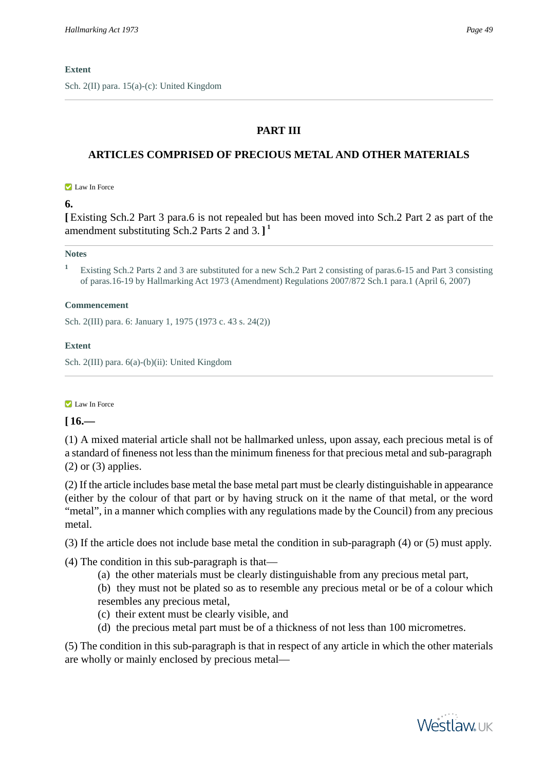**Extent**

Sch. 2(II) para. 15(a)-(c): United Kingdom

---

## PART III

## ARTICLES COMPRISED OF PRECIOUS METAL AND OTHER MATERIALS

Law In Force

**6.**

**[** Existing Sch.2 Part 3 para.6 is not repealed but has been moved into Sch.2 Part 2 as part of the amendment substituting Sch.2 Parts 2 and 3. **]** [1]

**Notes**

1 Existing Sch.2 Parts 2 and 3 are substituted for a new Sch.2 Part 2 consisting of paras.6-15 and Part 3 consisting of paras.16-19 by Hallmarking Act 1973 (Amendment) Regulations 2007/872 Sch.1 para.1 (April 6, 2007)

**Commencement**

Sch. 2(III) para. 6: January 1, 1975 (1973 c. 43 s. 24(2))

**Extent**

Sch. 2(III) para. 6(a)-(b)(ii): United Kingdom

---

Law In Force

**[ 16.—**

(1) A mixed material article shall not be hallmarked unless, upon assay, each precious metal is of a standard of fineness not less than the minimum fineness for that precious metal and sub-paragraph (2) or (3) applies.

(2) If the article includes base metal the base metal part must be clearly distinguishable in appearance (either by the colour of that part or by having struck on it the name of that metal, or the word “metal”, in a manner which complies with any regulations made by the Council) from any precious metal.

(3) If the article does not include base metal the condition in sub-paragraph (4) or (5) must apply.

(4) The condition in this sub-paragraph is that—

(a) the other materials must be clearly distinguishable from any precious metal part,

(b) they must not be plated so as to resemble any precious metal or be of a colour which resembles any precious metal,

(c) their extent must be clearly visible, and

(d) the precious metal part must be of a thickness of not less than 100 micrometres.

(5) The condition in this sub-paragraph is that in respect of any article in which the other materials are wholly or mainly enclosed by precious metal—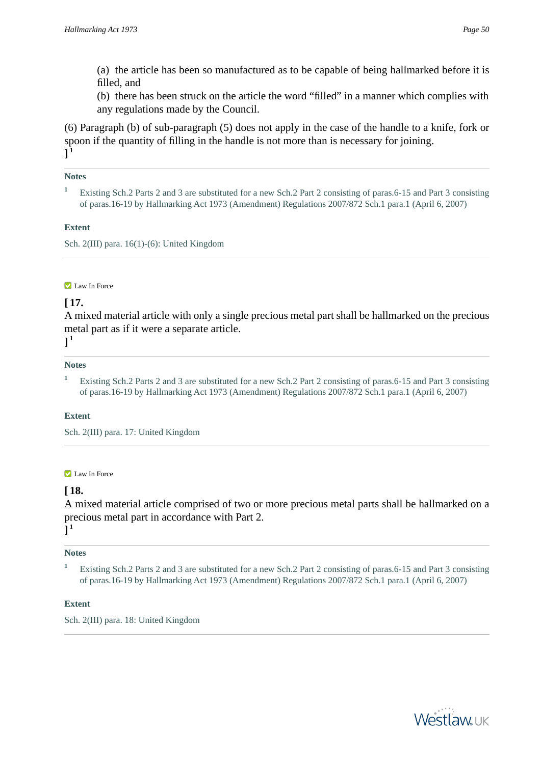(a) the article has been so manufactured as to be capable of being hallmarked before it is filled, and

(b) there has been struck on the article the word “filled” in a manner which complies with any regulations made by the Council.

(6) Paragraph (b) of sub-paragraph (5) does not apply in the case of the handle to a knife, fork or spoon if the quantity of filling in the handle is not more than is necessary for joining.
][1]

**Notes**

[1] Existing Sch.2 Parts 2 and 3 are substituted for a new Sch.2 Part 2 consisting of paras.6-15 and Part 3 consisting of paras.16-19 by Hallmarking Act 1973 (Amendment) Regulations 2007/872 Sch.1 para.1 (April 6, 2007)

**Extent**

Sch. 2(III) para. 16(1)-(6): United Kingdom

---

Law In Force

**[ 17.**

A mixed material article with only a single precious metal part shall be hallmarked on the precious metal part as if it were a separate article.
][1]

**Notes**

[1] Existing Sch.2 Parts 2 and 3 are substituted for a new Sch.2 Part 2 consisting of paras.6-15 and Part 3 consisting of paras.16-19 by Hallmarking Act 1973 (Amendment) Regulations 2007/872 Sch.1 para.1 (April 6, 2007)

**Extent**

Sch. 2(III) para. 17: United Kingdom

---

Law In Force

**[ 18.**

A mixed material article comprised of two or more precious metal parts shall be hallmarked on a precious metal part in accordance with Part 2.
][1]

**Notes**

[1] Existing Sch.2 Parts 2 and 3 are substituted for a new Sch.2 Part 2 consisting of paras.6-15 and Part 3 consisting of paras.16-19 by Hallmarking Act 1973 (Amendment) Regulations 2007/872 Sch.1 para.1 (April 6, 2007)

**Extent**

Sch. 2(III) para. 18: United Kingdom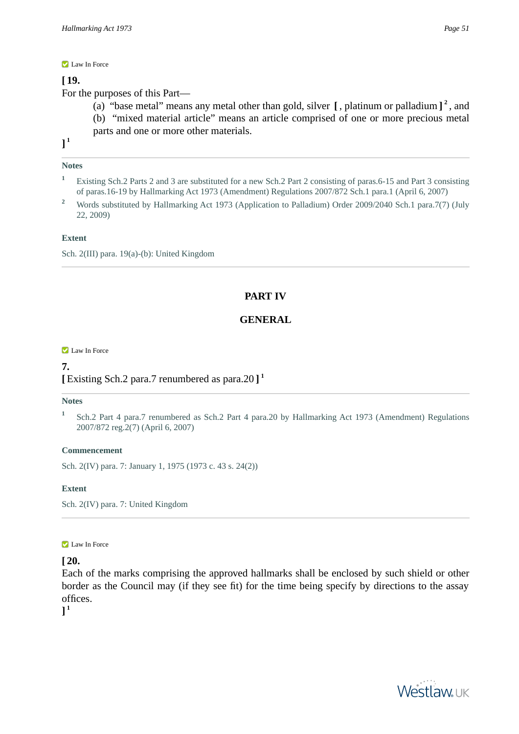Law In Force

**[ 19.**

For the purposes of this Part—

(a) “base metal” means any metal other than gold, silver **[** , platinum or palladium **]** [2] , and

(b) “mixed material article” means an article comprised of one or more precious metal parts and one or more other materials.

**]** [1]

**Notes**

[1] Existing Sch.2 Parts 2 and 3 are substituted for a new Sch.2 Part 2 consisting of paras.6-15 and Part 3 consisting of paras.16-19 by Hallmarking Act 1973 (Amendment) Regulations 2007/872 Sch.1 para.1 (April 6, 2007)

[2] Words substituted by Hallmarking Act 1973 (Application to Palladium) Order 2009/2040 Sch.1 para.7(7) (July 22, 2009)

**Extent**

Sch. 2(III) para. 19(a)-(b): United Kingdom

## PART IV

## GENERAL

Law In Force

**7.**

**[** Existing Sch.2 para.7 renumbered as para.20 **]** [1]

**Notes**

[1] Sch.2 Part 4 para.7 renumbered as Sch.2 Part 4 para.20 by Hallmarking Act 1973 (Amendment) Regulations 2007/872 reg.2(7) (April 6, 2007)

**Commencement**

Sch. 2(IV) para. 7: January 1, 1975 (1973 c. 43 s. 24(2))

**Extent**

Sch. 2(IV) para. 7: United Kingdom

Law In Force

**[ 20.**

Each of the marks comprising the approved hallmarks shall be enclosed by such shield or other border as the Council may (if they see fit) for the time being specify by directions to the assay offices.

**]** [1]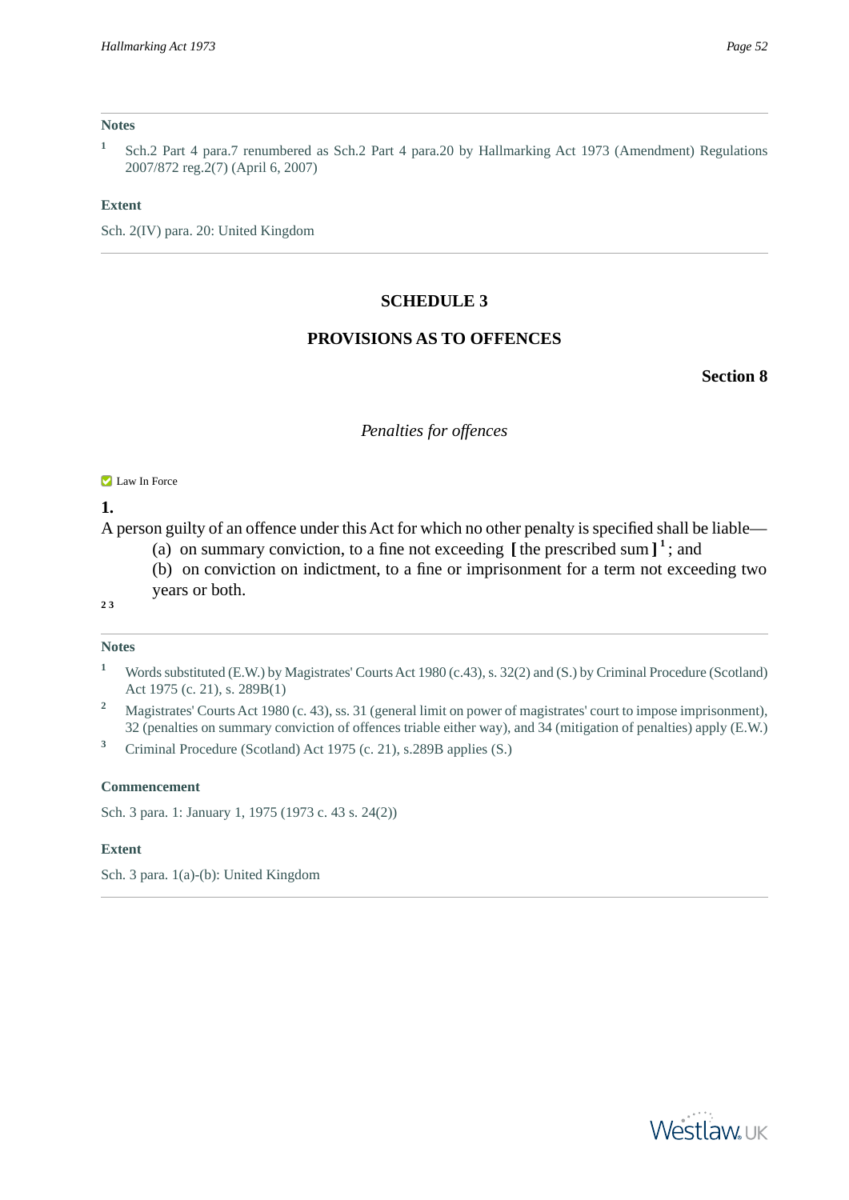**Notes**

[1] Sch.2 Part 4 para.7 renumbered as Sch.2 Part 4 para.20 by Hallmarking Act 1973 (Amendment) Regulations 2007/872 reg.2(7) (April 6, 2007)

**Extent**

Sch. 2(IV) para. 20: United Kingdom

---

## SCHEDULE 3

## PROVISIONS AS TO OFFENCES

**Section 8**

*Penalties for offences*

Law In Force

**1.**

A person guilty of an offence under this Act for which no other penalty is specified shall be liable—

(a) on summary conviction, to a fine not exceeding **[** the prescribed sum **]** [1]; and

(b) on conviction on indictment, to a fine or imprisonment for a term not exceeding two years or both.

[2] [3]

---

**Notes**

[1] Words substituted (E.W.) by Magistrates' Courts Act 1980 (c.43), s. 32(2) and (S.) by Criminal Procedure (Scotland) Act 1975 (c. 21), s. 289B(1)

[2] Magistrates' Courts Act 1980 (c. 43), ss. 31 (general limit on power of magistrates' court to impose imprisonment), 32 (penalties on summary conviction of offences triable either way), and 34 (mitigation of penalties) apply (E.W.)

[3] Criminal Procedure (Scotland) Act 1975 (c. 21), s.289B applies (S.)

**Commencement**

Sch. 3 para. 1: January 1, 1975 (1973 c. 43 s. 24(2))

**Extent**

Sch. 3 para. 1(a)-(b): United Kingdom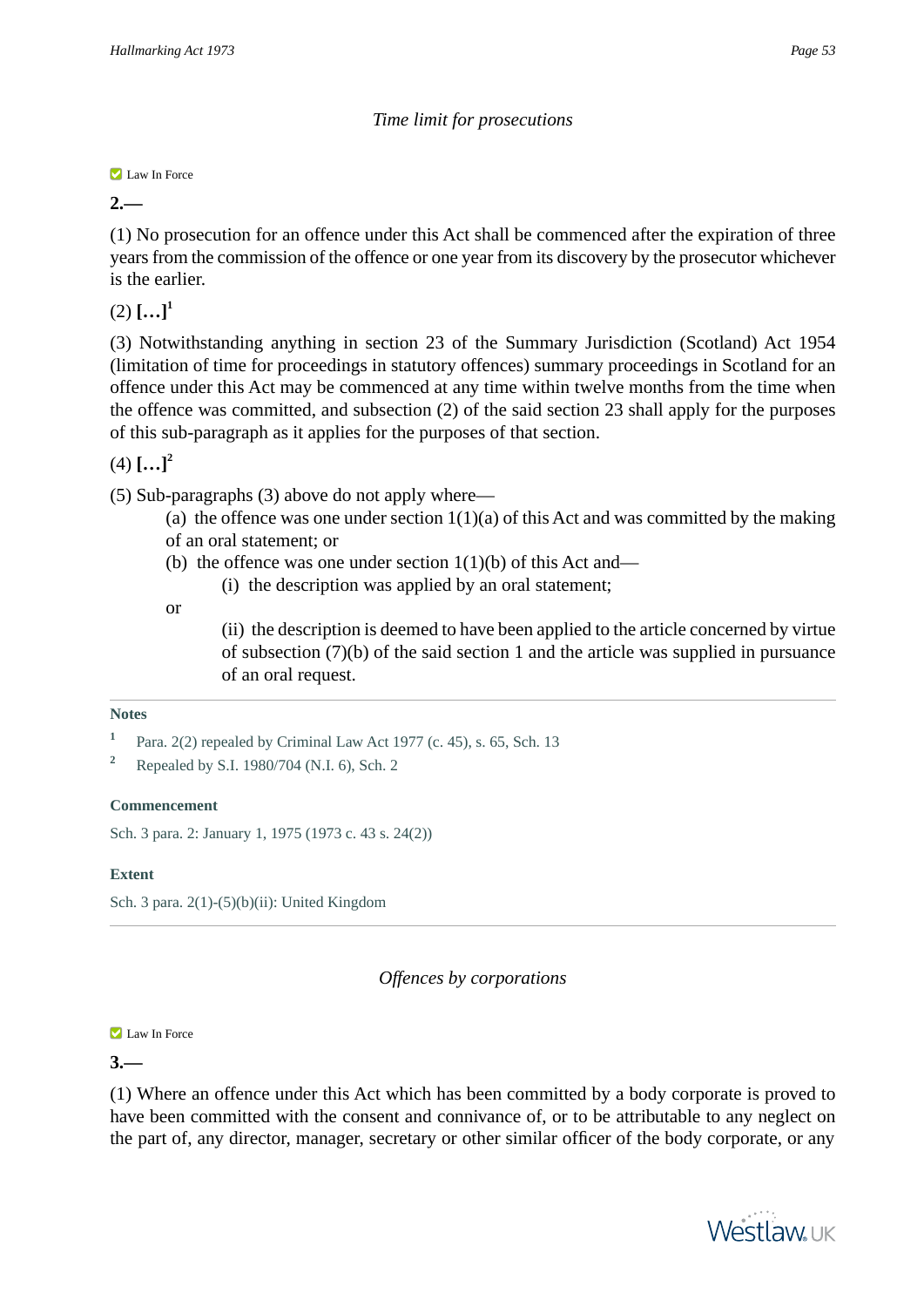*Time limit for prosecutions*

Law In Force

**2.—**

(1) No prosecution for an offence under this Act shall be commenced after the expiration of three years from the commission of the offence or one year from its discovery by the prosecutor whichever is the earlier.

(2) **[…]**[1]

(3) Notwithstanding anything in section 23 of the Summary Jurisdiction (Scotland) Act 1954 (limitation of time for proceedings in statutory offences) summary proceedings in Scotland for an offence under this Act may be commenced at any time within twelve months from the time when the offence was committed, and subsection (2) of the said section 23 shall apply for the purposes of this sub-paragraph as it applies for the purposes of that section.

(4) **[…]**[2]

(5) Sub-paragraphs (3) above do not apply where—

(a) the offence was one under section 1(1)(a) of this Act and was committed by the making of an oral statement; or

(b) the offence was one under section 1(1)(b) of this Act and—

(i) the description was applied by an oral statement;

or

(ii) the description is deemed to have been applied to the article concerned by virtue of subsection (7)(b) of the said section 1 and the article was supplied in pursuance of an oral request.

**Notes**

1 Para. 2(2) repealed by Criminal Law Act 1977 (c. 45), s. 65, Sch. 13

2 Repealed by S.I. 1980/704 (N.I. 6), Sch. 2

**Commencement**

Sch. 3 para. 2: January 1, 1975 (1973 c. 43 s. 24(2))

**Extent**

Sch. 3 para. 2(1)-(5)(b)(ii): United Kingdom

*Offences by corporations*

Law In Force

**3.—**

(1) Where an offence under this Act which has been committed by a body corporate is proved to have been committed with the consent and connivance of, or to be attributable to any neglect on the part of, any director, manager, secretary or other similar officer of the body corporate, or any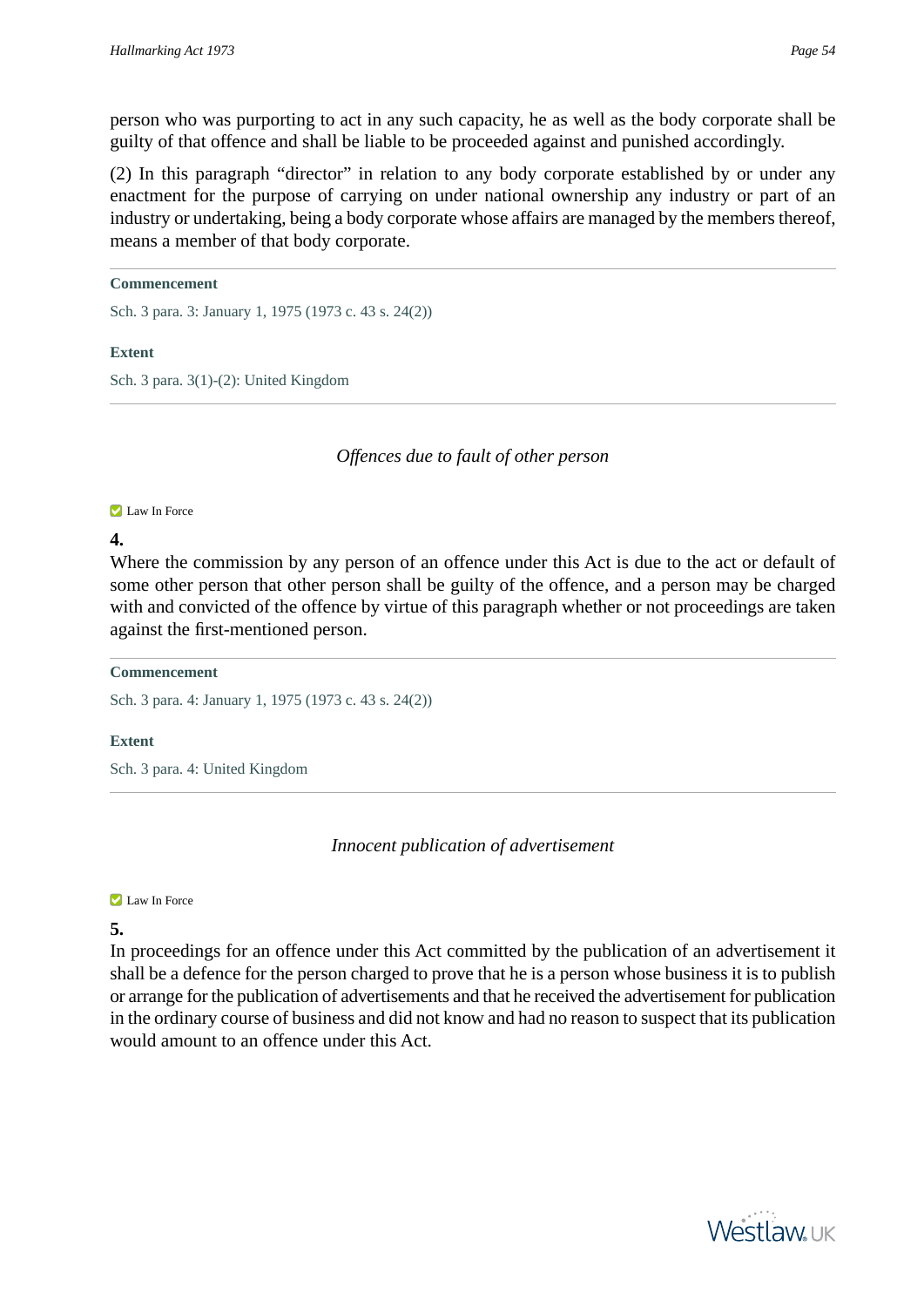person who was purporting to act in any such capacity, he as well as the body corporate shall be guilty of that offence and shall be liable to be proceeded against and punished accordingly.

(2) In this paragraph "director" in relation to any body corporate established by or under any enactment for the purpose of carrying on under national ownership any industry or part of an industry or undertaking, being a body corporate whose affairs are managed by the members thereof, means a member of that body corporate.

**Commencement**

Sch. 3 para. 3: January 1, 1975 (1973 c. 43 s. 24(2))

**Extent**

Sch. 3 para. 3(1)-(2): United Kingdom

*Offences due to fault of other person*

Law In Force

**4.**

Where the commission by any person of an offence under this Act is due to the act or default of some other person that other person shall be guilty of the offence, and a person may be charged with and convicted of the offence by virtue of this paragraph whether or not proceedings are taken against the first-mentioned person.

**Commencement**

Sch. 3 para. 4: January 1, 1975 (1973 c. 43 s. 24(2))

**Extent**

Sch. 3 para. 4: United Kingdom

*Innocent publication of advertisement*

Law In Force

**5.**

In proceedings for an offence under this Act committed by the publication of an advertisement it shall be a defence for the person charged to prove that he is a person whose business it is to publish or arrange for the publication of advertisements and that he received the advertisement for publication in the ordinary course of business and did not know and had no reason to suspect that its publication would amount to an offence under this Act.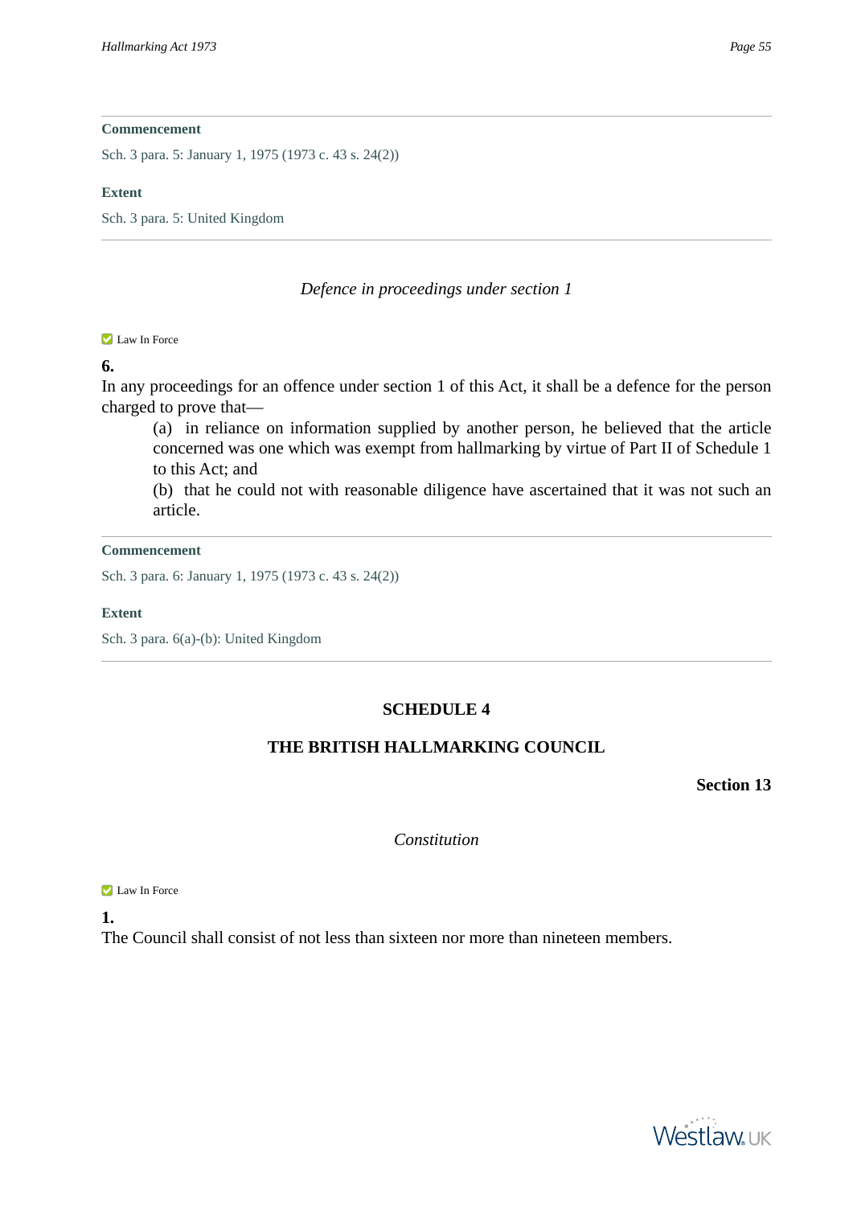**Commencement**

Sch. 3 para. 5: January 1, 1975 (1973 c. 43 s. 24(2))

**Extent**

Sch. 3 para. 5: United Kingdom

---

*Defence in proceedings under section 1*

Law In Force

**6.**

In any proceedings for an offence under section 1 of this Act, it shall be a defence for the person charged to prove that—

(a) in reliance on information supplied by another person, he believed that the article concerned was one which was exempt from hallmarking by virtue of Part II of Schedule 1 to this Act; and

(b) that he could not with reasonable diligence have ascertained that it was not such an article.

**Commencement**

Sch. 3 para. 6: January 1, 1975 (1973 c. 43 s. 24(2))

**Extent**

Sch. 3 para. 6(a)-(b): United Kingdom

---

## SCHEDULE 4

## THE BRITISH HALLMARKING COUNCIL

**Section 13**

*Constitution*

Law In Force

**1.**

The Council shall consist of not less than sixteen nor more than nineteen members.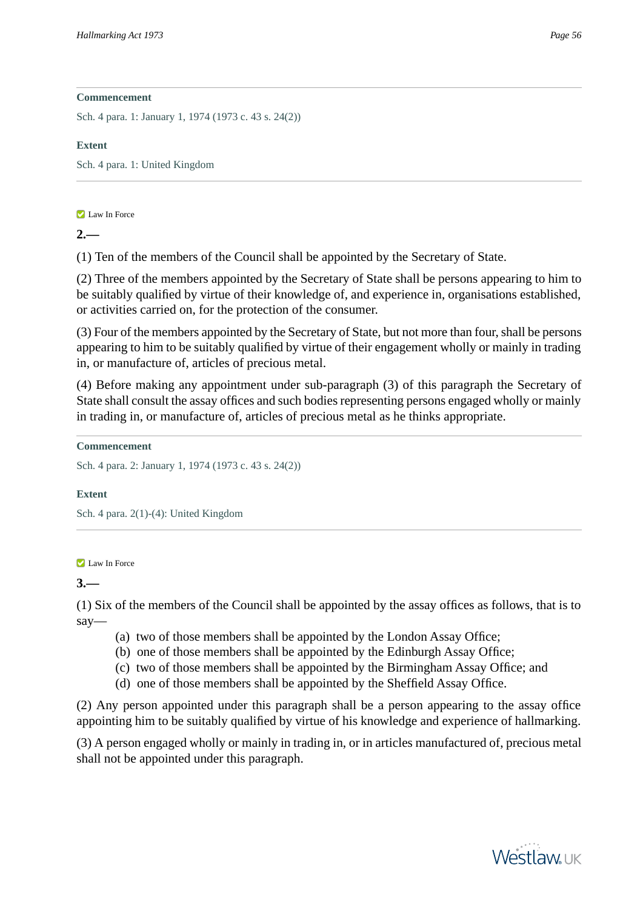**Commencement**

Sch. 4 para. 1: January 1, 1974 (1973 c. 43 s. 24(2))

**Extent**

Sch. 4 para. 1: United Kingdom

---

Law In Force

**2.—**

(1) Ten of the members of the Council shall be appointed by the Secretary of State.

(2) Three of the members appointed by the Secretary of State shall be persons appearing to him to be suitably qualified by virtue of their knowledge of, and experience in, organisations established, or activities carried on, for the protection of the consumer.

(3) Four of the members appointed by the Secretary of State, but not more than four, shall be persons appearing to him to be suitably qualified by virtue of their engagement wholly or mainly in trading in, or manufacture of, articles of precious metal.

(4) Before making any appointment under sub-paragraph (3) of this paragraph the Secretary of State shall consult the assay offices and such bodies representing persons engaged wholly or mainly in trading in, or manufacture of, articles of precious metal as he thinks appropriate.

**Commencement**

Sch. 4 para. 2: January 1, 1974 (1973 c. 43 s. 24(2))

**Extent**

Sch. 4 para. 2(1)-(4): United Kingdom

---

Law In Force

**3.—**

(1) Six of the members of the Council shall be appointed by the assay offices as follows, that is to say—

- (a) two of those members shall be appointed by the London Assay Office;
- (b) one of those members shall be appointed by the Edinburgh Assay Office;
- (c) two of those members shall be appointed by the Birmingham Assay Office; and
- (d) one of those members shall be appointed by the Sheffield Assay Office.

(2) Any person appointed under this paragraph shall be a person appearing to the assay office appointing him to be suitably qualified by virtue of his knowledge and experience of hallmarking.

(3) A person engaged wholly or mainly in trading in, or in articles manufactured of, precious metal shall not be appointed under this paragraph.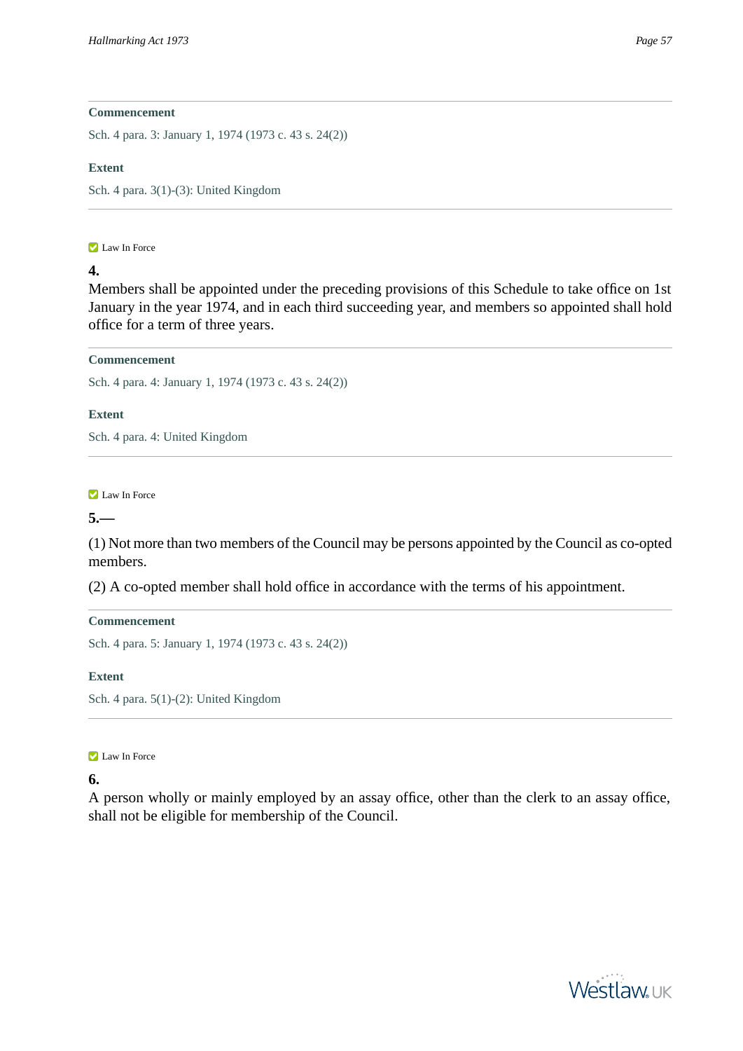**Commencement**

Sch. 4 para. 3: January 1, 1974 (1973 c. 43 s. 24(2))

**Extent**

Sch. 4 para. 3(1)-(3): United Kingdom

Law In Force

**4.**

Members shall be appointed under the preceding provisions of this Schedule to take office on 1st January in the year 1974, and in each third succeeding year, and members so appointed shall hold office for a term of three years.

**Commencement**

Sch. 4 para. 4: January 1, 1974 (1973 c. 43 s. 24(2))

**Extent**

Sch. 4 para. 4: United Kingdom

Law In Force

**5.—**

(1) Not more than two members of the Council may be persons appointed by the Council as co-opted members.

(2) A co-opted member shall hold office in accordance with the terms of his appointment.

**Commencement**

Sch. 4 para. 5: January 1, 1974 (1973 c. 43 s. 24(2))

**Extent**

Sch. 4 para. 5(1)-(2): United Kingdom

Law In Force

**6.**

A person wholly or mainly employed by an assay office, other than the clerk to an assay office, shall not be eligible for membership of the Council.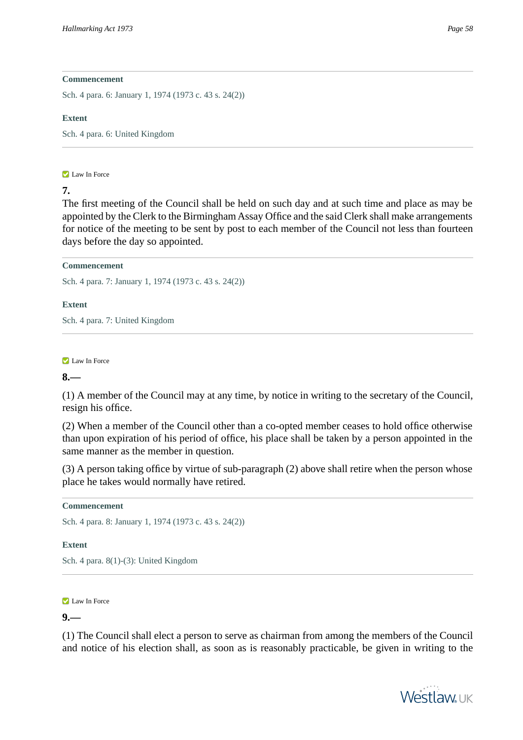**Commencement**

Sch. 4 para. 6: January 1, 1974 (1973 c. 43 s. 24(2))

**Extent**

Sch. 4 para. 6: United Kingdom

---

Law In Force

**7.**

The first meeting of the Council shall be held on such day and at such time and place as may be appointed by the Clerk to the Birmingham Assay Office and the said Clerk shall make arrangements for notice of the meeting to be sent by post to each member of the Council not less than fourteen days before the day so appointed.

**Commencement**

Sch. 4 para. 7: January 1, 1974 (1973 c. 43 s. 24(2))

**Extent**

Sch. 4 para. 7: United Kingdom

---

Law In Force

**8.—**

(1) A member of the Council may at any time, by notice in writing to the secretary of the Council, resign his office.

(2) When a member of the Council other than a co-opted member ceases to hold office otherwise than upon expiration of his period of office, his place shall be taken by a person appointed in the same manner as the member in question.

(3) A person taking office by virtue of sub-paragraph (2) above shall retire when the person whose place he takes would normally have retired.

**Commencement**

Sch. 4 para. 8: January 1, 1974 (1973 c. 43 s. 24(2))

**Extent**

Sch. 4 para. 8(1)-(3): United Kingdom

---

Law In Force

**9.—**

(1) The Council shall elect a person to serve as chairman from among the members of the Council and notice of his election shall, as soon as is reasonably practicable, be given in writing to the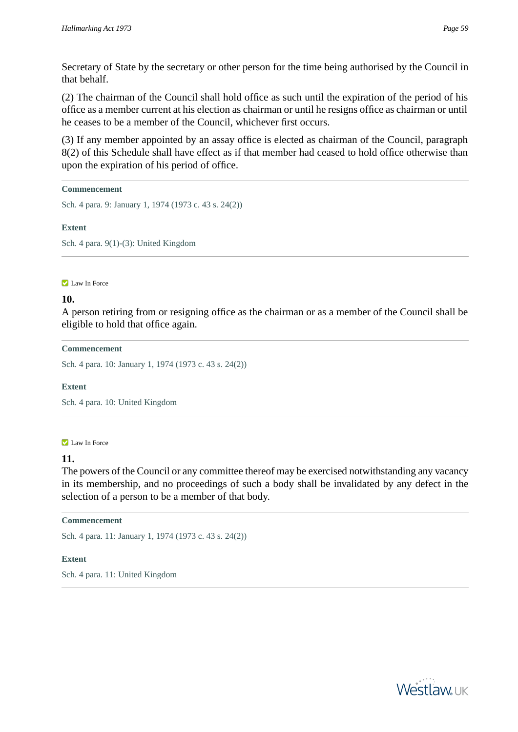Secretary of State by the secretary or other person for the time being authorised by the Council in that behalf.

(2) The chairman of the Council shall hold office as such until the expiration of the period of his office as a member current at his election as chairman or until he resigns office as chairman or until he ceases to be a member of the Council, whichever first occurs.

(3) If any member appointed by an assay office is elected as chairman of the Council, paragraph 8(2) of this Schedule shall have effect as if that member had ceased to hold office otherwise than upon the expiration of his period of office.

---

**Commencement**

Sch. 4 para. 9: January 1, 1974 (1973 c. 43 s. 24(2))

**Extent**

Sch. 4 para. 9(1)-(3): United Kingdom

---

Law In Force

**10.**

A person retiring from or resigning office as the chairman or as a member of the Council shall be eligible to hold that office again.

---

**Commencement**

Sch. 4 para. 10: January 1, 1974 (1973 c. 43 s. 24(2))

**Extent**

Sch. 4 para. 10: United Kingdom

---

Law In Force

**11.**

The powers of the Council or any committee thereof may be exercised notwithstanding any vacancy in its membership, and no proceedings of such a body shall be invalidated by any defect in the selection of a person to be a member of that body.

---

**Commencement**

Sch. 4 para. 11: January 1, 1974 (1973 c. 43 s. 24(2))

**Extent**

Sch. 4 para. 11: United Kingdom

---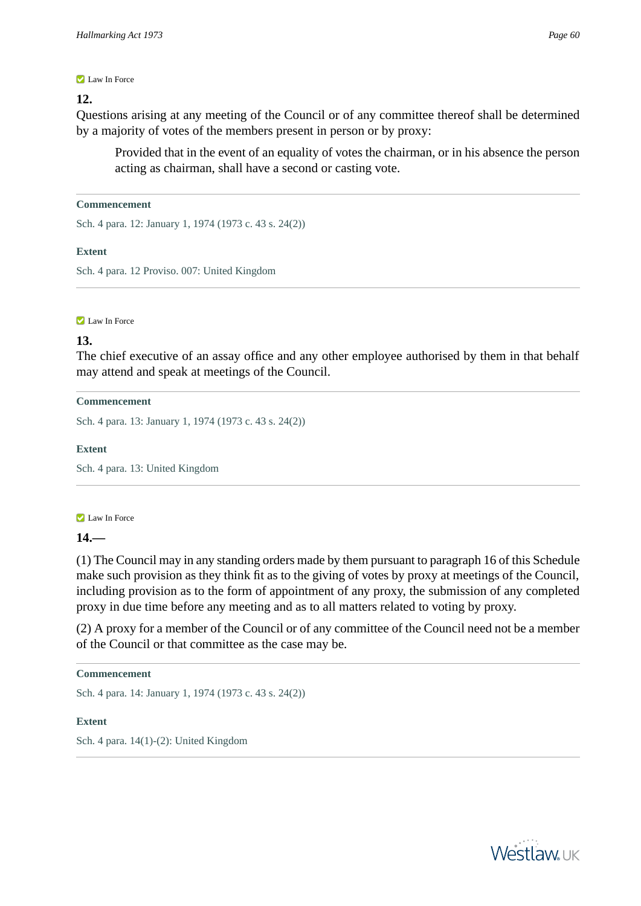Law In Force

**12.**

Questions arising at any meeting of the Council or of any committee thereof shall be determined by a majority of votes of the members present in person or by proxy:

> Provided that in the event of an equality of votes the chairman, or in his absence the person acting as chairman, shall have a second or casting vote.

---

**Commencement**

Sch. 4 para. 12: January 1, 1974 (1973 c. 43 s. 24(2))

**Extent**

Sch. 4 para. 12 Proviso. 007: United Kingdom

---

Law In Force

**13.**

The chief executive of an assay office and any other employee authorised by them in that behalf may attend and speak at meetings of the Council.

---

**Commencement**

Sch. 4 para. 13: January 1, 1974 (1973 c. 43 s. 24(2))

**Extent**

Sch. 4 para. 13: United Kingdom

---

Law In Force

**14.—**

(1) The Council may in any standing orders made by them pursuant to paragraph 16 of this Schedule make such provision as they think fit as to the giving of votes by proxy at meetings of the Council, including provision as to the form of appointment of any proxy, the submission of any completed proxy in due time before any meeting and as to all matters related to voting by proxy.

(2) A proxy for a member of the Council or of any committee of the Council need not be a member of the Council or that committee as the case may be.

---

**Commencement**

Sch. 4 para. 14: January 1, 1974 (1973 c. 43 s. 24(2))

**Extent**

Sch. 4 para. 14(1)-(2): United Kingdom

---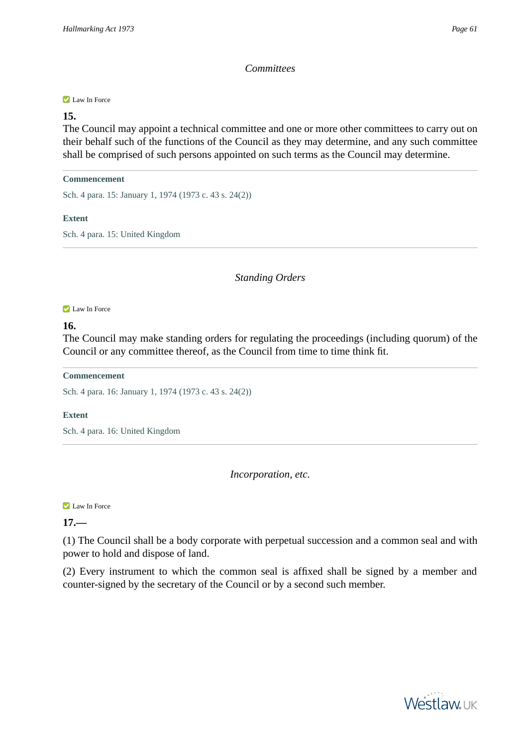*Committees*

Law In Force

**15.**

The Council may appoint a technical committee and one or more other committees to carry out on their behalf such of the functions of the Council as they may determine, and any such committee shall be comprised of such persons appointed on such terms as the Council may determine.

**Commencement**

Sch. 4 para. 15: January 1, 1974 (1973 c. 43 s. 24(2))

**Extent**

Sch. 4 para. 15: United Kingdom

*Standing Orders*

Law In Force

**16.**

The Council may make standing orders for regulating the proceedings (including quorum) of the Council or any committee thereof, as the Council from time to time think fit.

**Commencement**

Sch. 4 para. 16: January 1, 1974 (1973 c. 43 s. 24(2))

**Extent**

Sch. 4 para. 16: United Kingdom

*Incorporation, etc.*

Law In Force

**17.—**

(1) The Council shall be a body corporate with perpetual succession and a common seal and with power to hold and dispose of land.

(2) Every instrument to which the common seal is affixed shall be signed by a member and counter-signed by the secretary of the Council or by a second such member.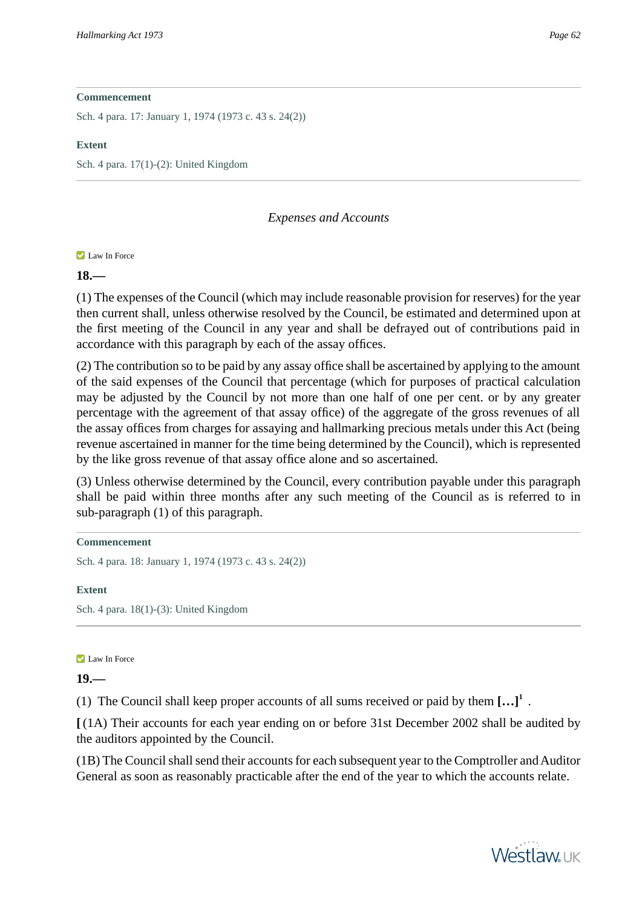**Commencement**

Sch. 4 para. 17: January 1, 1974 (1973 c. 43 s. 24(2))

**Extent**

Sch. 4 para. 17(1)-(2): United Kingdom

*Expenses and Accounts*

Law In Force

**18.—**

(1) The expenses of the Council (which may include reasonable provision for reserves) for the year then current shall, unless otherwise resolved by the Council, be estimated and determined upon at the first meeting of the Council in any year and shall be defrayed out of contributions paid in accordance with this paragraph by each of the assay offices.

(2) The contribution so to be paid by any assay office shall be ascertained by applying to the amount of the said expenses of the Council that percentage (which for purposes of practical calculation may be adjusted by the Council by not more than one half of one per cent. or by any greater percentage with the agreement of that assay office) of the aggregate of the gross revenues of all the assay offices from charges for assaying and hallmarking precious metals under this Act (being revenue ascertained in manner for the time being determined by the Council), which is represented by the like gross revenue of that assay office alone and so ascertained.

(3) Unless otherwise determined by the Council, every contribution payable under this paragraph shall be paid within three months after any such meeting of the Council as is referred to in sub-paragraph (1) of this paragraph.

**Commencement**

Sch. 4 para. 18: January 1, 1974 (1973 c. 43 s. 24(2))

**Extent**

Sch. 4 para. 18(1)-(3): United Kingdom

Law In Force

**19.—**

(1) The Council shall keep proper accounts of all sums received or paid by them **[…]**[1] .

**[** (1A) Their accounts for each year ending on or before 31st December 2002 shall be audited by the auditors appointed by the Council.

(1B) The Council shall send their accounts for each subsequent year to the Comptroller and Auditor General as soon as reasonably practicable after the end of the year to which the accounts relate.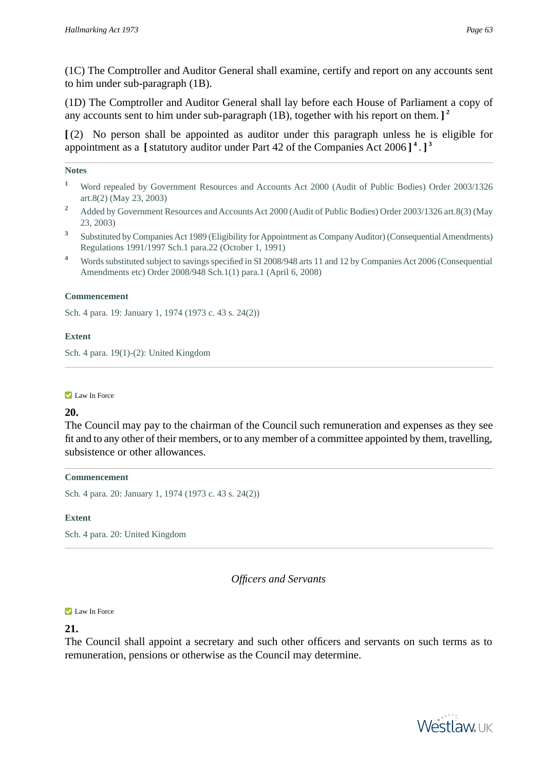(1C) The Comptroller and Auditor General shall examine, certify and report on any accounts sent to him under sub-paragraph (1B).

(1D) The Comptroller and Auditor General shall lay before each House of Parliament a copy of any accounts sent to him under sub-paragraph (1B), together with his report on them. ][2]

[ (2) No person shall be appointed as auditor under this paragraph unless he is eligible for appointment as a [ statutory auditor under Part 42 of the Companies Act 2006 ][4] . ][3]

**Notes**

1. Word repealed by Government Resources and Accounts Act 2000 (Audit of Public Bodies) Order 2003/1326 art.8(2) (May 23, 2003)
2. Added by Government Resources and Accounts Act 2000 (Audit of Public Bodies) Order 2003/1326 art.8(3) (May 23, 2003)
3. Substituted by Companies Act 1989 (Eligibility for Appointment as Company Auditor) (Consequential Amendments) Regulations 1991/1997 Sch.1 para.22 (October 1, 1991)
4. Words substituted subject to savings specified in SI 2008/948 arts 11 and 12 by Companies Act 2006 (Consequential Amendments etc) Order 2008/948 Sch.1(1) para.1 (April 6, 2008)

**Commencement**

Sch. 4 para. 19: January 1, 1974 (1973 c. 43 s. 24(2))

**Extent**

Sch. 4 para. 19(1)-(2): United Kingdom

---

Law In Force

**20.**

The Council may pay to the chairman of the Council such remuneration and expenses as they see fit and to any other of their members, or to any member of a committee appointed by them, travelling, subsistence or other allowances.

**Commencement**

Sch. 4 para. 20: January 1, 1974 (1973 c. 43 s. 24(2))

**Extent**

Sch. 4 para. 20: United Kingdom

---

*Officers and Servants*

Law In Force

**21.**

The Council shall appoint a secretary and such other officers and servants on such terms as to remuneration, pensions or otherwise as the Council may determine.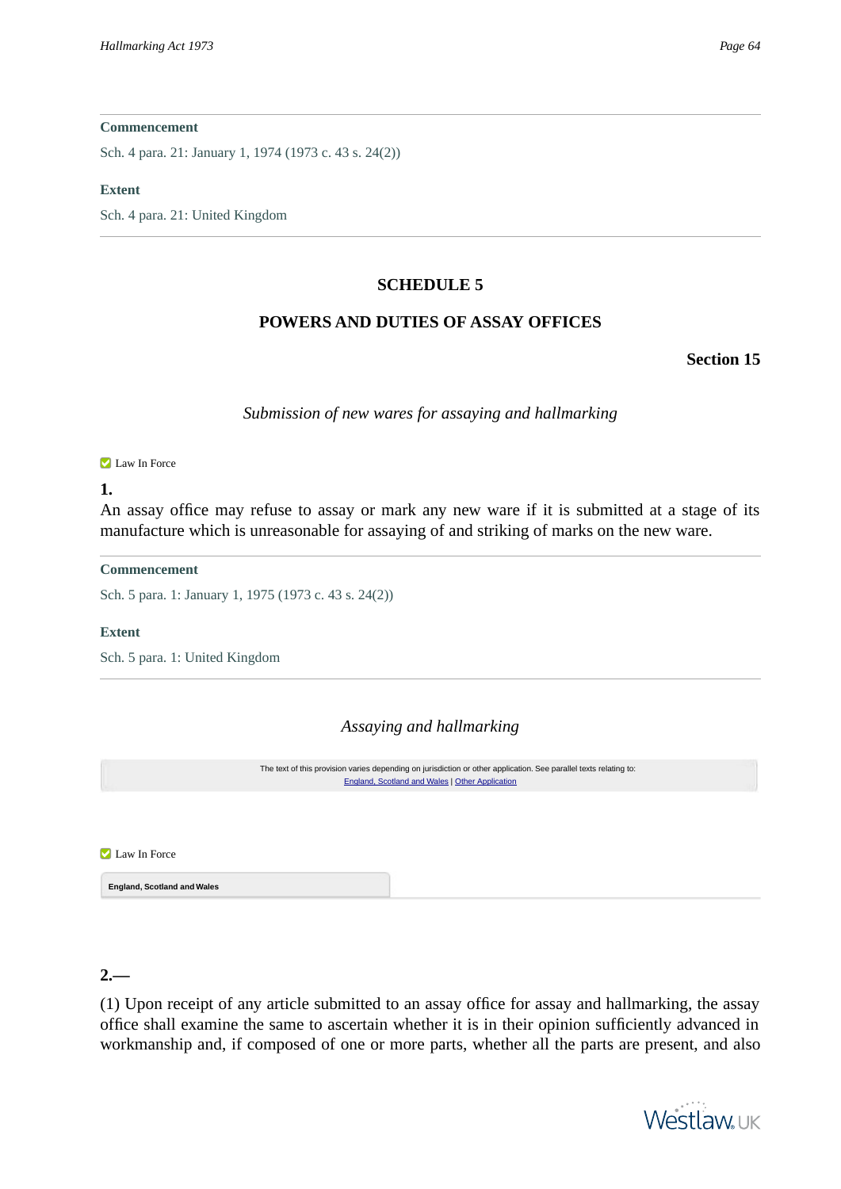**Commencement**

Sch. 4 para. 21: January 1, 1974 (1973 c. 43 s. 24(2))

**Extent**

Sch. 4 para. 21: United Kingdom

---

## SCHEDULE 5

## POWERS AND DUTIES OF ASSAY OFFICES

**Section 15**

*Submission of new wares for assaying and hallmarking*

Law In Force

**1.**

An assay office may refuse to assay or mark any new ware if it is submitted at a stage of its manufacture which is unreasonable for assaying of and striking of marks on the new ware.

**Commencement**

Sch. 5 para. 1: January 1, 1975 (1973 c. 43 s. 24(2))

**Extent**

Sch. 5 para. 1: United Kingdom

---

*Assaying and hallmarking*

The text of this provision varies depending on jurisdiction or other application. See parallel texts relating to:
England, Scotland and Wales | Other Application

Law In Force

**England, Scotland and Wales**

**2.—**

(1) Upon receipt of any article submitted to an assay office for assay and hallmarking, the assay office shall examine the same to ascertain whether it is in their opinion sufficiently advanced in workmanship and, if composed of one or more parts, whether all the parts are present, and also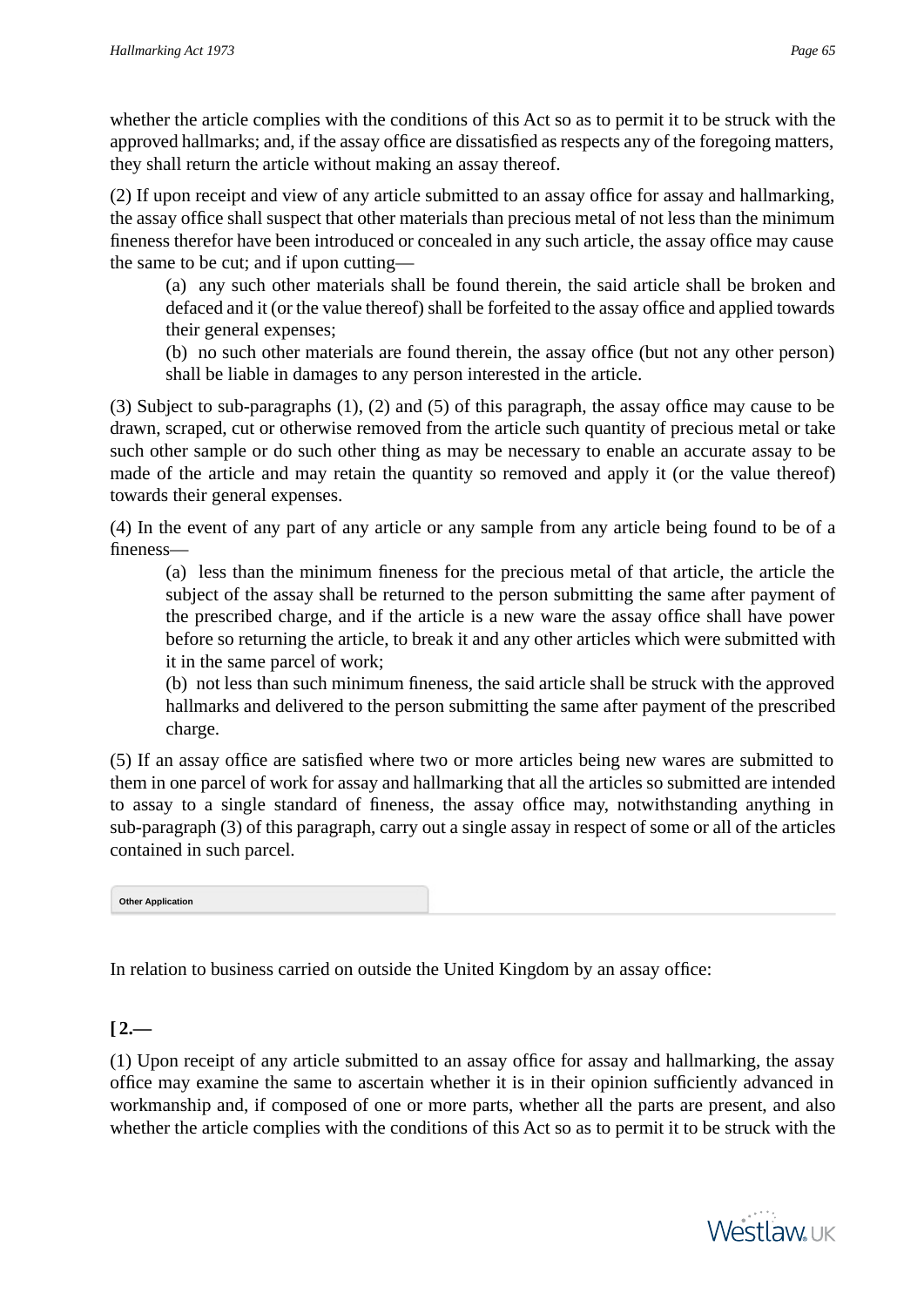whether the article complies with the conditions of this Act so as to permit it to be struck with the approved hallmarks; and, if the assay office are dissatisfied as respects any of the foregoing matters, they shall return the article without making an assay thereof.

(2) If upon receipt and view of any article submitted to an assay office for assay and hallmarking, the assay office shall suspect that other materials than precious metal of not less than the minimum fineness therefor have been introduced or concealed in any such article, the assay office may cause the same to be cut; and if upon cutting—

(a) any such other materials shall be found therein, the said article shall be broken and defaced and it (or the value thereof) shall be forfeited to the assay office and applied towards their general expenses;

(b) no such other materials are found therein, the assay office (but not any other person) shall be liable in damages to any person interested in the article.

(3) Subject to sub-paragraphs (1), (2) and (5) of this paragraph, the assay office may cause to be drawn, scraped, cut or otherwise removed from the article such quantity of precious metal or take such other sample or do such other thing as may be necessary to enable an accurate assay to be made of the article and may retain the quantity so removed and apply it (or the value thereof) towards their general expenses.

(4) In the event of any part of any article or any sample from any article being found to be of a fineness—

(a) less than the minimum fineness for the precious metal of that article, the article the subject of the assay shall be returned to the person submitting the same after payment of the prescribed charge, and if the article is a new ware the assay office shall have power before so returning the article, to break it and any other articles which were submitted with it in the same parcel of work;

(b) not less than such minimum fineness, the said article shall be struck with the approved hallmarks and delivered to the person submitting the same after payment of the prescribed charge.

(5) If an assay office are satisfied where two or more articles being new wares are submitted to them in one parcel of work for assay and hallmarking that all the articles so submitted are intended to assay to a single standard of fineness, the assay office may, notwithstanding anything in sub-paragraph (3) of this paragraph, carry out a single assay in respect of some or all of the articles contained in such parcel.

**Other Application**

In relation to business carried on outside the United Kingdom by an assay office:

**[ 2.—**

(1) Upon receipt of any article submitted to an assay office for assay and hallmarking, the assay office may examine the same to ascertain whether it is in their opinion sufficiently advanced in workmanship and, if composed of one or more parts, whether all the parts are present, and also whether the article complies with the conditions of this Act so as to permit it to be struck with the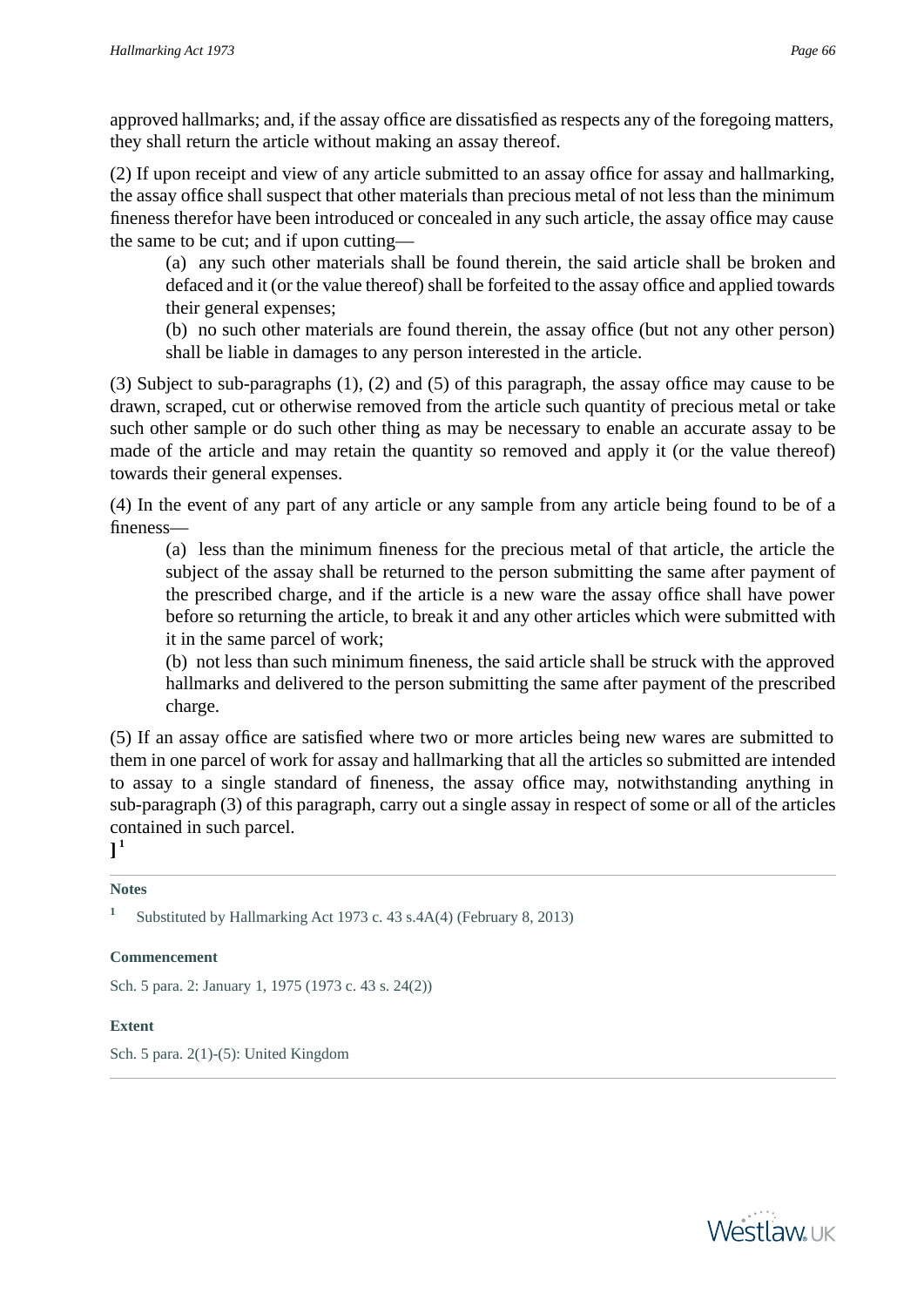approved hallmarks; and, if the assay office are dissatisfied as respects any of the foregoing matters, they shall return the article without making an assay thereof.

(2) If upon receipt and view of any article submitted to an assay office for assay and hallmarking, the assay office shall suspect that other materials than precious metal of not less than the minimum fineness therefor have been introduced or concealed in any such article, the assay office may cause the same to be cut; and if upon cutting—

(a) any such other materials shall be found therein, the said article shall be broken and defaced and it (or the value thereof) shall be forfeited to the assay office and applied towards their general expenses;

(b) no such other materials are found therein, the assay office (but not any other person) shall be liable in damages to any person interested in the article.

(3) Subject to sub-paragraphs (1), (2) and (5) of this paragraph, the assay office may cause to be drawn, scraped, cut or otherwise removed from the article such quantity of precious metal or take such other sample or do such other thing as may be necessary to enable an accurate assay to be made of the article and may retain the quantity so removed and apply it (or the value thereof) towards their general expenses.

(4) In the event of any part of any article or any sample from any article being found to be of a fineness—

(a) less than the minimum fineness for the precious metal of that article, the article the subject of the assay shall be returned to the person submitting the same after payment of the prescribed charge, and if the article is a new ware the assay office shall have power before so returning the article, to break it and any other articles which were submitted with it in the same parcel of work;

(b) not less than such minimum fineness, the said article shall be struck with the approved hallmarks and delivered to the person submitting the same after payment of the prescribed charge.

(5) If an assay office are satisfied where two or more articles being new wares are submitted to them in one parcel of work for assay and hallmarking that all the articles so submitted are intended to assay to a single standard of fineness, the assay office may, notwithstanding anything in sub-paragraph (3) of this paragraph, carry out a single assay in respect of some or all of the articles contained in such parcel.

**]** [1]

---

**Notes**

[1] Substituted by Hallmarking Act 1973 c. 43 s.4A(4) (February 8, 2013)

**Commencement**

Sch. 5 para. 2: January 1, 1975 (1973 c. 43 s. 24(2))

**Extent**

Sch. 5 para. 2(1)-(5): United Kingdom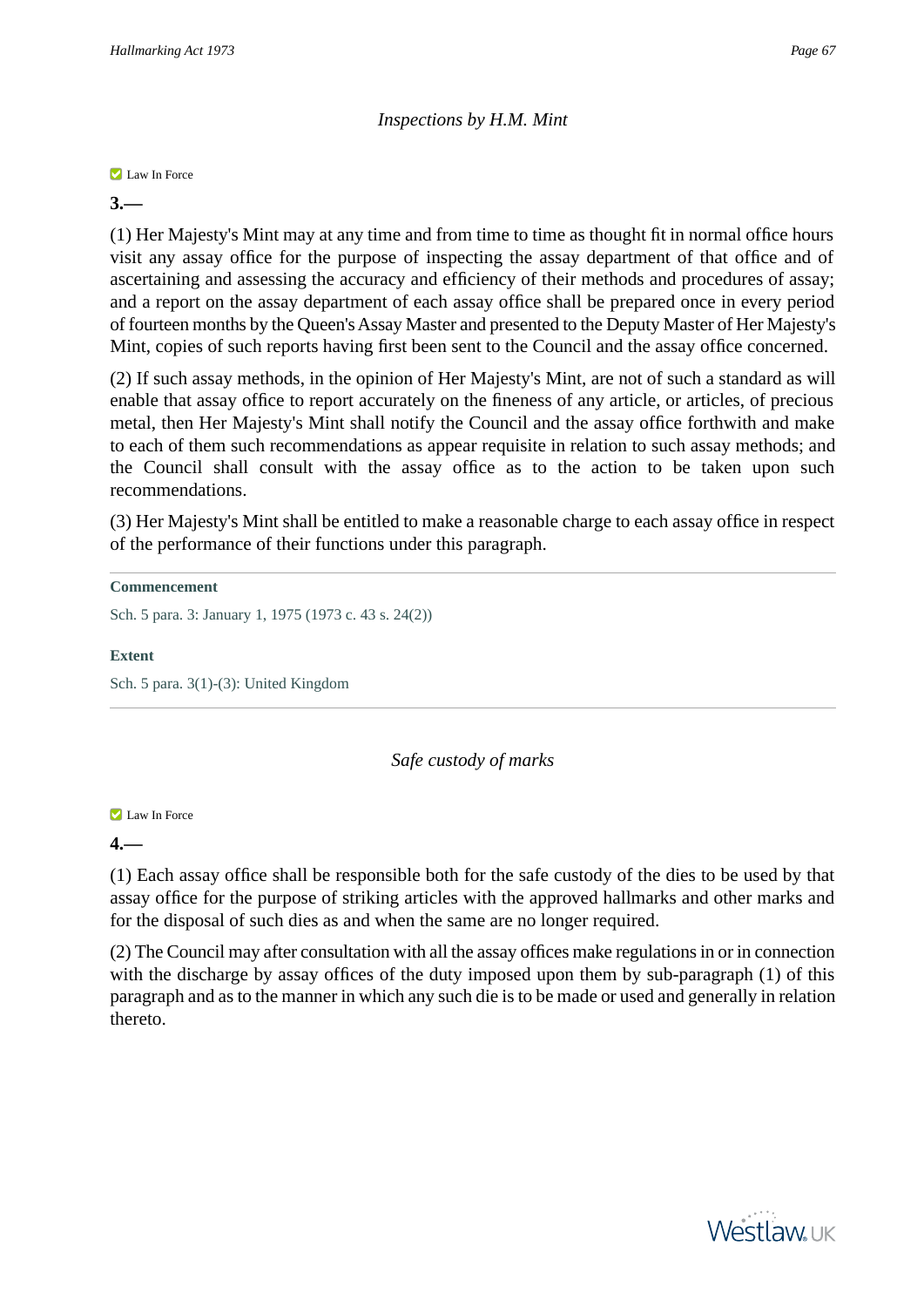*Inspections by H.M. Mint*

Law In Force

**3.—**

(1) Her Majesty's Mint may at any time and from time to time as thought fit in normal office hours visit any assay office for the purpose of inspecting the assay department of that office and of ascertaining and assessing the accuracy and efficiency of their methods and procedures of assay; and a report on the assay department of each assay office shall be prepared once in every period of fourteen months by the Queen's Assay Master and presented to the Deputy Master of Her Majesty's Mint, copies of such reports having first been sent to the Council and the assay office concerned.

(2) If such assay methods, in the opinion of Her Majesty's Mint, are not of such a standard as will enable that assay office to report accurately on the fineness of any article, or articles, of precious metal, then Her Majesty's Mint shall notify the Council and the assay office forthwith and make to each of them such recommendations as appear requisite in relation to such assay methods; and the Council shall consult with the assay office as to the action to be taken upon such recommendations.

(3) Her Majesty's Mint shall be entitled to make a reasonable charge to each assay office in respect of the performance of their functions under this paragraph.

**Commencement**

Sch. 5 para. 3: January 1, 1975 (1973 c. 43 s. 24(2))

**Extent**

Sch. 5 para. 3(1)-(3): United Kingdom

*Safe custody of marks*

Law In Force

**4.—**

(1) Each assay office shall be responsible both for the safe custody of the dies to be used by that assay office for the purpose of striking articles with the approved hallmarks and other marks and for the disposal of such dies as and when the same are no longer required.

(2) The Council may after consultation with all the assay offices make regulations in or in connection with the discharge by assay offices of the duty imposed upon them by sub-paragraph (1) of this paragraph and as to the manner in which any such die is to be made or used and generally in relation thereto.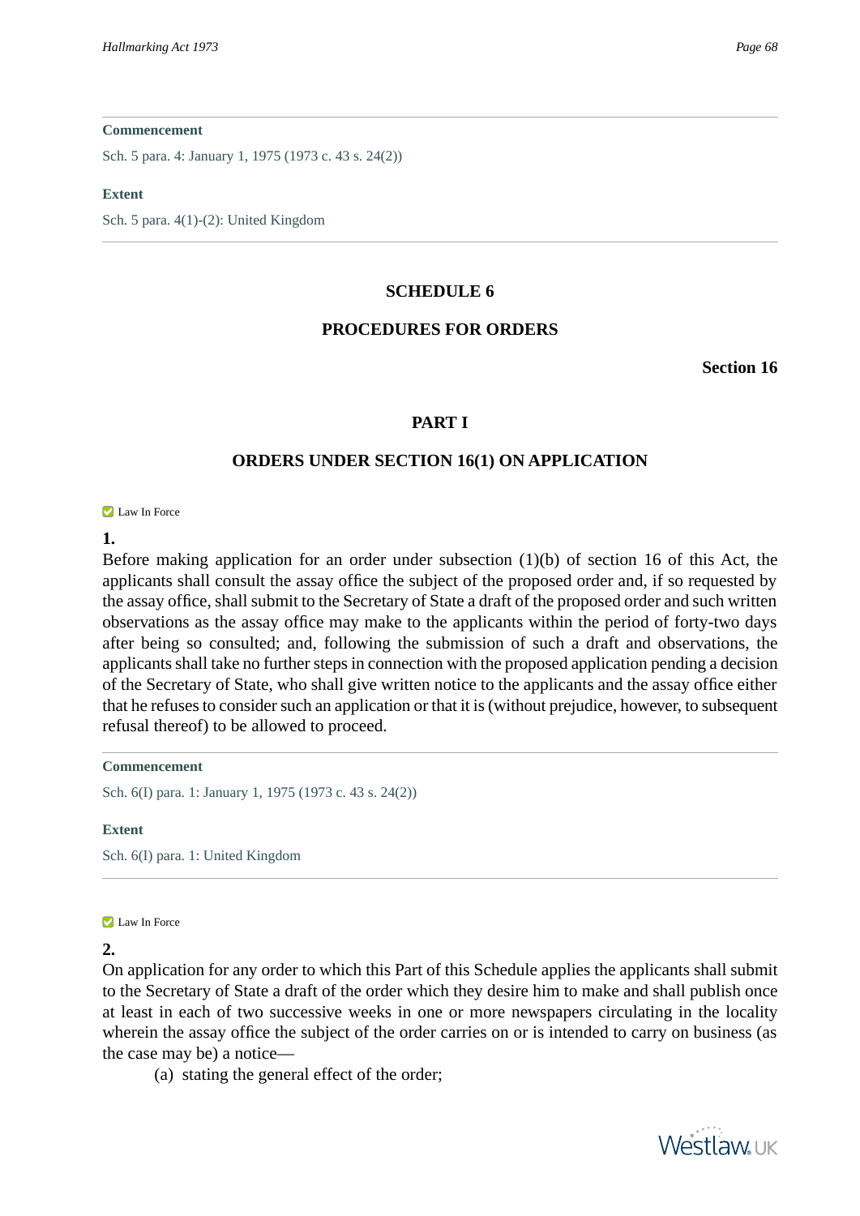**Commencement**

Sch. 5 para. 4: January 1, 1975 (1973 c. 43 s. 24(2))

**Extent**

Sch. 5 para. 4(1)-(2): United Kingdom

---

## SCHEDULE 6

## PROCEDURES FOR ORDERS

**Section 16**

## PART I

## ORDERS UNDER SECTION 16(1) ON APPLICATION

Law In Force

**1.**

Before making application for an order under subsection (1)(b) of section 16 of this Act, the applicants shall consult the assay office the subject of the proposed order and, if so requested by the assay office, shall submit to the Secretary of State a draft of the proposed order and such written observations as the assay office may make to the applicants within the period of forty-two days after being so consulted; and, following the submission of such a draft and observations, the applicants shall take no further steps in connection with the proposed application pending a decision of the Secretary of State, who shall give written notice to the applicants and the assay office either that he refuses to consider such an application or that it is (without prejudice, however, to subsequent refusal thereof) to be allowed to proceed.

**Commencement**

Sch. 6(I) para. 1: January 1, 1975 (1973 c. 43 s. 24(2))

**Extent**

Sch. 6(I) para. 1: United Kingdom

---

Law In Force

**2.**

On application for any order to which this Part of this Schedule applies the applicants shall submit to the Secretary of State a draft of the order which they desire him to make and shall publish once at least in each of two successive weeks in one or more newspapers circulating in the locality wherein the assay office the subject of the order carries on or is intended to carry on business (as the case may be) a notice—

(a) stating the general effect of the order;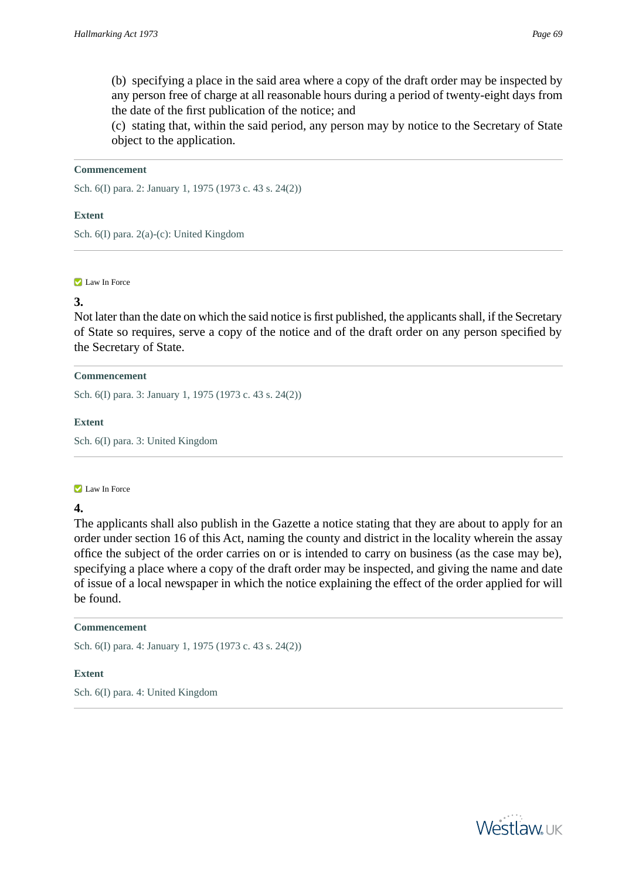(b) specifying a place in the said area where a copy of the draft order may be inspected by any person free of charge at all reasonable hours during a period of twenty-eight days from the date of the first publication of the notice; and

(c) stating that, within the said period, any person may by notice to the Secretary of State object to the application.

**Commencement**

Sch. 6(I) para. 2: January 1, 1975 (1973 c. 43 s. 24(2))

**Extent**

Sch. 6(I) para. 2(a)-(c): United Kingdom

Law In Force

**3.**

Not later than the date on which the said notice is first published, the applicants shall, if the Secretary of State so requires, serve a copy of the notice and of the draft order on any person specified by the Secretary of State.

**Commencement**

Sch. 6(I) para. 3: January 1, 1975 (1973 c. 43 s. 24(2))

**Extent**

Sch. 6(I) para. 3: United Kingdom

Law In Force

**4.**

The applicants shall also publish in the Gazette a notice stating that they are about to apply for an order under section 16 of this Act, naming the county and district in the locality wherein the assay office the subject of the order carries on or is intended to carry on business (as the case may be), specifying a place where a copy of the draft order may be inspected, and giving the name and date of issue of a local newspaper in which the notice explaining the effect of the order applied for will be found.

**Commencement**

Sch. 6(I) para. 4: January 1, 1975 (1973 c. 43 s. 24(2))

**Extent**

Sch. 6(I) para. 4: United Kingdom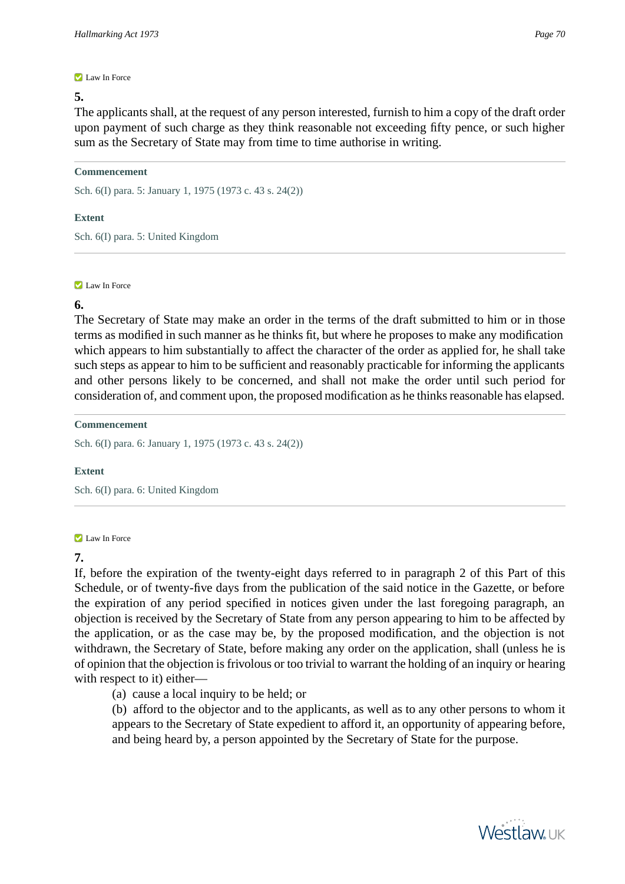Law In Force

**5.**

The applicants shall, at the request of any person interested, furnish to him a copy of the draft order upon payment of such charge as they think reasonable not exceeding fifty pence, or such higher sum as the Secretary of State may from time to time authorise in writing.

**Commencement**

Sch. 6(I) para. 5: January 1, 1975 (1973 c. 43 s. 24(2))

**Extent**

Sch. 6(I) para. 5: United Kingdom

Law In Force

**6.**

The Secretary of State may make an order in the terms of the draft submitted to him or in those terms as modified in such manner as he thinks fit, but where he proposes to make any modification which appears to him substantially to affect the character of the order as applied for, he shall take such steps as appear to him to be sufficient and reasonably practicable for informing the applicants and other persons likely to be concerned, and shall not make the order until such period for consideration of, and comment upon, the proposed modification as he thinks reasonable has elapsed.

**Commencement**

Sch. 6(I) para. 6: January 1, 1975 (1973 c. 43 s. 24(2))

**Extent**

Sch. 6(I) para. 6: United Kingdom

Law In Force

**7.**

If, before the expiration of the twenty-eight days referred to in paragraph 2 of this Part of this Schedule, or of twenty-five days from the publication of the said notice in the Gazette, or before the expiration of any period specified in notices given under the last foregoing paragraph, an objection is received by the Secretary of State from any person appearing to him to be affected by the application, or as the case may be, by the proposed modification, and the objection is not withdrawn, the Secretary of State, before making any order on the application, shall (unless he is of opinion that the objection is frivolous or too trivial to warrant the holding of an inquiry or hearing with respect to it) either—

(a) cause a local inquiry to be held; or

(b) afford to the objector and to the applicants, as well as to any other persons to whom it appears to the Secretary of State expedient to afford it, an opportunity of appearing before, and being heard by, a person appointed by the Secretary of State for the purpose.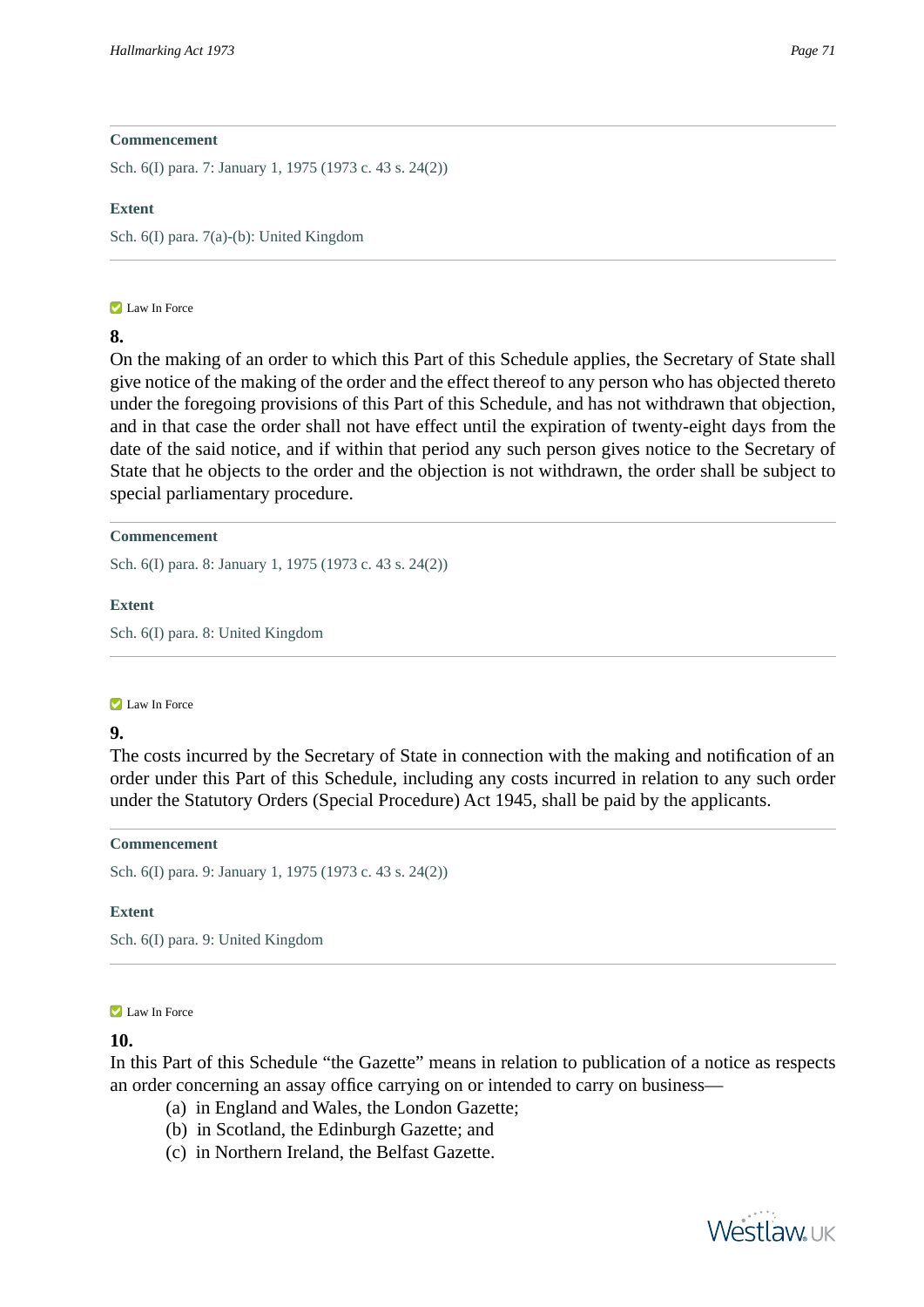**Commencement**

Sch. 6(I) para. 7: January 1, 1975 (1973 c. 43 s. 24(2))

**Extent**

Sch. 6(I) para. 7(a)-(b): United Kingdom

Law In Force

**8.**

On the making of an order to which this Part of this Schedule applies, the Secretary of State shall give notice of the making of the order and the effect thereof to any person who has objected thereto under the foregoing provisions of this Part of this Schedule, and has not withdrawn that objection, and in that case the order shall not have effect until the expiration of twenty-eight days from the date of the said notice, and if within that period any such person gives notice to the Secretary of State that he objects to the order and the objection is not withdrawn, the order shall be subject to special parliamentary procedure.

**Commencement**

Sch. 6(I) para. 8: January 1, 1975 (1973 c. 43 s. 24(2))

**Extent**

Sch. 6(I) para. 8: United Kingdom

Law In Force

**9.**

The costs incurred by the Secretary of State in connection with the making and notification of an order under this Part of this Schedule, including any costs incurred in relation to any such order under the Statutory Orders (Special Procedure) Act 1945, shall be paid by the applicants.

**Commencement**

Sch. 6(I) para. 9: January 1, 1975 (1973 c. 43 s. 24(2))

**Extent**

Sch. 6(I) para. 9: United Kingdom

Law In Force

**10.**

In this Part of this Schedule "the Gazette" means in relation to publication of a notice as respects an order concerning an assay office carrying on or intended to carry on business—

(a) in England and Wales, the London Gazette;
(b) in Scotland, the Edinburgh Gazette; and
(c) in Northern Ireland, the Belfast Gazette.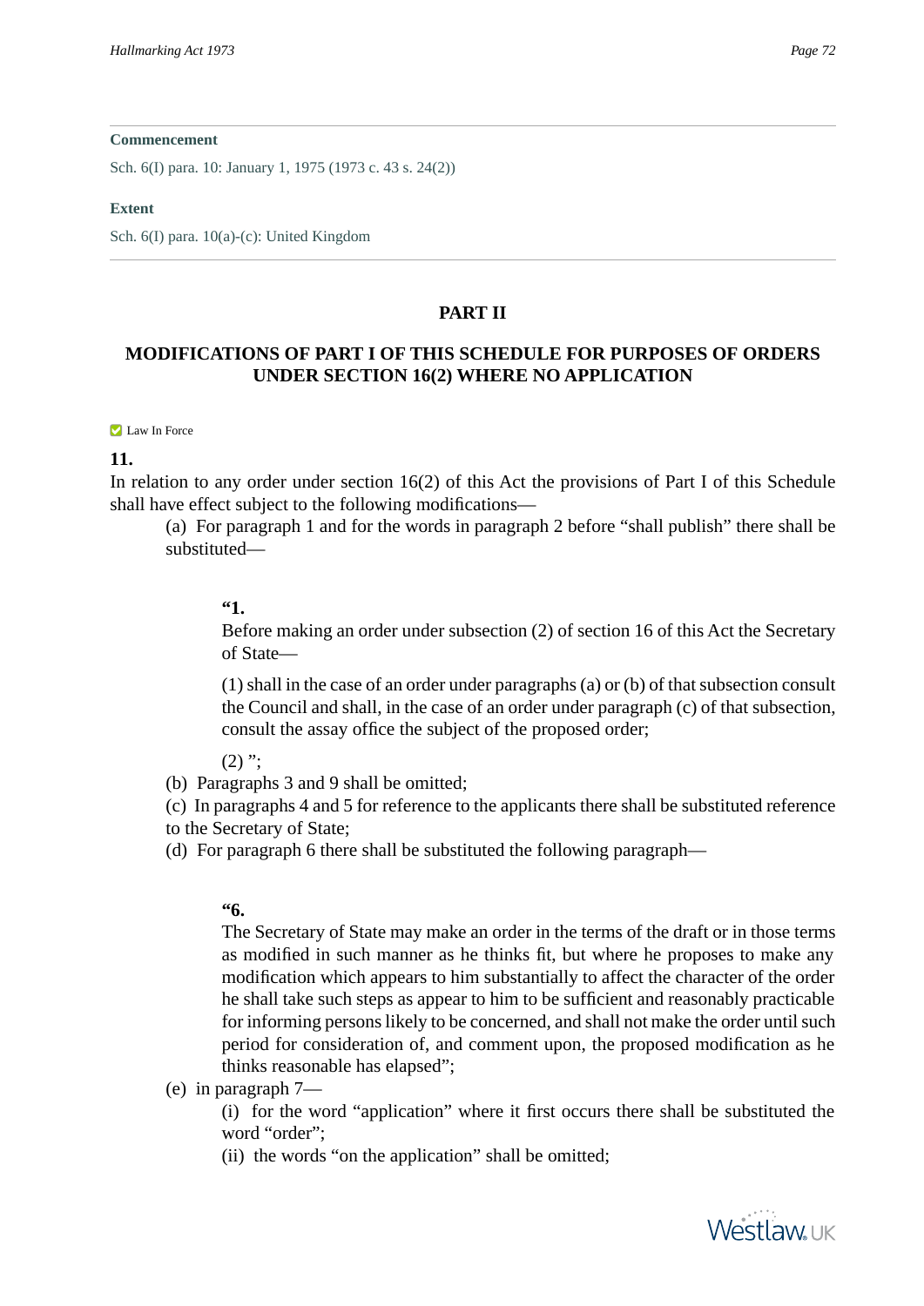**Commencement**

Sch. 6(I) para. 10: January 1, 1975 (1973 c. 43 s. 24(2))

**Extent**

Sch. 6(I) para. 10(a)-(c): United Kingdom

---

## PART II

## MODIFICATIONS OF PART I OF THIS SCHEDULE FOR PURPOSES OF ORDERS UNDER SECTION 16(2) WHERE NO APPLICATION

Law In Force

**11.**

In relation to any order under section 16(2) of this Act the provisions of Part I of this Schedule shall have effect subject to the following modifications—

(a) For paragraph 1 and for the words in paragraph 2 before "shall publish" there shall be substituted—

> **"1.**
>
> Before making an order under subsection (2) of section 16 of this Act the Secretary of State—
>
> (1) shall in the case of an order under paragraphs (a) or (b) of that subsection consult the Council and shall, in the case of an order under paragraph (c) of that subsection, consult the assay office the subject of the proposed order;
>
> (2) ";

(b) Paragraphs 3 and 9 shall be omitted;

(c) In paragraphs 4 and 5 for reference to the applicants there shall be substituted reference to the Secretary of State;

(d) For paragraph 6 there shall be substituted the following paragraph—

> **"6.**
>
> The Secretary of State may make an order in the terms of the draft or in those terms as modified in such manner as he thinks fit, but where he proposes to make any modification which appears to him substantially to affect the character of the order he shall take such steps as appear to him to be sufficient and reasonably practicable for informing persons likely to be concerned, and shall not make the order until such period for consideration of, and comment upon, the proposed modification as he thinks reasonable has elapsed";

(e) in paragraph 7—

(i) for the word "application" where it first occurs there shall be substituted the word "order";

(ii) the words "on the application" shall be omitted;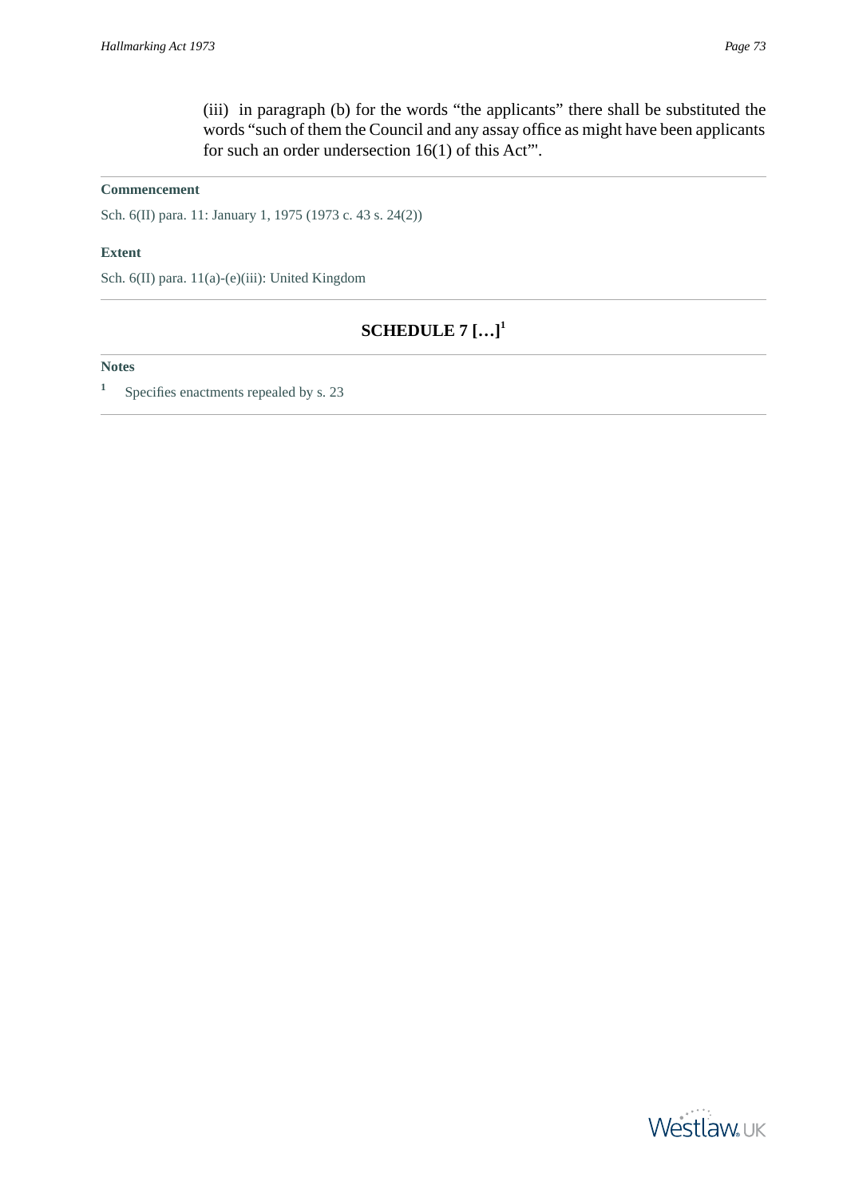(iii) in paragraph (b) for the words “the applicants” there shall be substituted the words “such of them the Council and any assay office as might have been applicants for such an order undersection 16(1) of this Act”'.

**Commencement**

Sch. 6(II) para. 11: January 1, 1975 (1973 c. 43 s. 24(2))

**Extent**

Sch. 6(II) para. 11(a)-(e)(iii): United Kingdom

## SCHEDULE 7 […][1]

**Notes**

[1] Specifies enactments repealed by s. 23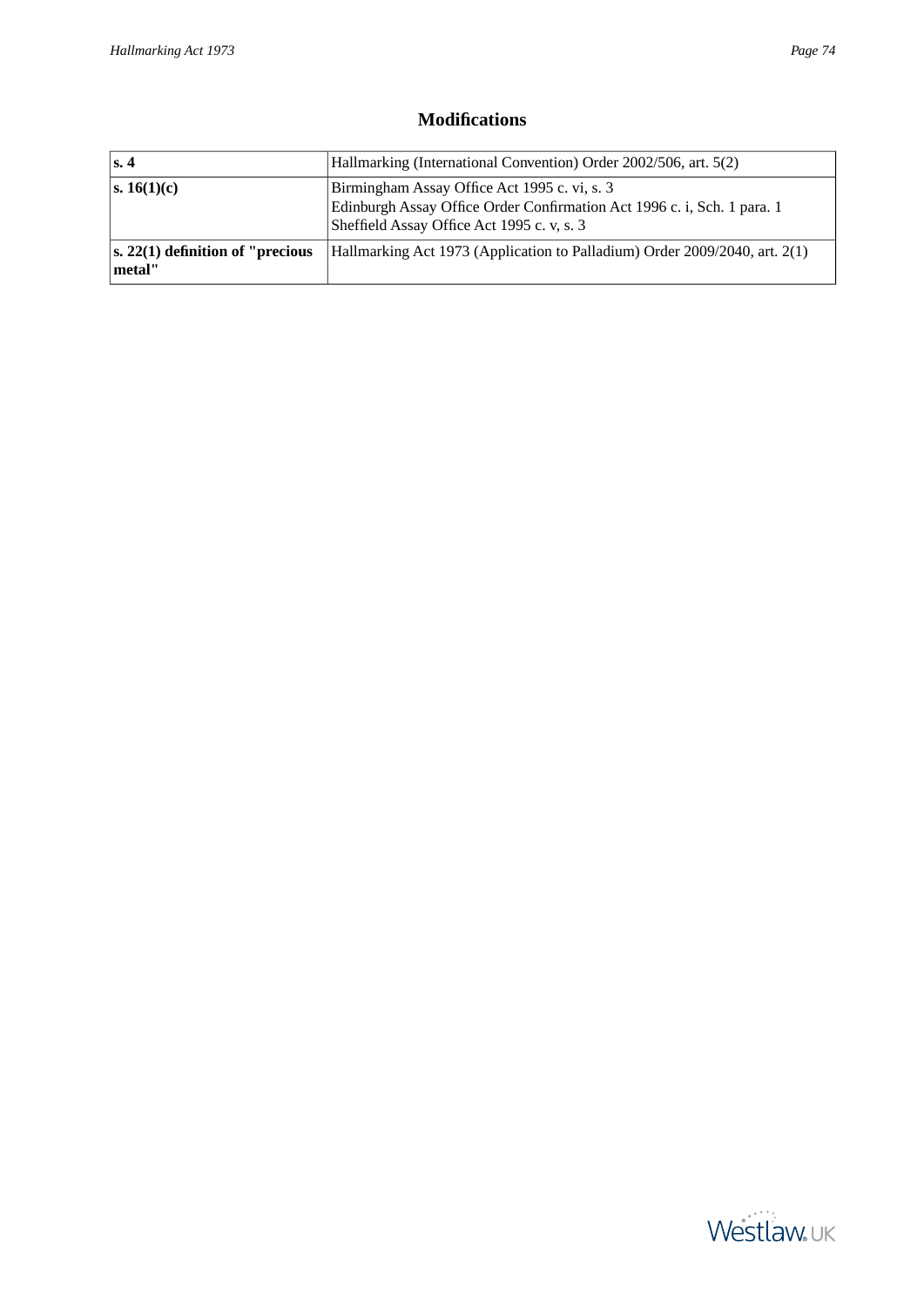## Modifications

| | |
|---|---|
| **s. 4** | Hallmarking (International Convention) Order 2002/506, art. 5(2) |
| **s. 16(1)(c)** | Birmingham Assay Office Act 1995 c. vi, s. 3<br>Edinburgh Assay Office Order Confirmation Act 1996 c. i, Sch. 1 para. 1<br>Sheffield Assay Office Act 1995 c. v, s. 3 |
| **s. 22(1) definition of "precious metal"** | Hallmarking Act 1973 (Application to Palladium) Order 2009/2040, art. 2(1) |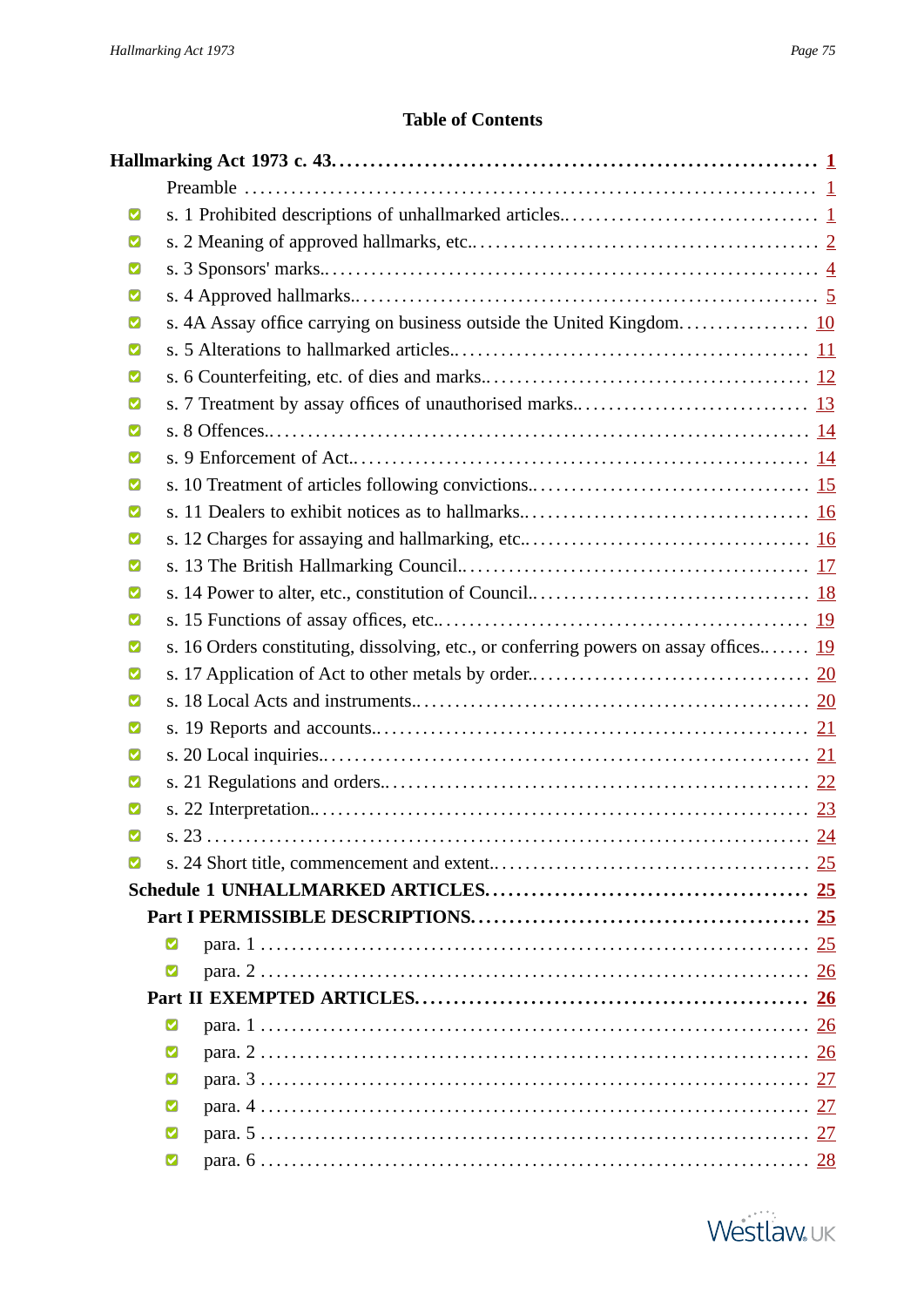## Table of Contents

**Hallmarking Act 1973 c. 43.** .......... **1**

- Preamble .......... 1
- s. 1 Prohibited descriptions of unhallmarked articles.. .......... 1
- s. 2 Meaning of approved hallmarks, etc.. .......... 2
- s. 3 Sponsors' marks.. .......... 4
- s. 4 Approved hallmarks.. .......... 5
- s. 4A Assay office carrying on business outside the United Kingdom. .......... 10
- s. 5 Alterations to hallmarked articles.. .......... 11
- s. 6 Counterfeiting, etc. of dies and marks.. .......... 12
- s. 7 Treatment by assay offices of unauthorised marks.. .......... 13
- s. 8 Offences.. .......... 14
- s. 9 Enforcement of Act.. .......... 14
- s. 10 Treatment of articles following convictions.. .......... 15
- s. 11 Dealers to exhibit notices as to hallmarks.. .......... 16
- s. 12 Charges for assaying and hallmarking, etc.. .......... 16
- s. 13 The British Hallmarking Council.. .......... 17
- s. 14 Power to alter, etc., constitution of Council.. .......... 18
- s. 15 Functions of assay offices, etc.. .......... 19
- s. 16 Orders constituting, dissolving, etc., or conferring powers on assay offices.. .......... 19
- s. 17 Application of Act to other metals by order.. .......... 20
- s. 18 Local Acts and instruments.. .......... 20
- s. 19 Reports and accounts.. .......... 21
- s. 20 Local inquiries.. .......... 21
- s. 21 Regulations and orders.. .......... 22
- s. 22 Interpretation.. .......... 23
- s. 23 .......... 24
- s. 24 Short title, commencement and extent.. .......... 25

**Schedule 1 UNHALLMARKED ARTICLES.** .......... **25**

**Part I PERMISSIBLE DESCRIPTIONS.** .......... **25**

- para. 1 .......... 25
- para. 2 .......... 26

**Part II EXEMPTED ARTICLES.** .......... **26**

- para. 1 .......... 26
- para. 2 .......... 26
- para. 3 .......... 27
- para. 4 .......... 27
- para. 5 .......... 27
- para. 6 .......... 28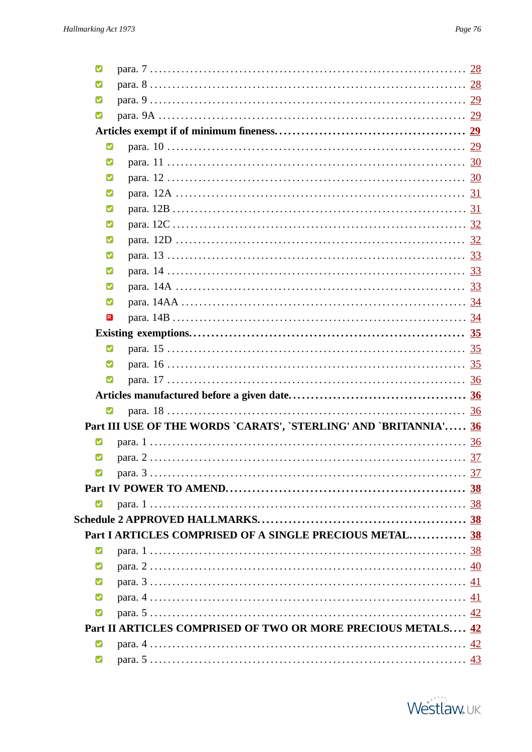- para. 7 ........ 28
- para. 8 ........ 28
- para. 9 ........ 29
- para. 9A ........ 29

**Articles exempt if of minimum fineness. ........ 29**

- para. 10 ........ 29
- para. 11 ........ 30
- para. 12 ........ 30
- para. 12A ........ 31
- para. 12B ........ 31
- para. 12C ........ 32
- para. 12D ........ 32
- para. 13 ........ 33
- para. 14 ........ 33
- para. 14A ........ 33
- para. 14AA ........ 34
- para. 14B ........ 34

**Existing exemptions. ........ 35**

- para. 15 ........ 35
- para. 16 ........ 35
- para. 17 ........ 36

**Articles manufactured before a given date. ........ 36**

- para. 18 ........ 36

**Part III USE OF THE WORDS `CARATS', `STERLING' AND `BRITANNIA'. ........ 36**

- para. 1 ........ 36
- para. 2 ........ 37
- para. 3 ........ 37

**Part IV POWER TO AMEND. ........ 38**

- para. 1 ........ 38

**Schedule 2 APPROVED HALLMARKS. ........ 38**

**Part I ARTICLES COMPRISED OF A SINGLE PRECIOUS METAL. ........ 38**

- para. 1 ........ 38
- para. 2 ........ 40
- para. 3 ........ 41
- para. 4 ........ 41
- para. 5 ........ 42

**Part II ARTICLES COMPRISED OF TWO OR MORE PRECIOUS METALS. ........ 42**

- para. 4 ........ 42
- para. 5 ........ 43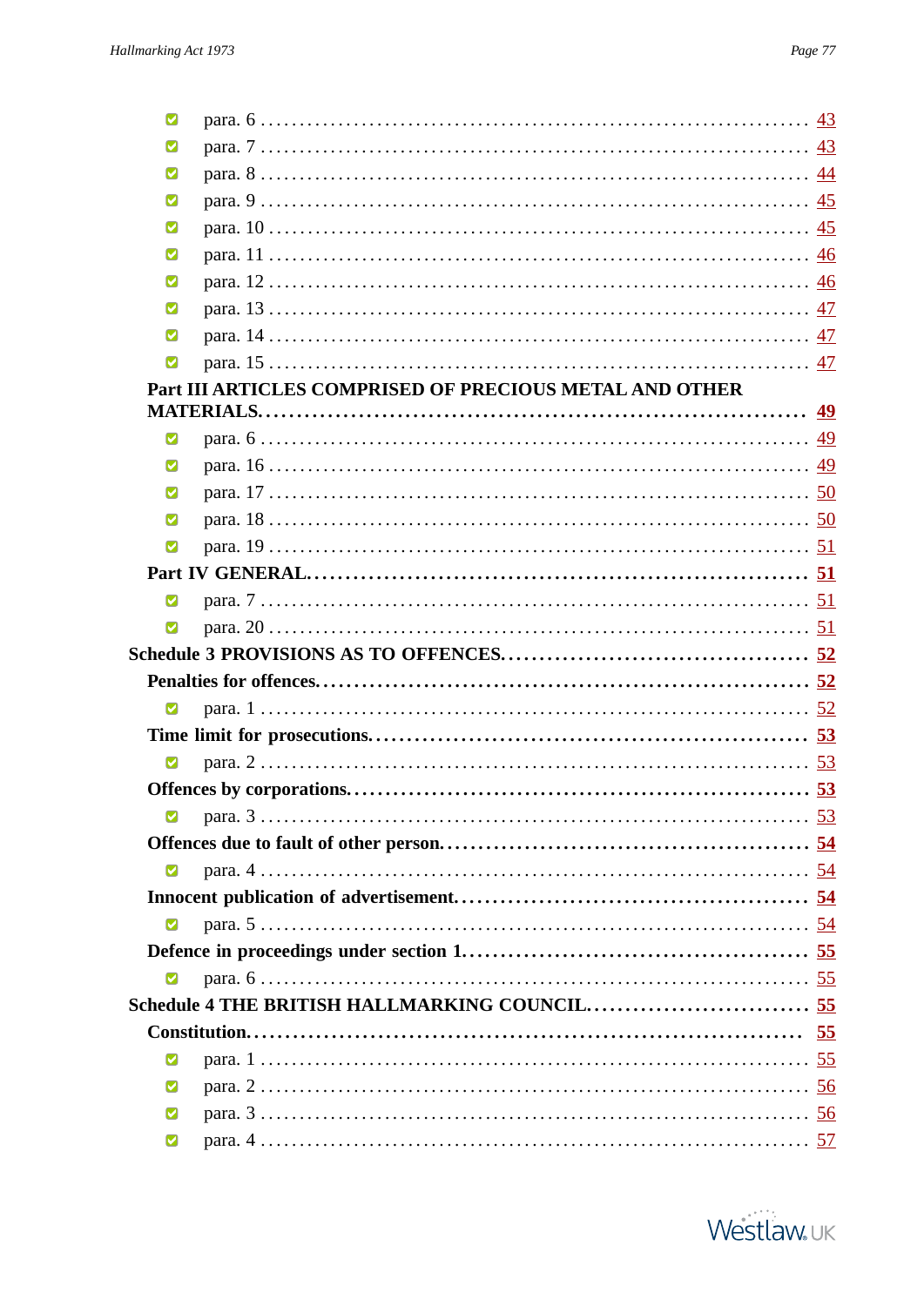- para. 6 ........ 43
- para. 7 ........ 43
- para. 8 ........ 44
- para. 9 ........ 45
- para. 10 ........ 45
- para. 11 ........ 46
- para. 12 ........ 46
- para. 13 ........ 47
- para. 14 ........ 47
- para. 15 ........ 47

**Part III ARTICLES COMPRISED OF PRECIOUS METAL AND OTHER MATERIALS. ........ 49**

- para. 6 ........ 49
- para. 16 ........ 49
- para. 17 ........ 50
- para. 18 ........ 50
- para. 19 ........ 51

**Part IV GENERAL. ........ 51**

- para. 7 ........ 51
- para. 20 ........ 51

**Schedule 3 PROVISIONS AS TO OFFENCES. ........ 52**

**Penalties for offences. ........ 52**

- para. 1 ........ 52

**Time limit for prosecutions. ........ 53**

- para. 2 ........ 53

**Offences by corporations. ........ 53**

- para. 3 ........ 53

**Offences due to fault of other person. ........ 54**

- para. 4 ........ 54

**Innocent publication of advertisement. ........ 54**

- para. 5 ........ 54

**Defence in proceedings under section 1. ........ 55**

- para. 6 ........ 55

**Schedule 4 THE BRITISH HALLMARKING COUNCIL. ........ 55**

**Constitution. ........ 55**

- para. 1 ........ 55
- para. 2 ........ 56
- para. 3 ........ 56
- para. 4 ........ 57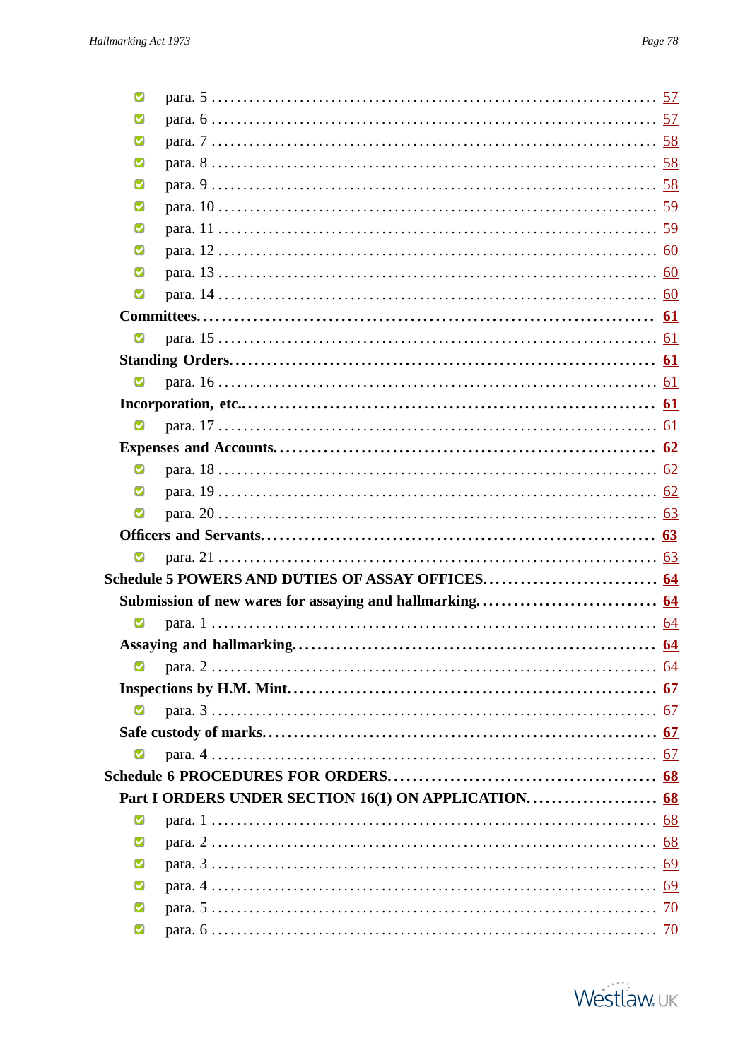- para. 5 .......... 57
- para. 6 .......... 57
- para. 7 .......... 58
- para. 8 .......... 58
- para. 9 .......... 58
- para. 10 .......... 59
- para. 11 .......... 59
- para. 12 .......... 60
- para. 13 .......... 60
- para. 14 .......... 60

**Committees.** .......... **61**

- para. 15 .......... 61

**Standing Orders.** .......... **61**

- para. 16 .......... 61

**Incorporation, etc..** .......... **61**

- para. 17 .......... 61

**Expenses and Accounts.** .......... **62**

- para. 18 .......... 62
- para. 19 .......... 62
- para. 20 .......... 63

**Officers and Servants.** .......... **63**

- para. 21 .......... 63

**Schedule 5 POWERS AND DUTIES OF ASSAY OFFICES.** .......... **64**

**Submission of new wares for assaying and hallmarking.** .......... **64**

- para. 1 .......... 64

**Assaying and hallmarking.** .......... **64**

- para. 2 .......... 64

**Inspections by H.M. Mint.** .......... **67**

- para. 3 .......... 67

**Safe custody of marks.** .......... **67**

- para. 4 .......... 67

**Schedule 6 PROCEDURES FOR ORDERS.** .......... **68**

**Part I ORDERS UNDER SECTION 16(1) ON APPLICATION.** .......... **68**

- para. 1 .......... 68
- para. 2 .......... 68
- para. 3 .......... 69
- para. 4 .......... 69
- para. 5 .......... 70
- para. 6 .......... 70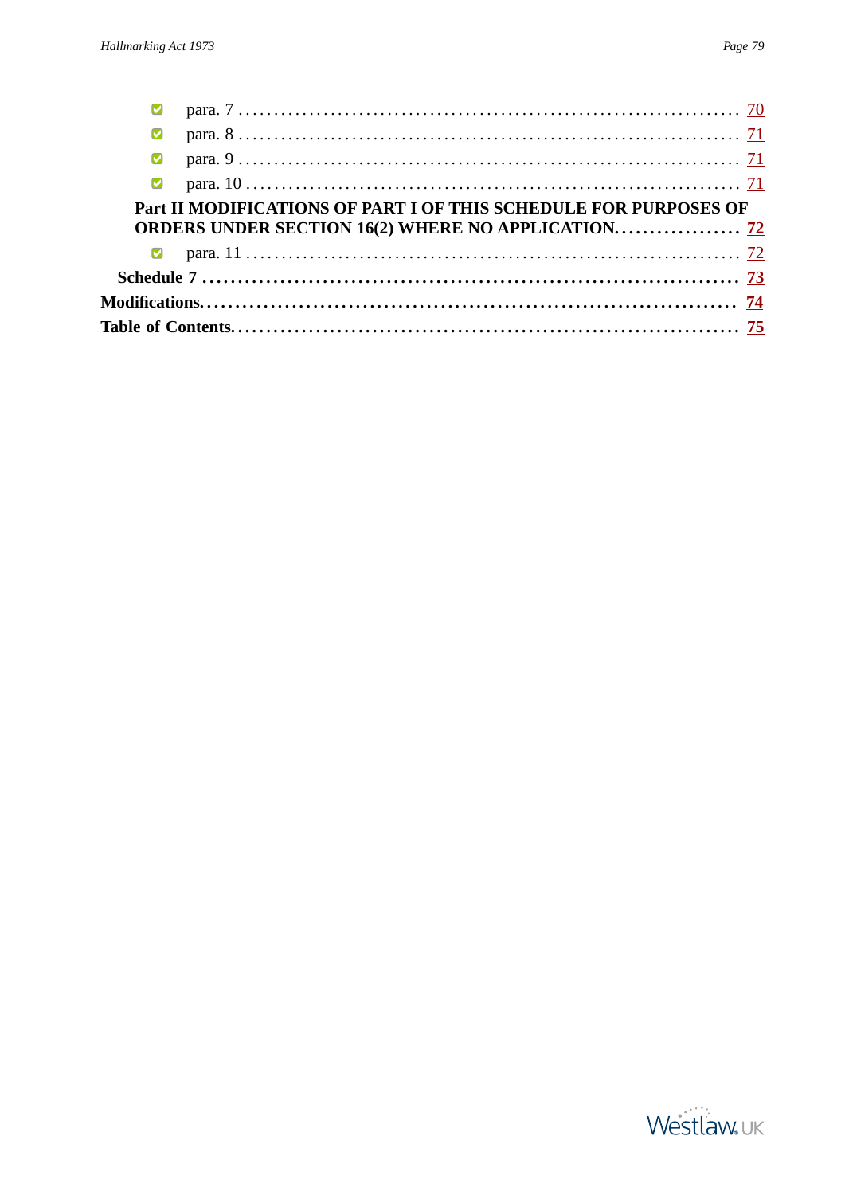- para. 7 .......................................................................... 70
- para. 8 .......................................................................... 71
- para. 9 .......................................................................... 71
- para. 10 ........................................................................ 71

**Part II MODIFICATIONS OF PART I OF THIS SCHEDULE FOR PURPOSES OF ORDERS UNDER SECTION 16(2) WHERE NO APPLICATION.................. 72**

- para. 11 ........................................................................ 72

**Schedule 7 .......................................................................... 73**

**Modifications......................................................................... 74**

**Table of Contents.................................................................... 75**